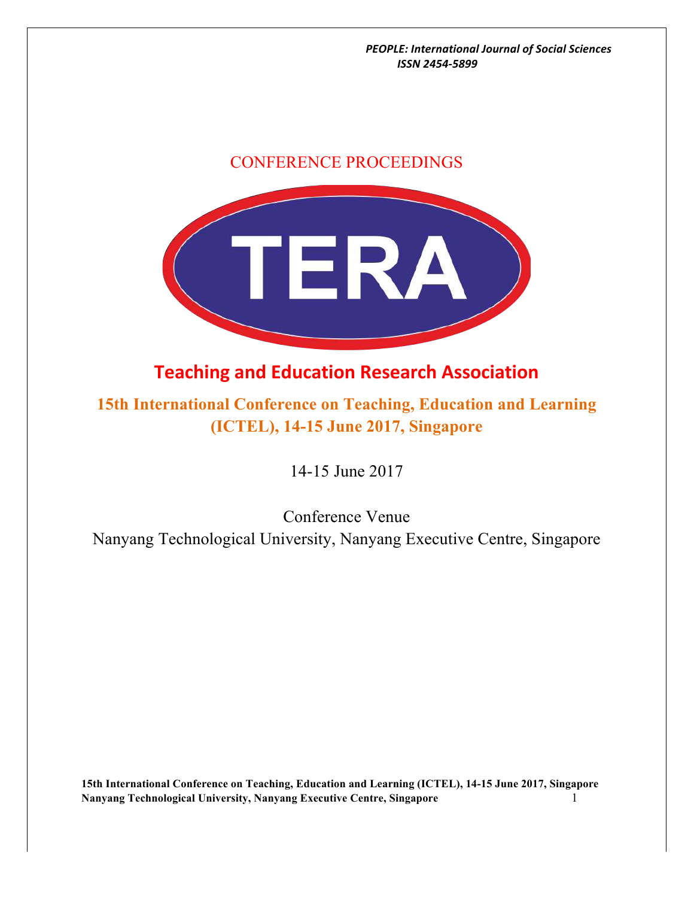CONFERENCE PROCEEDINGS

TERA

# Teaching and Education Research Association

## 15th International Conference on Teaching, Education and Learning (ICTEL), 14-15 June 2017, Singapore

14-15 June 2017

Conference Venue

Nanyang Technological University, Nanyang Executive Centre, Singapore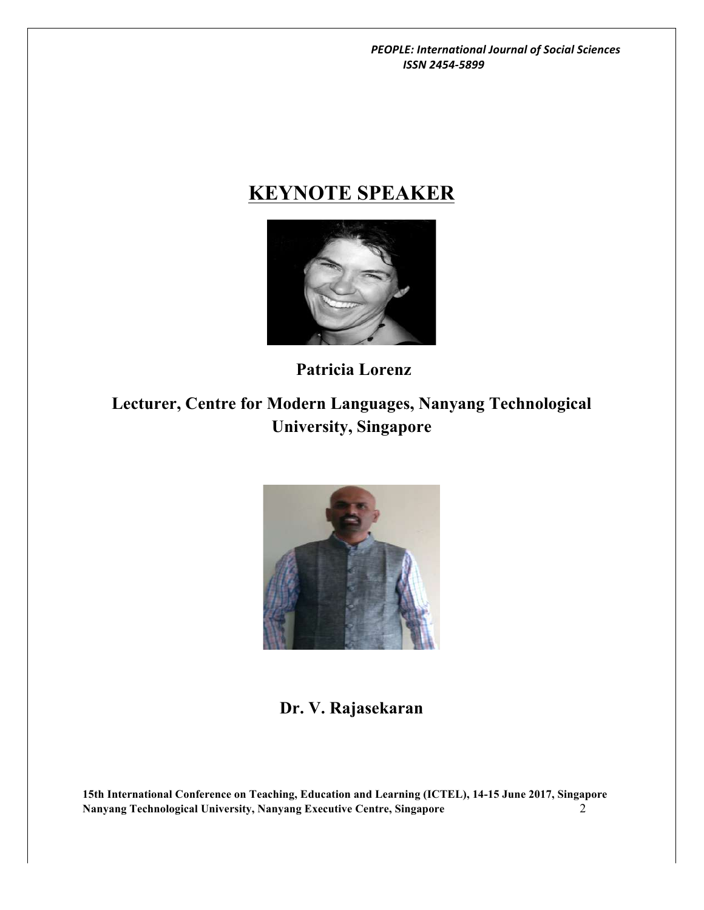# KEYNOTE SPEAKER

**Patricia Lorenz**

**Lecturer, Centre for Modern Languages, Nanyang Technological University, Singapore**

**Dr. V. Rajasekaran**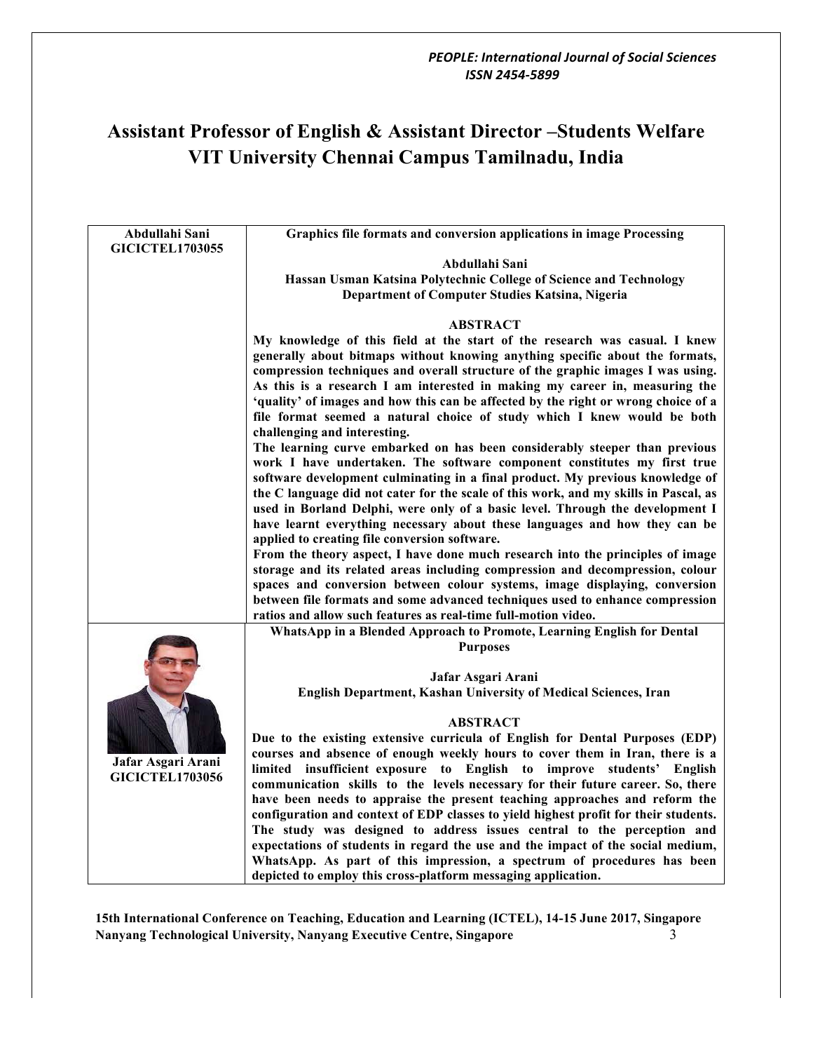# Assistant Professor of English & Assistant Director –Students Welfare VIT University Chennai Campus Tamilnadu, India

| | |
|---|---|
| **Abdullahi Sani GICICTEL1703055** | **Graphics file formats and conversion applications in image Processing**<br><br>**Abdullahi Sani**<br>**Hassan Usman Katsina Polytechnic College of Science and Technology**<br>**Department of Computer Studies Katsina, Nigeria**<br><br>**ABSTRACT**<br>**My knowledge of this field at the start of the research was casual. I knew generally about bitmaps without knowing anything specific about the formats, compression techniques and overall structure of the graphic images I was using. As this is a research I am interested in making my career in, measuring the 'quality' of images and how this can be affected by the right or wrong choice of a file format seemed a natural choice of study which I knew would be both challenging and interesting.**<br>**The learning curve embarked on has been considerably steeper than previous work I have undertaken. The software component constitutes my first true software development culminating in a final product. My previous knowledge of the C language did not cater for the scale of this work, and my skills in Pascal, as used in Borland Delphi, were only of a basic level. Through the development I have learnt everything necessary about these languages and how they can be applied to creating file conversion software.**<br>**From the theory aspect, I have done much research into the principles of image storage and its related areas including compression and decompression, colour spaces and conversion between colour systems, image displaying, conversion between file formats and some advanced techniques used to enhance compression ratios and allow such features as real-time full-motion video.** |
| **Jafar Asgari Arani GICICTEL1703056** | **WhatsApp in a Blended Approach to Promote, Learning English for Dental Purposes**<br><br>**Jafar Asgari Arani**<br>**English Department, Kashan University of Medical Sciences, Iran**<br><br>**ABSTRACT**<br>**Due to the existing extensive curricula of English for Dental Purposes (EDP) courses and absence of enough weekly hours to cover them in Iran, there is a limited insufficient exposure to English to improve students' English communication skills to the levels necessary for their future career. So, there have been needs to appraise the present teaching approaches and reform the configuration and context of EDP classes to yield highest profit for their students. The study was designed to address issues central to the perception and expectations of students in regard the use and the impact of the social medium, WhatsApp. As part of this impression, a spectrum of procedures has been depicted to employ this cross-platform messaging application.** |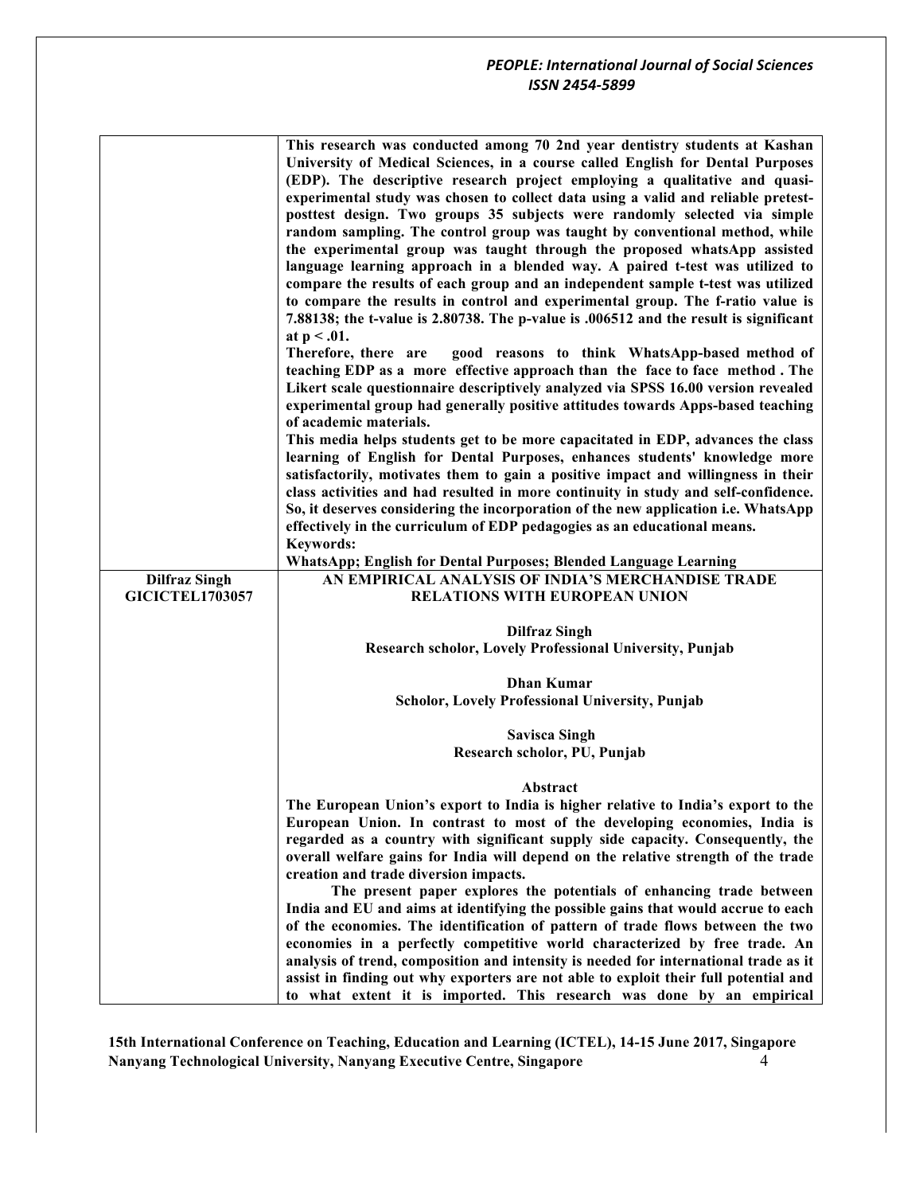| | |
|---|---|
| | **This research was conducted among 70 2nd year dentistry students at Kashan University of Medical Sciences, in a course called English for Dental Purposes (EDP). The descriptive research project employing a qualitative and quasi-experimental study was chosen to collect data using a valid and reliable pretest-posttest design. Two groups 35 subjects were randomly selected via simple random sampling. The control group was taught by conventional method, while the experimental group was taught through the proposed whatsApp assisted language learning approach in a blended way. A paired t-test was utilized to compare the results of each group and an independent sample t-test was utilized to compare the results in control and experimental group. The f-ratio value is 7.88138; the t-value is 2.80738. The p-value is .006512 and the result is significant at $p < .01$.**<br>**Therefore, there are good reasons to think WhatsApp-based method of teaching EDP as a more effective approach than the face to face method . The Likert scale questionnaire descriptively analyzed via SPSS 16.00 version revealed experimental group had generally positive attitudes towards Apps-based teaching of academic materials.**<br>**This media helps students get to be more capacitated in EDP, advances the class learning of English for Dental Purposes, enhances students' knowledge more satisfactorily, motivates them to gain a positive impact and willingness in their class activities and had resulted in more continuity in study and self-confidence. So, it deserves considering the incorporation of the new application i.e. WhatsApp effectively in the curriculum of EDP pedagogies as an educational means.**<br>**Keywords:**<br>**WhatsApp; English for Dental Purposes; Blended Language Learning** |
| **Dilfraz Singh**<br>**GICICTEL1703057** | **AN EMPIRICAL ANALYSIS OF INDIA'S MERCHANDISE TRADE RELATIONS WITH EUROPEAN UNION**<br><br>**Dilfraz Singh**<br>**Research scholor, Lovely Professional University, Punjab**<br><br>**Dhan Kumar**<br>**Scholor, Lovely Professional University, Punjab**<br><br>**Savisca Singh**<br>**Research scholor, PU, Punjab**<br><br>**Abstract**<br>**The European Union's export to India is higher relative to India's export to the European Union. In contrast to most of the developing economies, India is regarded as a country with significant supply side capacity. Consequently, the overall welfare gains for India will depend on the relative strength of the trade creation and trade diversion impacts.**<br>**The present paper explores the potentials of enhancing trade between India and EU and aims at identifying the possible gains that would accrue to each of the economies. The identification of pattern of trade flows between the two economies in a perfectly competitive world characterized by free trade. An analysis of trend, composition and intensity is needed for international trade as it assist in finding out why exporters are not able to exploit their full potential and to what extent it is imported. This research was done by an empirical** |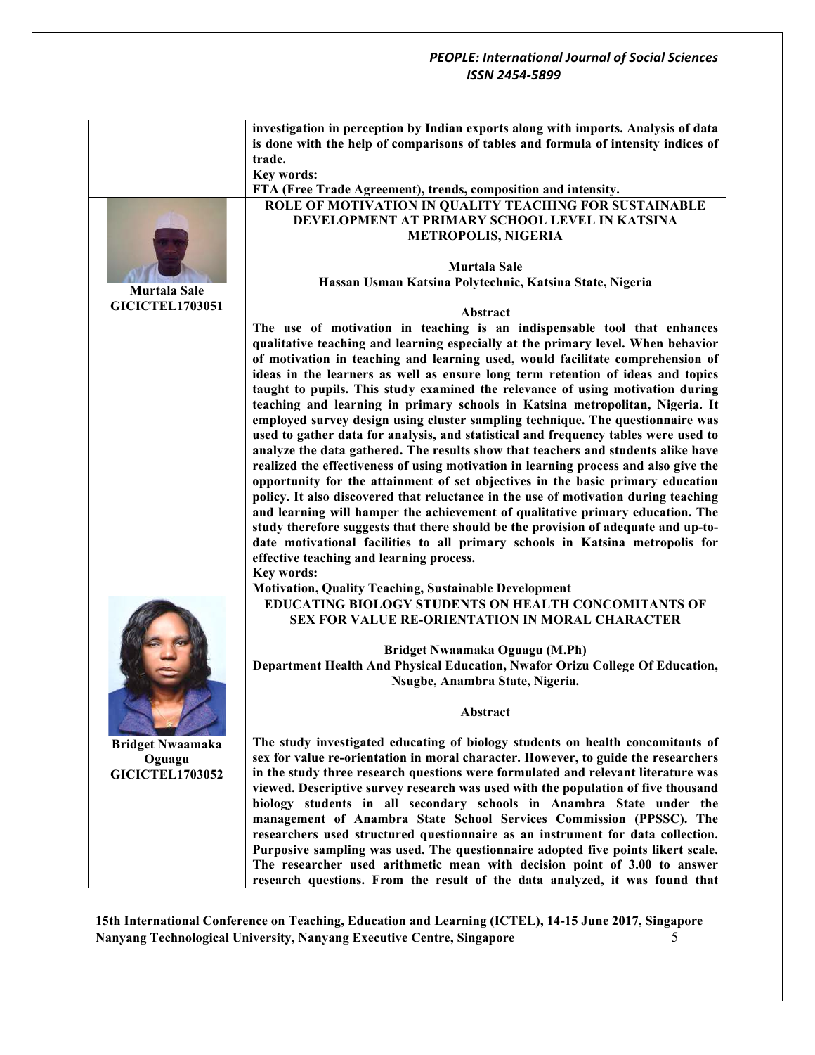**investigation in perception by Indian exports along with imports. Analysis of data is done with the help of comparisons of tables and formula of intensity indices of trade.**

**Key words:**

**FTA (Free Trade Agreement), trends, composition and intensity.**

---

**Murtala Sale**
**GICICTEL1703051**

### ROLE OF MOTIVATION IN QUALITY TEACHING FOR SUSTAINABLE DEVELOPMENT AT PRIMARY SCHOOL LEVEL IN KATSINA METROPOLIS, NIGERIA

**Murtala Sale**
**Hassan Usman Katsina Polytechnic, Katsina State, Nigeria**

**Abstract**

**The use of motivation in teaching is an indispensable tool that enhances qualitative teaching and learning especially at the primary level. When behavior of motivation in teaching and learning used, would facilitate comprehension of ideas in the learners as well as ensure long term retention of ideas and topics taught to pupils. This study examined the relevance of using motivation during teaching and learning in primary schools in Katsina metropolitan, Nigeria. It employed survey design using cluster sampling technique. The questionnaire was used to gather data for analysis, and statistical and frequency tables were used to analyze the data gathered. The results show that teachers and students alike have realized the effectiveness of using motivation in learning process and also give the opportunity for the attainment of set objectives in the basic primary education policy. It also discovered that reluctance in the use of motivation during teaching and learning will hamper the achievement of qualitative primary education. The study therefore suggests that there should be the provision of adequate and up-to-date motivational facilities to all primary schools in Katsina metropolis for effective teaching and learning process.**

**Key words:**

**Motivation, Quality Teaching, Sustainable Development**

---

**Bridget Nwaamaka Oguagu**
**GICICTEL1703052**

### EDUCATING BIOLOGY STUDENTS ON HEALTH CONCOMITANTS OF SEX FOR VALUE RE-ORIENTATION IN MORAL CHARACTER

**Bridget Nwaamaka Oguagu (M.Ph)**
**Department Health And Physical Education, Nwafor Orizu College Of Education, Nsugbe, Anambra State, Nigeria.**

**Abstract**

**The study investigated educating of biology students on health concomitants of sex for value re-orientation in moral character. However, to guide the researchers in the study three research questions were formulated and relevant literature was viewed. Descriptive survey research was used with the population of five thousand biology students in all secondary schools in Anambra State under the management of Anambra State School Services Commission (PPSSC). The researchers used structured questionnaire as an instrument for data collection. Purposive sampling was used. The questionnaire adopted five points likert scale. The researcher used arithmetic mean with decision point of 3.00 to answer research questions. From the result of the data analyzed, it was found that**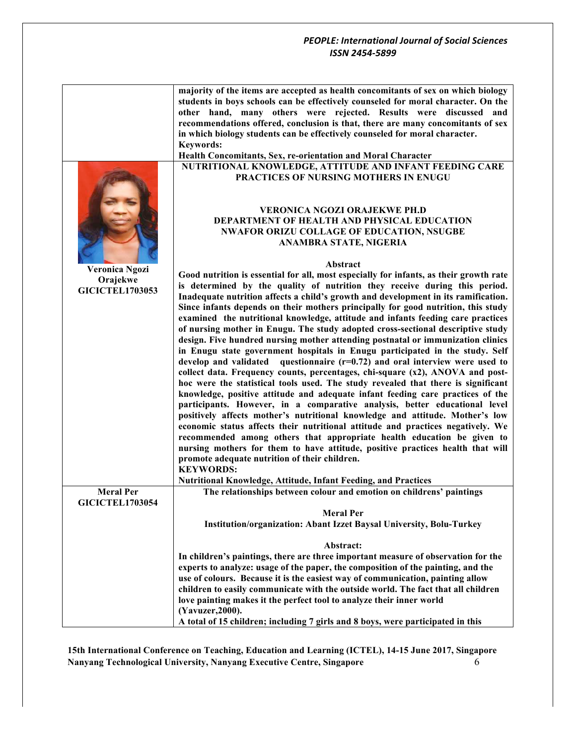majority of the items are accepted as health concomitants of sex on which biology students in boys schools can be effectively counseled for moral character. On the other hand, many others were rejected. Results were discussed and recommendations offered, conclusion is that, there are many concomitants of sex in which biology students can be effectively counseled for moral character.

**Keywords:**

Health Concomitants, Sex, re-orientation and Moral Character

---

**Veronica Ngozi Orajekwe**
**GICICTEL1703053**

## NUTRITIONAL KNOWLEDGE, ATTITUDE AND INFANT FEEDING CARE PRACTICES OF NURSING MOTHERS IN ENUGU

**VERONICA NGOZI ORAJEKWE PH.D**
**DEPARTMENT OF HEALTH AND PHYSICAL EDUCATION**
**NWAFOR ORIZU COLLAGE OF EDUCATION, NSUGBE**
**ANAMBRA STATE, NIGERIA**

### Abstract

Good nutrition is essential for all, most especially for infants, as their growth rate is determined by the quality of nutrition they receive during this period. Inadequate nutrition affects a child's growth and development in its ramification. Since infants depends on their mothers principally for good nutrition, this study examined the nutritional knowledge, attitude and infants feeding care practices of nursing mother in Enugu. The study adopted cross-sectional descriptive study design. Five hundred nursing mother attending postnatal or immunization clinics in Enugu state government hospitals in Enugu participated in the study. Self develop and validated questionnaire (r=0.72) and oral interview were used to collect data. Frequency counts, percentages, chi-square (x2), ANOVA and post-hoc were the statistical tools used. The study revealed that there is significant knowledge, positive attitude and adequate infant feeding care practices of the participants. However, in a comparative analysis, better educational level positively affects mother's nutritional knowledge and attitude. Mother's low economic status affects their nutritional attitude and practices negatively. We recommended among others that appropriate health education be given to nursing mothers for them to have attitude, positive practices health that will promote adequate nutrition of their children.

**KEYWORDS:**

Nutritional Knowledge, Attitude, Infant Feeding, and Practices

---

**Meral Per**
**GICICTEL1703054**

## The relationships between colour and emotion on childrens' paintings

**Meral Per**
**Institution/organization: Abant Izzet Baysal University, Bolu-Turkey**

### Abstract:

In children's paintings, there are three important measure of observation for the experts to analyze: usage of the paper, the composition of the painting, and the use of colours. Because it is the easiest way of communication, painting allow children to easily communicate with the outside world. The fact that all children love painting makes it the perfect tool to analyze their inner world (Yavuzer,2000).

A total of 15 children; including 7 girls and 8 boys, were participated in this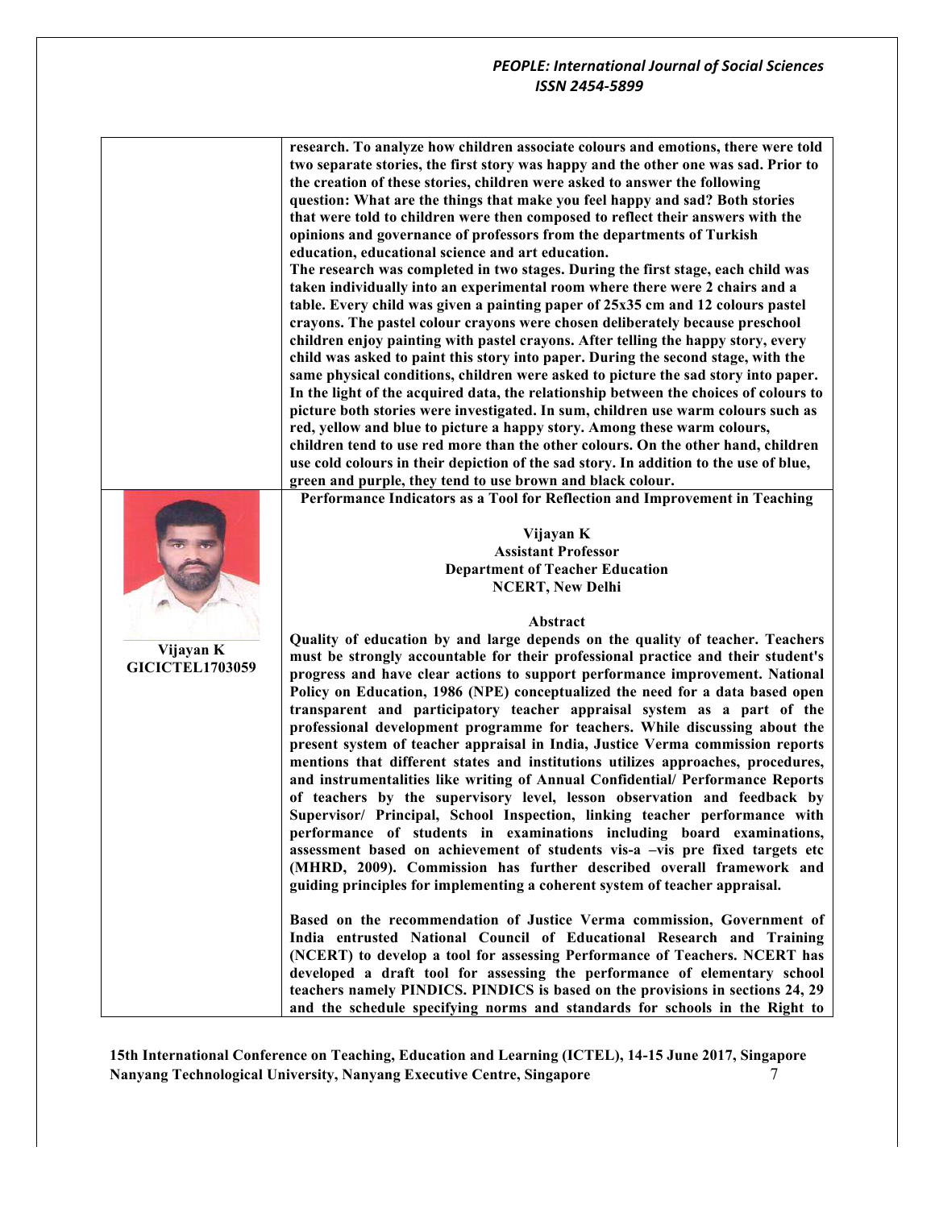**research. To analyze how children associate colours and emotions, there were told two separate stories, the first story was happy and the other one was sad. Prior to the creation of these stories, children were asked to answer the following question: What are the things that make you feel happy and sad? Both stories that were told to children were then composed to reflect their answers with the opinions and governance of professors from the departments of Turkish education, educational science and art education.**

**The research was completed in two stages. During the first stage, each child was taken individually into an experimental room where there were 2 chairs and a table. Every child was given a painting paper of 25x35 cm and 12 colours pastel crayons. The pastel colour crayons were chosen deliberately because preschool children enjoy painting with pastel crayons. After telling the happy story, every child was asked to paint this story into paper. During the second stage, with the same physical conditions, children were asked to picture the sad story into paper. In the light of the acquired data, the relationship between the choices of colours to picture both stories were investigated. In sum, children use warm colours such as red, yellow and blue to picture a happy story. Among these warm colours, children tend to use red more than the other colours. On the other hand, children use cold colours in their depiction of the sad story. In addition to the use of blue, green and purple, they tend to use brown and black colour.**

**Vijayan K**
**GICICTEL1703059**

## Performance Indicators as a Tool for Reflection and Improvement in Teaching

**Vijayan K**
**Assistant Professor**
**Department of Teacher Education**
**NCERT, New Delhi**

**Abstract**

**Quality of education by and large depends on the quality of teacher. Teachers must be strongly accountable for their professional practice and their student's progress and have clear actions to support performance improvement. National Policy on Education, 1986 (NPE) conceptualized the need for a data based open transparent and participatory teacher appraisal system as a part of the professional development programme for teachers. While discussing about the present system of teacher appraisal in India, Justice Verma commission reports mentions that different states and institutions utilizes approaches, procedures, and instrumentalities like writing of Annual Confidential/ Performance Reports of teachers by the supervisory level, lesson observation and feedback by Supervisor/ Principal, School Inspection, linking teacher performance with performance of students in examinations including board examinations, assessment based on achievement of students vis-a –vis pre fixed targets etc (MHRD, 2009). Commission has further described overall framework and guiding principles for implementing a coherent system of teacher appraisal.**

**Based on the recommendation of Justice Verma commission, Government of India entrusted National Council of Educational Research and Training (NCERT) to develop a tool for assessing Performance of Teachers. NCERT has developed a draft tool for assessing the performance of elementary school teachers namely PINDICS. PINDICS is based on the provisions in sections 24, 29 and the schedule specifying norms and standards for schools in the Right to**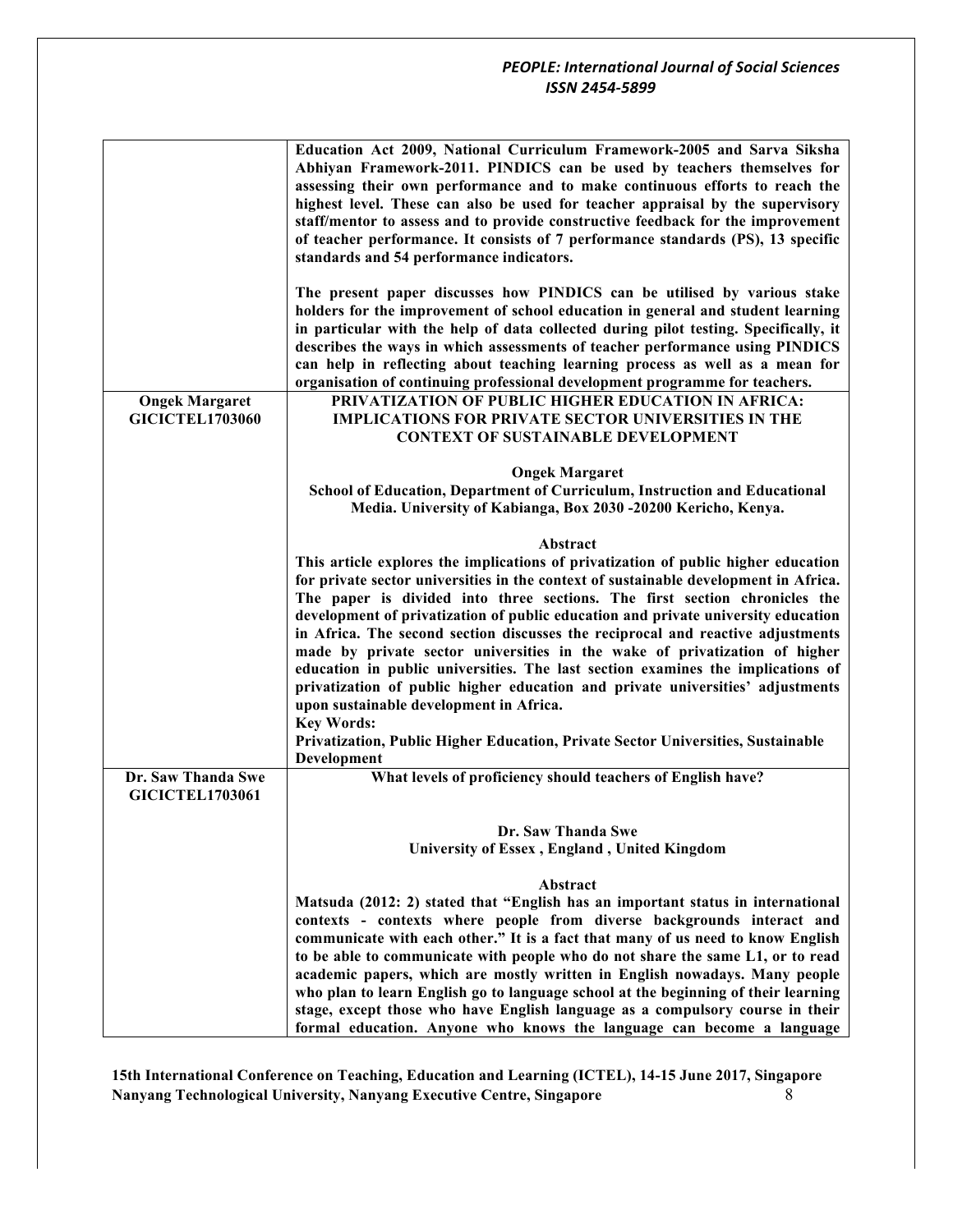| | |
|---|---|
| | **Education Act 2009, National Curriculum Framework-2005 and Sarva Siksha Abhiyan Framework-2011. PINDICS can be used by teachers themselves for assessing their own performance and to make continuous efforts to reach the highest level. These can also be used for teacher appraisal by the supervisory staff/mentor to assess and to provide constructive feedback for the improvement of teacher performance. It consists of 7 performance standards (PS), 13 specific standards and 54 performance indicators.**<br><br>**The present paper discusses how PINDICS can be utilised by various stake holders for the improvement of school education in general and student learning in particular with the help of data collected during pilot testing. Specifically, it describes the ways in which assessments of teacher performance using PINDICS can help in reflecting about teaching learning process as well as a mean for organisation of continuing professional development programme for teachers.** |
| **Ongek Margaret**<br>**GICICTEL1703060** | **PRIVATIZATION OF PUBLIC HIGHER EDUCATION IN AFRICA: IMPLICATIONS FOR PRIVATE SECTOR UNIVERSITIES IN THE CONTEXT OF SUSTAINABLE DEVELOPMENT**<br><br>**Ongek Margaret**<br>**School of Education, Department of Curriculum, Instruction and Educational Media. University of Kabianga, Box 2030 -20200 Kericho, Kenya.**<br><br>**Abstract**<br>**This article explores the implications of privatization of public higher education for private sector universities in the context of sustainable development in Africa. The paper is divided into three sections. The first section chronicles the development of privatization of public education and private university education in Africa. The second section discusses the reciprocal and reactive adjustments made by private sector universities in the wake of privatization of higher education in public universities. The last section examines the implications of privatization of public higher education and private universities' adjustments upon sustainable development in Africa.**<br>**Key Words:**<br>**Privatization, Public Higher Education, Private Sector Universities, Sustainable Development** |
| **Dr. Saw Thanda Swe**<br>**GICICTEL1703061** | **What levels of proficiency should teachers of English have?**<br><br>**Dr. Saw Thanda Swe**<br>**University of Essex , England , United Kingdom**<br><br>**Abstract**<br>**Matsuda (2012: 2) stated that "English has an important status in international contexts - contexts where people from diverse backgrounds interact and communicate with each other." It is a fact that many of us need to know English to be able to communicate with people who do not share the same L1, or to read academic papers, which are mostly written in English nowadays. Many people who plan to learn English go to language school at the beginning of their learning stage, except those who have English language as a compulsory course in their formal education. Anyone who knows the language can become a language** |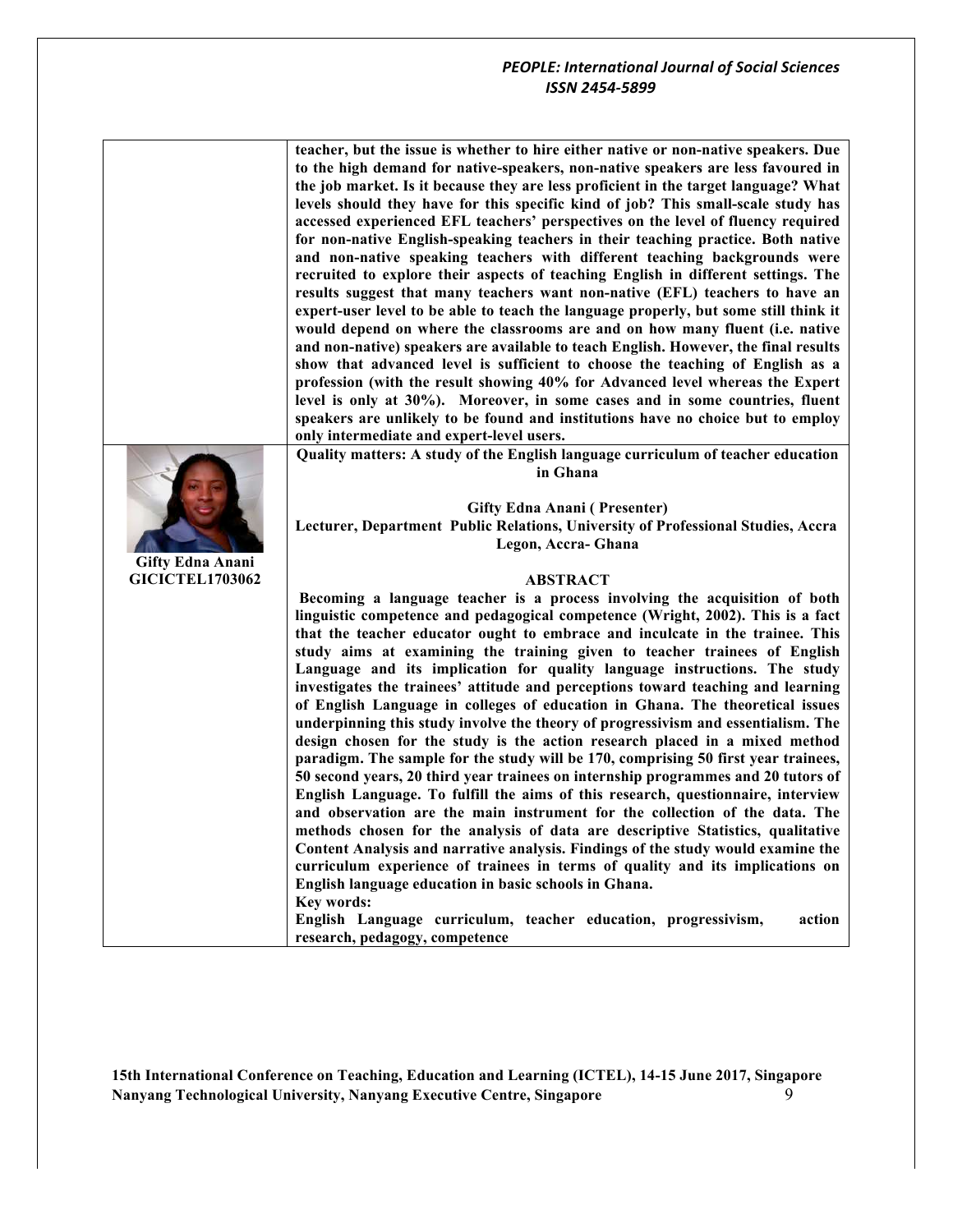teacher, but the issue is whether to hire either native or non-native speakers. Due to the high demand for native-speakers, non-native speakers are less favoured in the job market. Is it because they are less proficient in the target language? What levels should they have for this specific kind of job? This small-scale study has accessed experienced EFL teachers' perspectives on the level of fluency required for non-native English-speaking teachers in their teaching practice. Both native and non-native speaking teachers with different teaching backgrounds were recruited to explore their aspects of teaching English in different settings. The results suggest that many teachers want non-native (EFL) teachers to have an expert-user level to be able to teach the language properly, but some still think it would depend on where the classrooms are and on how many fluent (i.e. native and non-native) speakers are available to teach English. However, the final results show that advanced level is sufficient to choose the teaching of English as a profession (with the result showing 40% for Advanced level whereas the Expert level is only at 30%). Moreover, in some cases and in some countries, fluent speakers are unlikely to be found and institutions have no choice but to employ only intermediate and expert-level users.

**Gifty Edna Anani**
**GICICTEL1703062**

## Quality matters: A study of the English language curriculum of teacher education in Ghana

**Gifty Edna Anani ( Presenter)**
**Lecturer, Department Public Relations, University of Professional Studies, Accra Legon, Accra- Ghana**

### ABSTRACT

Becoming a language teacher is a process involving the acquisition of both linguistic competence and pedagogical competence (Wright, 2002). This is a fact that the teacher educator ought to embrace and inculcate in the trainee. This study aims at examining the training given to teacher trainees of English Language and its implication for quality language instructions. The study investigates the trainees' attitude and perceptions toward teaching and learning of English Language in colleges of education in Ghana. The theoretical issues underpinning this study involve the theory of progressivism and essentialism. The design chosen for the study is the action research placed in a mixed method paradigm. The sample for the study will be 170, comprising 50 first year trainees, 50 second years, 20 third year trainees on internship programmes and 20 tutors of English Language. To fulfill the aims of this research, questionnaire, interview and observation are the main instrument for the collection of the data. The methods chosen for the analysis of data are descriptive Statistics, qualitative Content Analysis and narrative analysis. Findings of the study would examine the curriculum experience of trainees in terms of quality and its implications on English language education in basic schools in Ghana.

**Key words:**
English Language curriculum, teacher education, progressivism, action research, pedagogy, competence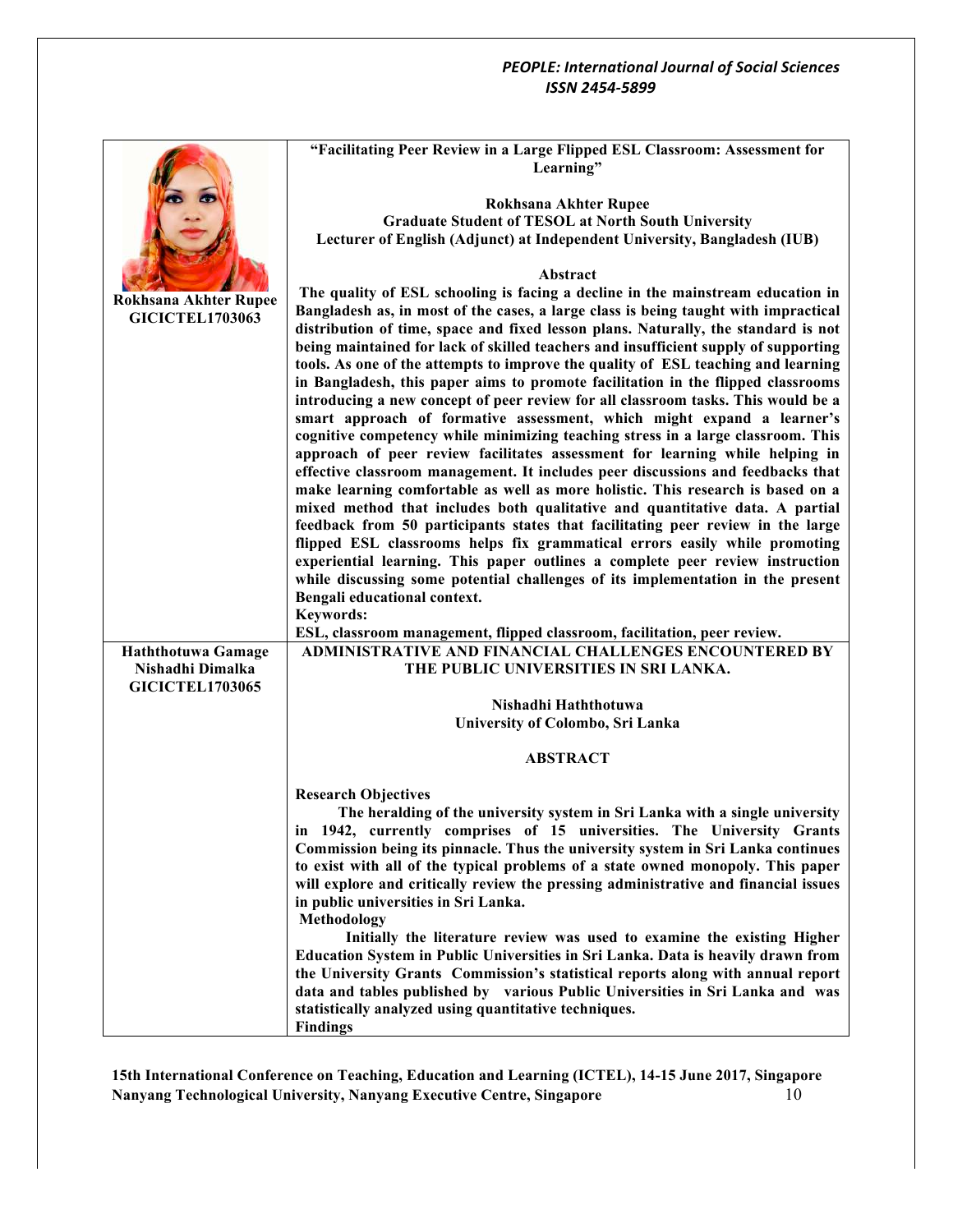| | |
|---|---|
| **Rokhsana Akhter Rupee**<br>**GICICTEL1703063** | **"Facilitating Peer Review in a Large Flipped ESL Classroom: Assessment for Learning"**<br><br>**Rokhsana Akhter Rupee**<br>**Graduate Student of TESOL at North South University**<br>**Lecturer of English (Adjunct) at Independent University, Bangladesh (IUB)**<br><br>**Abstract**<br>**The quality of ESL schooling is facing a decline in the mainstream education in Bangladesh as, in most of the cases, a large class is being taught with impractical distribution of time, space and fixed lesson plans. Naturally, the standard is not being maintained for lack of skilled teachers and insufficient supply of supporting tools. As one of the attempts to improve the quality of ESL teaching and learning in Bangladesh, this paper aims to promote facilitation in the flipped classrooms introducing a new concept of peer review for all classroom tasks. This would be a smart approach of formative assessment, which might expand a learner's cognitive competency while minimizing teaching stress in a large classroom. This approach of peer review facilitates assessment for learning while helping in effective classroom management. It includes peer discussions and feedbacks that make learning comfortable as well as more holistic. This research is based on a mixed method that includes both qualitative and quantitative data. A partial feedback from 50 participants states that facilitating peer review in the large flipped ESL classrooms helps fix grammatical errors easily while promoting experiential learning. This paper outlines a complete peer review instruction while discussing some potential challenges of its implementation in the present Bengali educational context.**<br>**Keywords:**<br>**ESL, classroom management, flipped classroom, facilitation, peer review.** |
| **Haththotuwa Gamage Nishadhi Dimalka**<br>**GICICTEL1703065** | **ADMINISTRATIVE AND FINANCIAL CHALLENGES ENCOUNTERED BY THE PUBLIC UNIVERSITIES IN SRI LANKA.**<br><br>**Nishadhi Haththotuwa**<br>**University of Colombo, Sri Lanka**<br><br>**ABSTRACT**<br><br>**Research Objectives**<br>**The heralding of the university system in Sri Lanka with a single university in 1942, currently comprises of 15 universities. The University Grants Commission being its pinnacle. Thus the university system in Sri Lanka continues to exist with all of the typical problems of a state owned monopoly. This paper will explore and critically review the pressing administrative and financial issues in public universities in Sri Lanka.**<br>**Methodology**<br>**Initially the literature review was used to examine the existing Higher Education System in Public Universities in Sri Lanka. Data is heavily drawn from the University Grants Commission's statistical reports along with annual report data and tables published by various Public Universities in Sri Lanka and was statistically analyzed using quantitative techniques.**<br>**Findings** |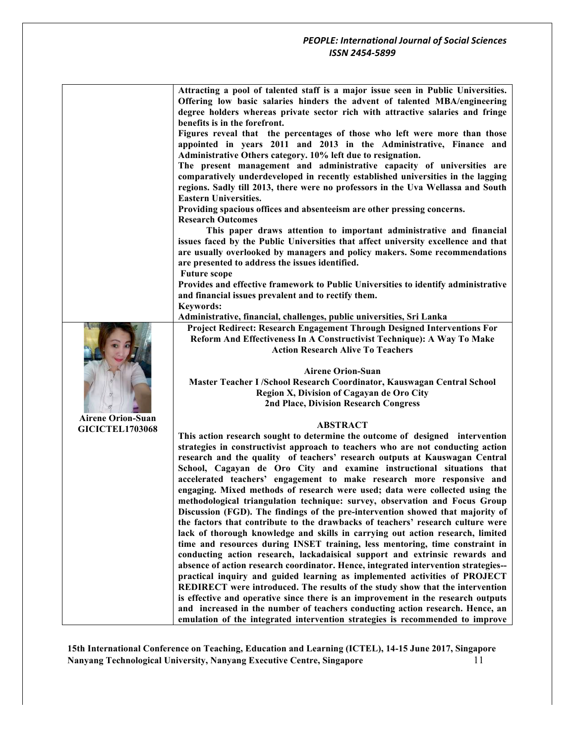**Attracting a pool of talented staff is a major issue seen in Public Universities. Offering low basic salaries hinders the advent of talented MBA/engineering degree holders whereas private sector rich with attractive salaries and fringe benefits is in the forefront.**

**Figures reveal that the percentages of those who left were more than those appointed in years 2011 and 2013 in the Administrative, Finance and Administrative Others category. 10% left due to resignation.**

**The present management and administrative capacity of universities are comparatively underdeveloped in recently established universities in the lagging regions. Sadly till 2013, there were no professors in the Uva Wellassa and South Eastern Universities.**

**Providing spacious offices and absenteeism are other pressing concerns.**

**Research Outcomes**

**This paper draws attention to important administrative and financial issues faced by the Public Universities that affect university excellence and that are usually overlooked by managers and policy makers. Some recommendations are presented to address the issues identified.**

**Future scope**

**Provides and effective framework to Public Universities to identify administrative and financial issues prevalent and to rectify them.**

**Keywords:**

**Administrative, financial, challenges, public universities, Sri Lanka**

---

**Airene Orion-Suan**
**GICICTEL1703068**

## Project Redirect: Research Engagement Through Designed Interventions For Reform And Effectiveness In A Constructivist Technique): A Way To Make Action Research Alive To Teachers

**Airene Orion-Suan**
**Master Teacher I /School Research Coordinator, Kauswagan Central School**
**Region X, Division of Cagayan de Oro City**
**2nd Place, Division Research Congress**

### ABSTRACT

**This action research sought to determine the outcome of designed intervention strategies in constructivist approach to teachers who are not conducting action research and the quality of teachers' research outputs at Kauswagan Central School, Cagayan de Oro City and examine instructional situations that accelerated teachers' engagement to make research more responsive and engaging. Mixed methods of research were used; data were collected using the methodological triangulation technique: survey, observation and Focus Group Discussion (FGD). The findings of the pre-intervention showed that majority of the factors that contribute to the drawbacks of teachers' research culture were lack of thorough knowledge and skills in carrying out action research, limited time and resources during INSET training, less mentoring, time constraint in conducting action research, lackadaisical support and extrinsic rewards and absence of action research coordinator. Hence, integrated intervention strategies--practical inquiry and guided learning as implemented activities of PROJECT REDIRECT were introduced. The results of the study show that the intervention is effective and operative since there is an improvement in the research outputs and increased in the number of teachers conducting action research. Hence, an emulation of the integrated intervention strategies is recommended to improve**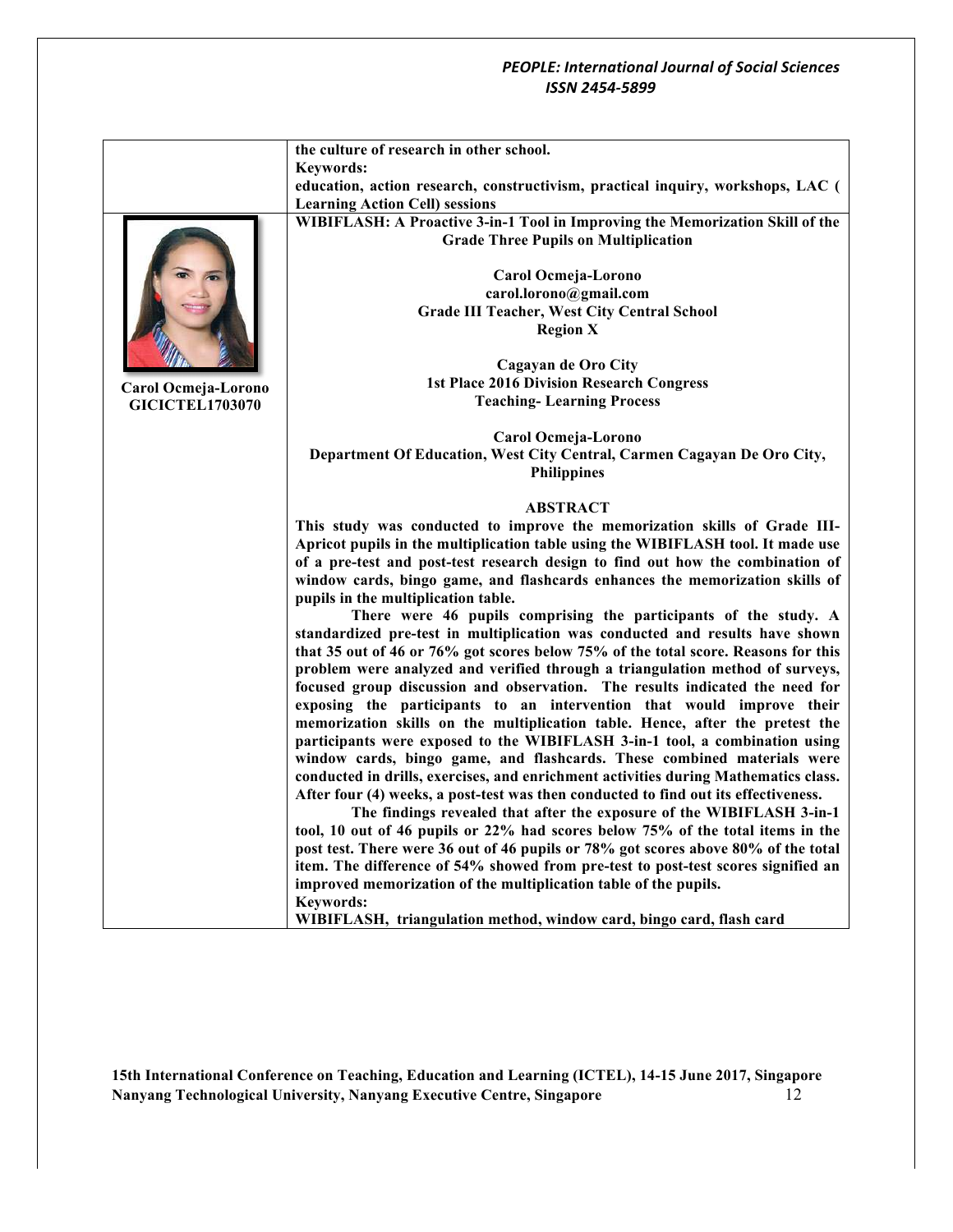the culture of research in other school.

**Keywords:**
education, action research, constructivism, practical inquiry, workshops, LAC ( Learning Action Cell) sessions

**Carol Ocmeja-Lorono**
**GICICTEL1703070**

## WIBIFLASH: A Proactive 3-in-1 Tool in Improving the Memorization Skill of the Grade Three Pupils on Multiplication

**Carol Ocmeja-Lorono**
**carol.lorono@gmail.com**
**Grade III Teacher, West City Central School**
**Region X**

**Cagayan de Oro City**
**1st Place 2016 Division Research Congress**
**Teaching- Learning Process**

**Carol Ocmeja-Lorono**
**Department Of Education, West City Central, Carmen Cagayan De Oro City, Philippines**

### ABSTRACT

**This study was conducted to improve the memorization skills of Grade III-Apricot pupils in the multiplication table using the WIBIFLASH tool. It made use of a pre-test and post-test research design to find out how the combination of window cards, bingo game, and flashcards enhances the memorization skills of pupils in the multiplication table.**

**There were 46 pupils comprising the participants of the study. A standardized pre-test in multiplication was conducted and results have shown that 35 out of 46 or 76% got scores below 75% of the total score. Reasons for this problem were analyzed and verified through a triangulation method of surveys, focused group discussion and observation. The results indicated the need for exposing the participants to an intervention that would improve their memorization skills on the multiplication table. Hence, after the pretest the participants were exposed to the WIBIFLASH 3-in-1 tool, a combination using window cards, bingo game, and flashcards. These combined materials were conducted in drills, exercises, and enrichment activities during Mathematics class. After four (4) weeks, a post-test was then conducted to find out its effectiveness.**

**The findings revealed that after the exposure of the WIBIFLASH 3-in-1 tool, 10 out of 46 pupils or 22% had scores below 75% of the total items in the post test. There were 36 out of 46 pupils or 78% got scores above 80% of the total item. The difference of 54% showed from pre-test to post-test scores signified an improved memorization of the multiplication table of the pupils.**

**Keywords:**
**WIBIFLASH, triangulation method, window card, bingo card, flash card**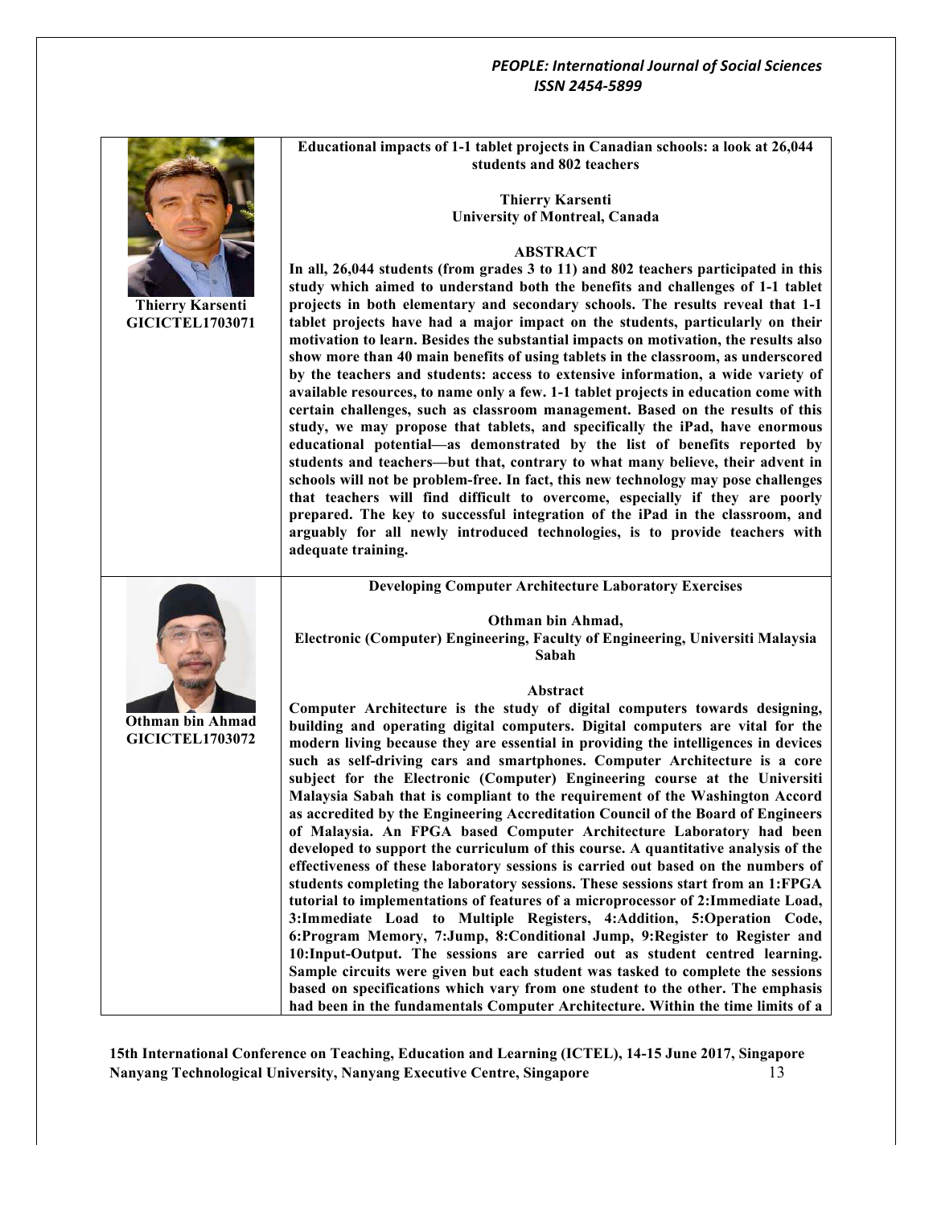**Thierry Karsenti**
**GICICTEL1703071**

### Educational impacts of 1-1 tablet projects in Canadian schools: a look at 26,044 students and 802 teachers

**Thierry Karsenti**
**University of Montreal, Canada**

#### ABSTRACT

**In all, 26,044 students (from grades 3 to 11) and 802 teachers participated in this study which aimed to understand both the benefits and challenges of 1-1 tablet projects in both elementary and secondary schools. The results reveal that 1-1 tablet projects have had a major impact on the students, particularly on their motivation to learn. Besides the substantial impacts on motivation, the results also show more than 40 main benefits of using tablets in the classroom, as underscored by the teachers and students: access to extensive information, a wide variety of available resources, to name only a few. 1-1 tablet projects in education come with certain challenges, such as classroom management. Based on the results of this study, we may propose that tablets, and specifically the iPad, have enormous educational potential—as demonstrated by the list of benefits reported by students and teachers—but that, contrary to what many believe, their advent in schools will not be problem-free. In fact, this new technology may pose challenges that teachers will find difficult to overcome, especially if they are poorly prepared. The key to successful integration of the iPad in the classroom, and arguably for all newly introduced technologies, is to provide teachers with adequate training.**

**Othman bin Ahmad**
**GICICTEL1703072**

### Developing Computer Architecture Laboratory Exercises

**Othman bin Ahmad,**
**Electronic (Computer) Engineering, Faculty of Engineering, Universiti Malaysia Sabah**

#### Abstract

**Computer Architecture is the study of digital computers towards designing, building and operating digital computers. Digital computers are vital for the modern living because they are essential in providing the intelligences in devices such as self-driving cars and smartphones. Computer Architecture is a core subject for the Electronic (Computer) Engineering course at the Universiti Malaysia Sabah that is compliant to the requirement of the Washington Accord as accredited by the Engineering Accreditation Council of the Board of Engineers of Malaysia. An FPGA based Computer Architecture Laboratory had been developed to support the curriculum of this course. A quantitative analysis of the effectiveness of these laboratory sessions is carried out based on the numbers of students completing the laboratory sessions. These sessions start from an 1:FPGA tutorial to implementations of features of a microprocessor of 2:Immediate Load, 3:Immediate Load to Multiple Registers, 4:Addition, 5:Operation Code, 6:Program Memory, 7:Jump, 8:Conditional Jump, 9:Register to Register and 10:Input-Output. The sessions are carried out as student centred learning. Sample circuits were given but each student was tasked to complete the sessions based on specifications which vary from one student to the other. The emphasis had been in the fundamentals Computer Architecture. Within the time limits of a**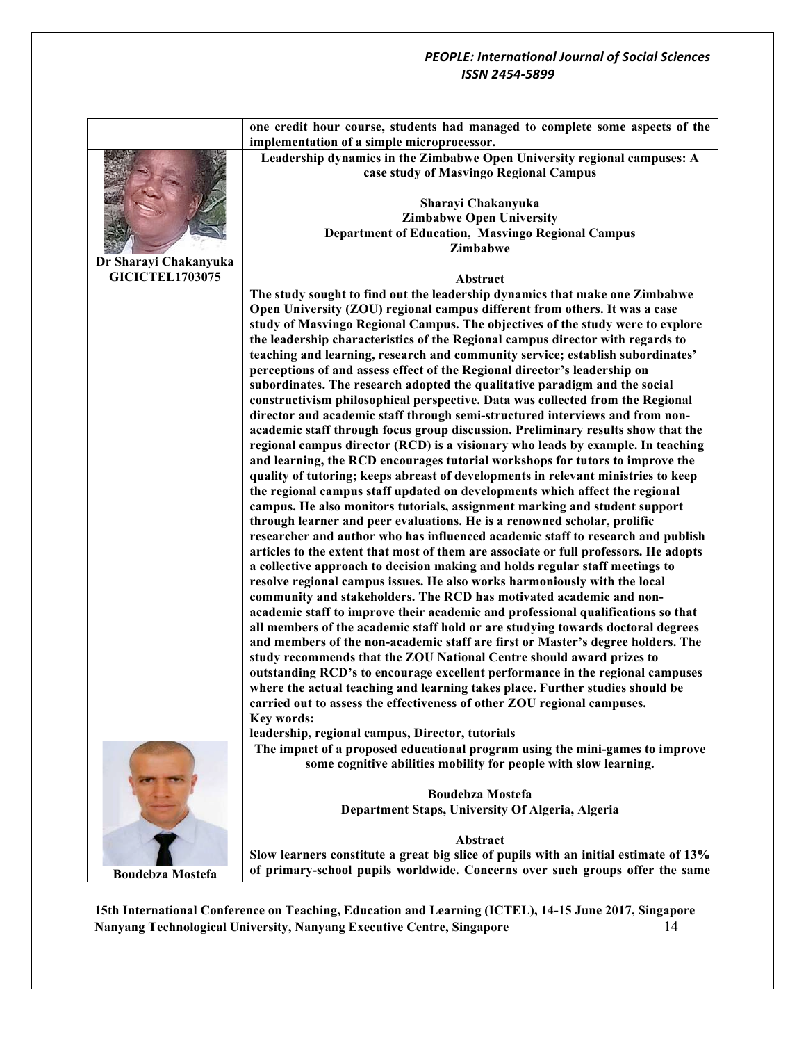**one credit hour course, students had managed to complete some aspects of the implementation of a simple microprocessor.**

**Dr Sharayi Chakanyuka**
**GICICTEL1703075**

**Leadership dynamics in the Zimbabwe Open University regional campuses: A case study of Masvingo Regional Campus**

**Sharayi Chakanyuka**
**Zimbabwe Open University**
**Department of Education, Masvingo Regional Campus**
**Zimbabwe**

**Abstract**

**The study sought to find out the leadership dynamics that make one Zimbabwe Open University (ZOU) regional campus different from others. It was a case study of Masvingo Regional Campus. The objectives of the study were to explore the leadership characteristics of the Regional campus director with regards to teaching and learning, research and community service; establish subordinates' perceptions of and assess effect of the Regional director's leadership on subordinates. The research adopted the qualitative paradigm and the social constructivism philosophical perspective. Data was collected from the Regional director and academic staff through semi-structured interviews and from non-academic staff through focus group discussion. Preliminary results show that the regional campus director (RCD) is a visionary who leads by example. In teaching and learning, the RCD encourages tutorial workshops for tutors to improve the quality of tutoring; keeps abreast of developments in relevant ministries to keep the regional campus staff updated on developments which affect the regional campus. He also monitors tutorials, assignment marking and student support through learner and peer evaluations. He is a renowned scholar, prolific researcher and author who has influenced academic staff to research and publish articles to the extent that most of them are associate or full professors. He adopts a collective approach to decision making and holds regular staff meetings to resolve regional campus issues. He also works harmoniously with the local community and stakeholders. The RCD has motivated academic and non-academic staff to improve their academic and professional qualifications so that all members of the academic staff hold or are studying towards doctoral degrees and members of the non-academic staff are first or Master's degree holders. The study recommends that the ZOU National Centre should award prizes to outstanding RCD's to encourage excellent performance in the regional campuses where the actual teaching and learning takes place. Further studies should be carried out to assess the effectiveness of other ZOU regional campuses.**

**Key words:**
**leadership, regional campus, Director, tutorials**

**Boudebza Mostefa**

**The impact of a proposed educational program using the mini-games to improve some cognitive abilities mobility for people with slow learning.**

**Boudebza Mostefa**
**Department Staps, University Of Algeria, Algeria**

**Abstract**

**Slow learners constitute a great big slice of pupils with an initial estimate of 13% of primary-school pupils worldwide. Concerns over such groups offer the same**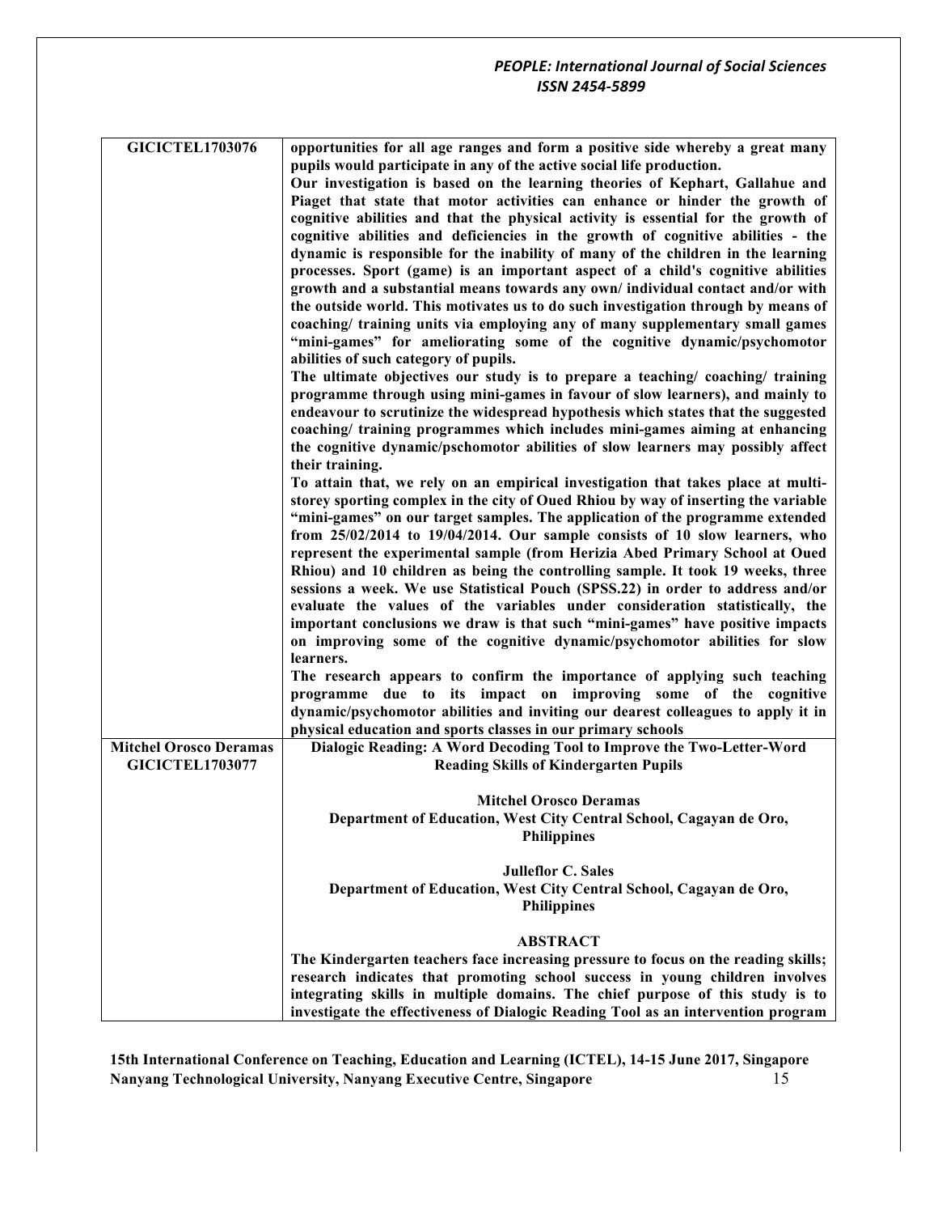| | |
|---|---|
| GICICTEL1703076 | **opportunities for all age ranges and form a positive side whereby a great many pupils would participate in any of the active social life production.**<br>**Our investigation is based on the learning theories of Kephart, Gallahue and Piaget that state that motor activities can enhance or hinder the growth of cognitive abilities and that the physical activity is essential for the growth of cognitive abilities and deficiencies in the growth of cognitive abilities - the dynamic is responsible for the inability of many of the children in the learning processes. Sport (game) is an important aspect of a child's cognitive abilities growth and a substantial means towards any own/ individual contact and/or with the outside world. This motivates us to do such investigation through by means of coaching/ training units via employing any of many supplementary small games "mini-games" for ameliorating some of the cognitive dynamic/psychomotor abilities of such category of pupils.**<br>**The ultimate objectives our study is to prepare a teaching/ coaching/ training programme through using mini-games in favour of slow learners), and mainly to endeavour to scrutinize the widespread hypothesis which states that the suggested coaching/ training programmes which includes mini-games aiming at enhancing the cognitive dynamic/pschomotor abilities of slow learners may possibly affect their training.**<br>**To attain that, we rely on an empirical investigation that takes place at multi-storey sporting complex in the city of Oued Rhiou by way of inserting the variable "mini-games" on our target samples. The application of the programme extended from 25/02/2014 to 19/04/2014. Our sample consists of 10 slow learners, who represent the experimental sample (from Herizia Abed Primary School at Oued Rhiou) and 10 children as being the controlling sample. It took 19 weeks, three sessions a week. We use Statistical Pouch (SPSS.22) in order to address and/or evaluate the values of the variables under consideration statistically, the important conclusions we draw is that such "mini-games" have positive impacts on improving some of the cognitive dynamic/psychomotor abilities for slow learners.**<br>**The research appears to confirm the importance of applying such teaching programme due to its impact on improving some of the cognitive dynamic/psychomotor abilities and inviting our dearest colleagues to apply it in physical education and sports classes in our primary schools** |
| **Mitchel Orosco Deramas**<br>**GICICTEL1703077** | **Dialogic Reading: A Word Decoding Tool to Improve the Two-Letter-Word Reading Skills of Kindergarten Pupils**<br><br>**Mitchel Orosco Deramas**<br>**Department of Education, West City Central School, Cagayan de Oro, Philippines**<br><br>**Julleflor C. Sales**<br>**Department of Education, West City Central School, Cagayan de Oro, Philippines**<br><br>**ABSTRACT**<br>**The Kindergarten teachers face increasing pressure to focus on the reading skills; research indicates that promoting school success in young children involves integrating skills in multiple domains. The chief purpose of this study is to investigate the effectiveness of Dialogic Reading Tool as an intervention program** |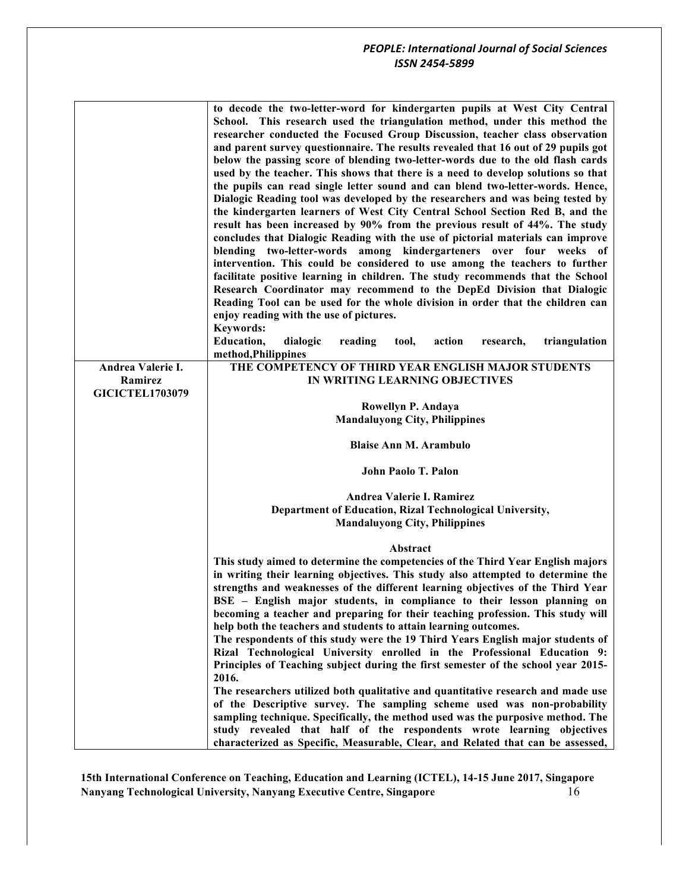| | |
|---|---|
| | **to decode the two-letter-word for kindergarten pupils at West City Central School. This research used the triangulation method, under this method the researcher conducted the Focused Group Discussion, teacher class observation and parent survey questionnaire. The results revealed that 16 out of 29 pupils got below the passing score of blending two-letter-words due to the old flash cards used by the teacher. This shows that there is a need to develop solutions so that the pupils can read single letter sound and can blend two-letter-words. Hence, Dialogic Reading tool was developed by the researchers and was being tested by the kindergarten learners of West City Central School Section Red B, and the result has been increased by 90% from the previous result of 44%. The study concludes that Dialogic Reading with the use of pictorial materials can improve blending two-letter-words among kindergarteners over four weeks of intervention. This could be considered to use among the teachers to further facilitate positive learning in children. The study recommends that the School Research Coordinator may recommend to the DepEd Division that Dialogic Reading Tool can be used for the whole division in order that the children can enjoy reading with the use of pictures.**<br>**Keywords:**<br>**Education, dialogic reading tool, action research, triangulation method,Philippines** |
| **Andrea Valerie I. Ramirez**<br>**GICICTEL1703079** | **THE COMPETENCY OF THIRD YEAR ENGLISH MAJOR STUDENTS IN WRITING LEARNING OBJECTIVES**<br><br>**Rowellyn P. Andaya**<br>**Mandaluyong City, Philippines**<br><br>**Blaise Ann M. Arambulo**<br><br>**John Paolo T. Palon**<br><br>**Andrea Valerie I. Ramirez**<br>**Department of Education, Rizal Technological University,**<br>**Mandaluyong City, Philippines**<br><br>**Abstract**<br>**This study aimed to determine the competencies of the Third Year English majors in writing their learning objectives. This study also attempted to determine the strengths and weaknesses of the different learning objectives of the Third Year BSE – English major students, in compliance to their lesson planning on becoming a teacher and preparing for their teaching profession. This study will help both the teachers and students to attain learning outcomes.**<br>**The respondents of this study were the 19 Third Years English major students of Rizal Technological University enrolled in the Professional Education 9: Principles of Teaching subject during the first semester of the school year 2015-2016.**<br>**The researchers utilized both qualitative and quantitative research and made use of the Descriptive survey. The sampling scheme used was non-probability sampling technique. Specifically, the method used was the purposive method. The study revealed that half of the respondents wrote learning objectives characterized as Specific, Measurable, Clear, and Related that can be assessed,** |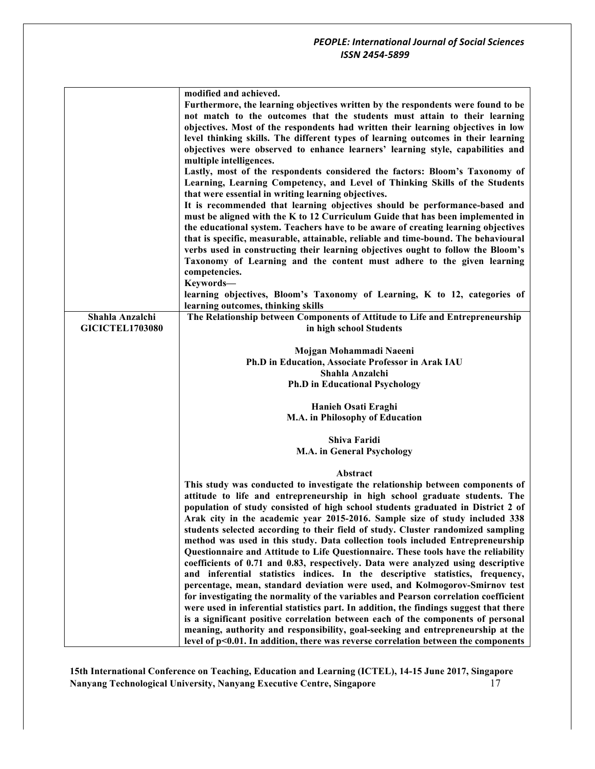| | |
|---|---|
| | **modified and achieved.**<br>**Furthermore, the learning objectives written by the respondents were found to be not match to the outcomes that the students must attain to their learning objectives. Most of the respondents had written their learning objectives in low level thinking skills. The different types of learning outcomes in their learning objectives were observed to enhance learners' learning style, capabilities and multiple intelligences.**<br>**Lastly, most of the respondents considered the factors: Bloom's Taxonomy of Learning, Learning Competency, and Level of Thinking Skills of the Students that were essential in writing learning objectives.**<br>**It is recommended that learning objectives should be performance-based and must be aligned with the K to 12 Curriculum Guide that has been implemented in the educational system. Teachers have to be aware of creating learning objectives that is specific, measurable, attainable, reliable and time-bound. The behavioural verbs used in constructing their learning objectives ought to follow the Bloom's Taxonomy of Learning and the content must adhere to the given learning competencies.**<br>**Keywords—**<br>**learning objectives, Bloom's Taxonomy of Learning, K to 12, categories of learning outcomes, thinking skills** |
| **Shahla Anzalchi**<br>**GICICTEL1703080** | **The Relationship between Components of Attitude to Life and Entrepreneurship in high school Students**<br><br>**Mojgan Mohammadi Naeeni**<br>**Ph.D in Education, Associate Professor in Arak IAU**<br>**Shahla Anzalchi**<br>**Ph.D in Educational Psychology**<br><br>**Hanieh Osati Eraghi**<br>**M.A. in Philosophy of Education**<br><br>**Shiva Faridi**<br>**M.A. in General Psychology**<br><br>**Abstract**<br>**This study was conducted to investigate the relationship between components of attitude to life and entrepreneurship in high school graduate students. The population of study consisted of high school students graduated in District 2 of Arak city in the academic year 2015-2016. Sample size of study included 338 students selected according to their field of study. Cluster randomized sampling method was used in this study. Data collection tools included Entrepreneurship Questionnaire and Attitude to Life Questionnaire. These tools have the reliability coefficients of 0.71 and 0.83, respectively. Data were analyzed using descriptive and inferential statistics indices. In the descriptive statistics, frequency, percentage, mean, standard deviation were used, and Kolmogorov-Smirnov test for investigating the normality of the variables and Pearson correlation coefficient were used in inferential statistics part. In addition, the findings suggest that there is a significant positive correlation between each of the components of personal meaning, authority and responsibility, goal-seeking and entrepreneurship at the level of $p<0.01$. In addition, there was reverse correlation between the components** |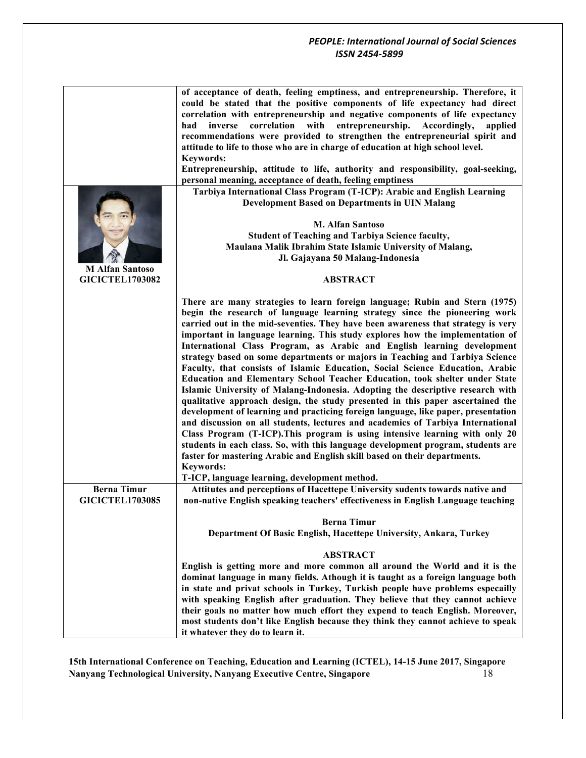**of acceptance of death, feeling emptiness, and entrepreneurship. Therefore, it could be stated that the positive components of life expectancy had direct correlation with entrepreneurship and negative components of life expectancy had inverse correlation with entrepreneurship. Accordingly, applied recommendations were provided to strengthen the entrepreneurial spirit and attitude to life to those who are in charge of education at high school level.**

**Keywords:**

**Entrepreneurship, attitude to life, authority and responsibility, goal-seeking, personal meaning, acceptance of death, feeling emptiness**

---

**M Alfan Santoso**
**GICICTEL1703082**

**Tarbiya International Class Program (T-ICP): Arabic and English Learning Development Based on Departments in UIN Malang**

**M. Alfan Santoso**
**Student of Teaching and Tarbiya Science faculty,**
**Maulana Malik Ibrahim State Islamic University of Malang,**
**Jl. Gajayana 50 Malang-Indonesia**

**ABSTRACT**

**There are many strategies to learn foreign language; Rubin and Stern (1975) begin the research of language learning strategy since the pioneering work carried out in the mid-seventies. They have been awareness that strategy is very important in language learning. This study explores how the implementation of International Class Program, as Arabic and English learning development strategy based on some departments or majors in Teaching and Tarbiya Science Faculty, that consists of Islamic Education, Social Science Education, Arabic Education and Elementary School Teacher Education, took shelter under State Islamic University of Malang-Indonesia. Adopting the descriptive research with qualitative approach design, the study presented in this paper ascertained the development of learning and practicing foreign language, like paper, presentation and discussion on all students, lectures and academics of Tarbiya International Class Program (T-ICP).This program is using intensive learning with only 20 students in each class. So, with this language development program, students are faster for mastering Arabic and English skill based on their departments.**

**Keywords:**

**T-ICP, language learning, development method.**

---

**Berna Timur**
**GICICTEL1703085**

**Attitutes and perceptions of Hacettepe University sudents towards native and non-native English speaking teachers' effectiveness in English Language teaching**

**Berna Timur**
**Department Of Basic English, Hacettepe University, Ankara, Turkey**

**ABSTRACT**

**English is getting more and more common all around the World and it is the dominat language in many fields. Athough it is taught as a foreign language both in state and privat schools in Turkey, Turkish people have problems especailly with speaking English after graduation. They believe that they cannot achieve their goals no matter how much effort they expend to teach English. Moreover, most students don't like English because they think they cannot achieve to speak it whatever they do to learn it.**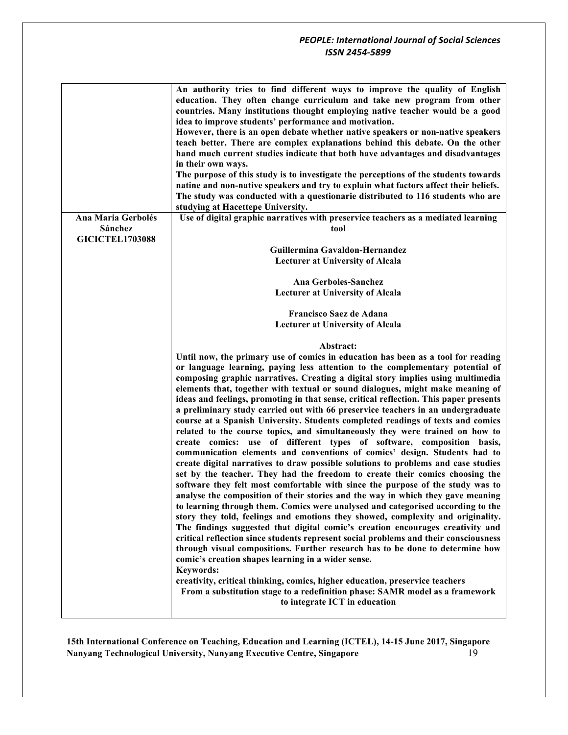| | |
|---|---|
| | **An authority tries to find different ways to improve the quality of English education. They often change curriculum and take new program from other countries. Many institutions thought employing native teacher would be a good idea to improve students' performance and motivation.**<br>**However, there is an open debate whether native speakers or non-native speakers teach better. There are complex explanations behind this debate. On the other hand much current studies indicate that both have advantages and disadvantages in their own ways.**<br>**The purpose of this study is to investigate the perceptions of the students towards natine and non-native speakers and try to explain what factors affect their beliefs. The study was conducted with a questionarie distributed to 116 students who are studying at Hacettepe University.** |
| **Ana Maria Gerbolés Sánchez**<br>**GICICTEL1703088** | **Use of digital graphic narratives with preservice teachers as a mediated learning tool**<br><br>**Guillermina Gavaldon-Hernandez**<br>**Lecturer at University of Alcala**<br><br>**Ana Gerboles-Sanchez**<br>**Lecturer at University of Alcala**<br><br>**Francisco Saez de Adana**<br>**Lecturer at University of Alcala**<br><br>**Abstract:**<br>**Until now, the primary use of comics in education has been as a tool for reading or language learning, paying less attention to the complementary potential of composing graphic narratives. Creating a digital story implies using multimedia elements that, together with textual or sound dialogues, might make meaning of ideas and feelings, promoting in that sense, critical reflection. This paper presents a preliminary study carried out with 66 preservice teachers in an undergraduate course at a Spanish University. Students completed readings of texts and comics related to the course topics, and simultaneously they were trained on how to create comics: use of different types of software, composition basis, communication elements and conventions of comics' design. Students had to create digital narratives to draw possible solutions to problems and case studies set by the teacher. They had the freedom to create their comics choosing the software they felt most comfortable with since the purpose of the study was to analyse the composition of their stories and the way in which they gave meaning to learning through them. Comics were analysed and categorised according to the story they told, feelings and emotions they showed, complexity and originality. The findings suggested that digital comic's creation encourages creativity and critical reflection since students represent social problems and their consciousness through visual compositions. Further research has to be done to determine how comic's creation shapes learning in a wider sense.**<br>**Keywords:**<br>**creativity, critical thinking, comics, higher education, preservice teachers**<br>**From a substitution stage to a redefinition phase: SAMR model as a framework to integrate ICT in education** |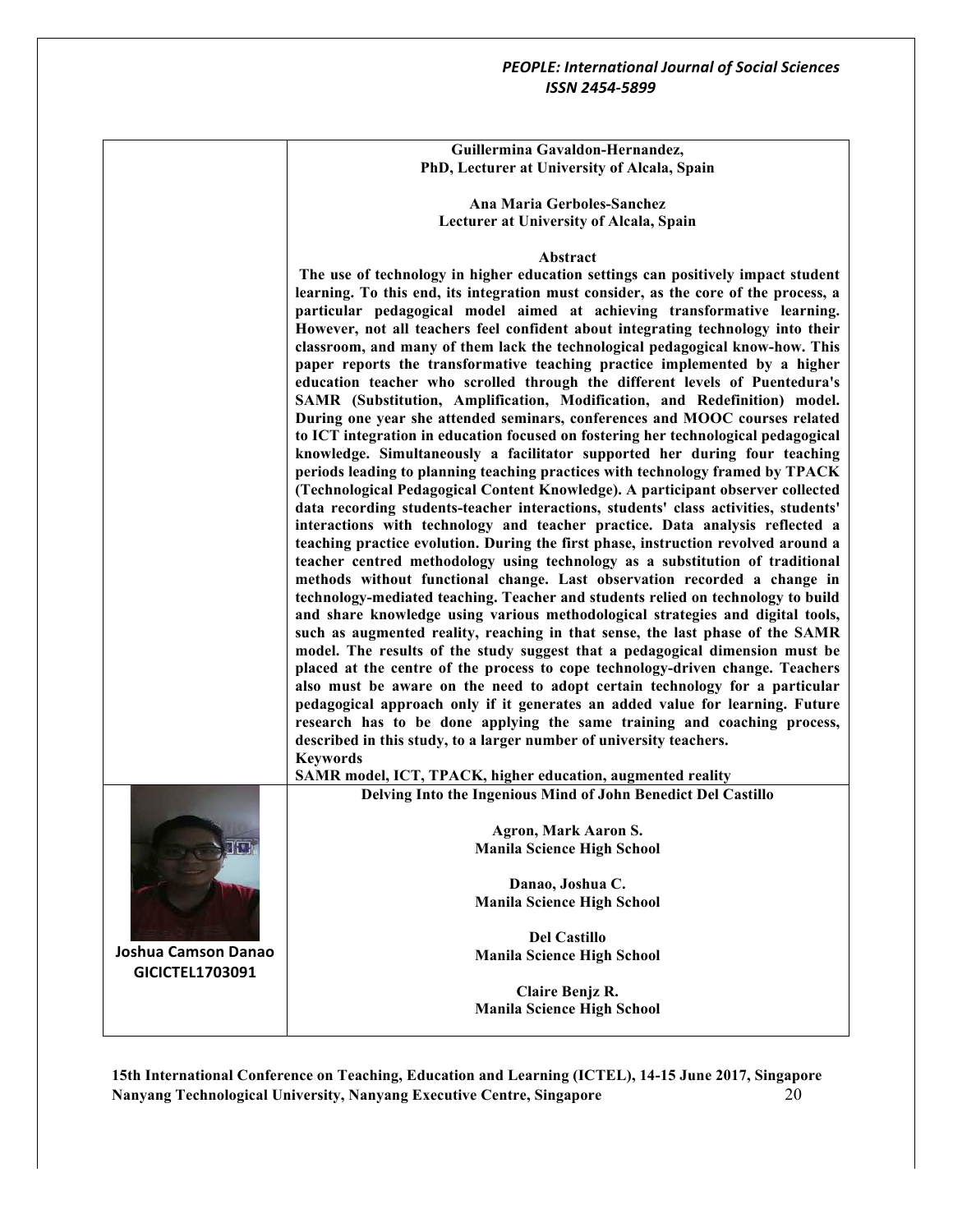**Guillermina Gavaldon-Hernandez,**
**PhD, Lecturer at University of Alcala, Spain**

**Ana Maria Gerboles-Sanchez**
**Lecturer at University of Alcala, Spain**

**Abstract**

**The use of technology in higher education settings can positively impact student learning. To this end, its integration must consider, as the core of the process, a particular pedagogical model aimed at achieving transformative learning. However, not all teachers feel confident about integrating technology into their classroom, and many of them lack the technological pedagogical know-how. This paper reports the transformative teaching practice implemented by a higher education teacher who scrolled through the different levels of Puentedura's SAMR (Substitution, Amplification, Modification, and Redefinition) model. During one year she attended seminars, conferences and MOOC courses related to ICT integration in education focused on fostering her technological pedagogical knowledge. Simultaneously a facilitator supported her during four teaching periods leading to planning teaching practices with technology framed by TPACK (Technological Pedagogical Content Knowledge). A participant observer collected data recording students-teacher interactions, students' class activities, students' interactions with technology and teacher practice. Data analysis reflected a teaching practice evolution. During the first phase, instruction revolved around a teacher centred methodology using technology as a substitution of traditional methods without functional change. Last observation recorded a change in technology-mediated teaching. Teacher and students relied on technology to build and share knowledge using various methodological strategies and digital tools, such as augmented reality, reaching in that sense, the last phase of the SAMR model. The results of the study suggest that a pedagogical dimension must be placed at the centre of the process to cope technology-driven change. Teachers also must be aware on the need to adopt certain technology for a particular pedagogical approach only if it generates an added value for learning. Future research has to be done applying the same training and coaching process, described in this study, to a larger number of university teachers.**

**Keywords**

**SAMR model, ICT, TPACK, higher education, augmented reality**

---

**Joshua Camson Danao**
**GICICTEL1703091**

**Delving Into the Ingenious Mind of John Benedict Del Castillo**

**Agron, Mark Aaron S.**
**Manila Science High School**

**Danao, Joshua C.**
**Manila Science High School**

**Del Castillo**
**Manila Science High School**

**Claire Benjz R.**
**Manila Science High School**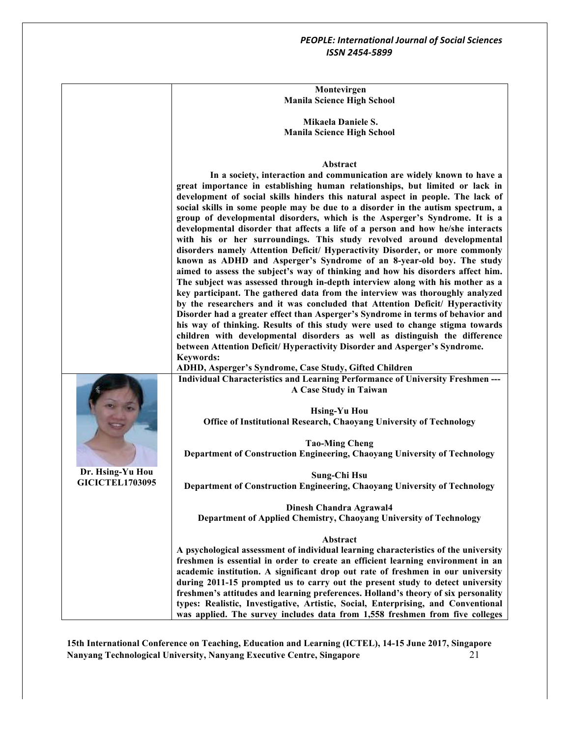**Montevirgen**
**Manila Science High School**

**Mikaela Daniele S.**
**Manila Science High School**

**Abstract**

**In a society, interaction and communication are widely known to have a great importance in establishing human relationships, but limited or lack in development of social skills hinders this natural aspect in people. The lack of social skills in some people may be due to a disorder in the autism spectrum, a group of developmental disorders, which is the Asperger's Syndrome. It is a developmental disorder that affects a life of a person and how he/she interacts with his or her surroundings. This study revolved around developmental disorders namely Attention Deficit/ Hyperactivity Disorder, or more commonly known as ADHD and Asperger's Syndrome of an 8-year-old boy. The study aimed to assess the subject's way of thinking and how his disorders affect him. The subject was assessed through in-depth interview along with his mother as a key participant. The gathered data from the interview was thoroughly analyzed by the researchers and it was concluded that Attention Deficit/ Hyperactivity Disorder had a greater effect than Asperger's Syndrome in terms of behavior and his way of thinking. Results of this study were used to change stigma towards children with developmental disorders as well as distinguish the difference between Attention Deficit/ Hyperactivity Disorder and Asperger's Syndrome.**

**Keywords:**

**ADHD, Asperger's Syndrome, Case Study, Gifted Children**

---

**Dr. Hsing-Yu Hou**
**GICICTEL1703095**

**Individual Characteristics and Learning Performance of University Freshmen --- A Case Study in Taiwan**

**Hsing-Yu Hou**
**Office of Institutional Research, Chaoyang University of Technology**

**Tao-Ming Cheng**
**Department of Construction Engineering, Chaoyang University of Technology**

**Sung-Chi Hsu**
**Department of Construction Engineering, Chaoyang University of Technology**

**Dinesh Chandra Agrawal4**
**Department of Applied Chemistry, Chaoyang University of Technology**

**Abstract**

**A psychological assessment of individual learning characteristics of the university freshmen is essential in order to create an efficient learning environment in an academic institution. A significant drop out rate of freshmen in our university during 2011-15 prompted us to carry out the present study to detect university freshmen's attitudes and learning preferences. Holland's theory of six personality types: Realistic, Investigative, Artistic, Social, Enterprising, and Conventional was applied. The survey includes data from 1,558 freshmen from five colleges**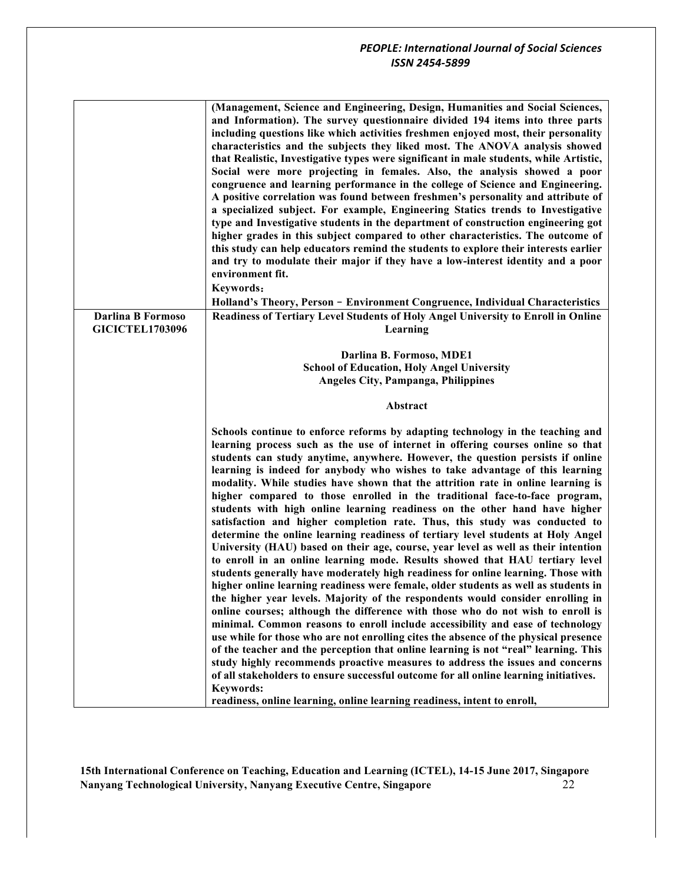| | |
|---|---|
| | **(Management, Science and Engineering, Design, Humanities and Social Sciences, and Information). The survey questionnaire divided 194 items into three parts including questions like which activities freshmen enjoyed most, their personality characteristics and the subjects they liked most. The ANOVA analysis showed that Realistic, Investigative types were significant in male students, while Artistic, Social were more projecting in females. Also, the analysis showed a poor congruence and learning performance in the college of Science and Engineering. A positive correlation was found between freshmen's personality and attribute of a specialized subject. For example, Engineering Statics trends to Investigative type and Investigative students in the department of construction engineering got higher grades in this subject compared to other characteristics. The outcome of this study can help educators remind the students to explore their interests earlier and try to modulate their major if they have a low-interest identity and a poor environment fit.** <br> **Keywords：** <br> **Holland's Theory, Person－Environment Congruence, Individual Characteristics** |
| **Darlina B Formoso** <br> **GICICTEL1703096** | **Readiness of Tertiary Level Students of Holy Angel University to Enroll in Online Learning** <br><br> **Darlina B. Formoso, MDE1** <br> **School of Education, Holy Angel University** <br> **Angeles City, Pampanga, Philippines** <br><br> **Abstract** <br><br> **Schools continue to enforce reforms by adapting technology in the teaching and learning process such as the use of internet in offering courses online so that students can study anytime, anywhere. However, the question persists if online learning is indeed for anybody who wishes to take advantage of this learning modality. While studies have shown that the attrition rate in online learning is higher compared to those enrolled in the traditional face-to-face program, students with high online learning readiness on the other hand have higher satisfaction and higher completion rate. Thus, this study was conducted to determine the online learning readiness of tertiary level students at Holy Angel University (HAU) based on their age, course, year level as well as their intention to enroll in an online learning mode. Results showed that HAU tertiary level students generally have moderately high readiness for online learning. Those with higher online learning readiness were female, older students as well as students in the higher year levels. Majority of the respondents would consider enrolling in online courses; although the difference with those who do not wish to enroll is minimal. Common reasons to enroll include accessibility and ease of technology use while for those who are not enrolling cites the absence of the physical presence of the teacher and the perception that online learning is not "real" learning. This study highly recommends proactive measures to address the issues and concerns of all stakeholders to ensure successful outcome for all online learning initiatives.** <br> **Keywords:** <br> **readiness, online learning, online learning readiness, intent to enroll,** |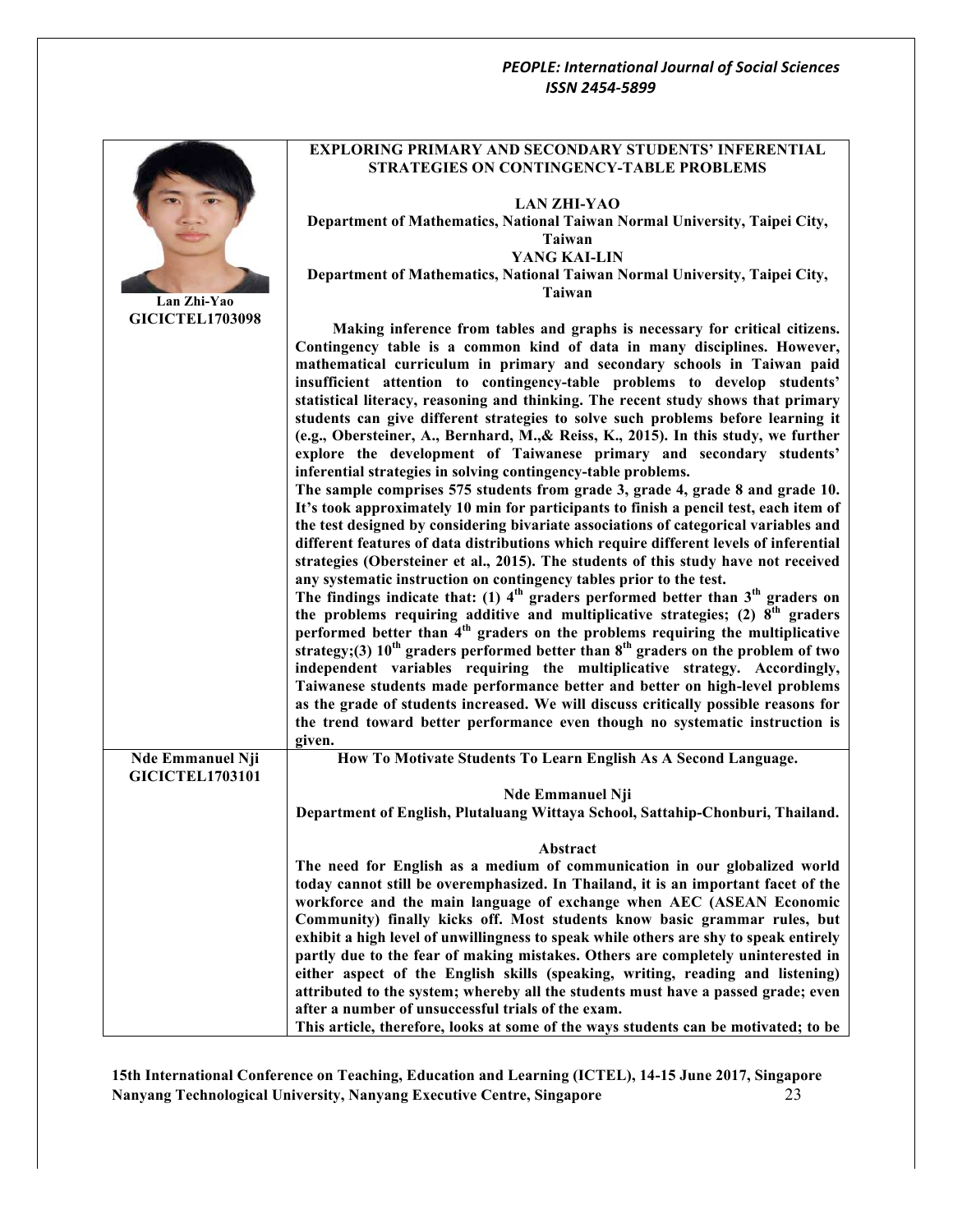**Lan Zhi-Yao**
**GICICTEL1703098**

## EXPLORING PRIMARY AND SECONDARY STUDENTS' INFERENTIAL STRATEGIES ON CONTINGENCY-TABLE PROBLEMS

**LAN ZHI-YAO**
**Department of Mathematics, National Taiwan Normal University, Taipei City, Taiwan**
**YANG KAI-LIN**
**Department of Mathematics, National Taiwan Normal University, Taipei City, Taiwan**

**Making inference from tables and graphs is necessary for critical citizens. Contingency table is a common kind of data in many disciplines. However, mathematical curriculum in primary and secondary schools in Taiwan paid insufficient attention to contingency-table problems to develop students' statistical literacy, reasoning and thinking. The recent study shows that primary students can give different strategies to solve such problems before learning it (e.g., Obersteiner, A., Bernhard, M.,& Reiss, K., 2015). In this study, we further explore the development of Taiwanese primary and secondary students' inferential strategies in solving contingency-table problems.**

**The sample comprises 575 students from grade 3, grade 4, grade 8 and grade 10. It's took approximately 10 min for participants to finish a pencil test, each item of the test designed by considering bivariate associations of categorical variables and different features of data distributions which require different levels of inferential strategies (Obersteiner et al., 2015). The students of this study have not received any systematic instruction on contingency tables prior to the test.**

**The findings indicate that: (1) 4th graders performed better than 3rd graders on the problems requiring additive and multiplicative strategies; (2) 8th graders performed better than 4th graders on the problems requiring the multiplicative strategy;(3) 10th graders performed better than 8th graders on the problem of two independent variables requiring the multiplicative strategy. Accordingly, Taiwanese students made performance better and better on high-level problems as the grade of students increased. We will discuss critically possible reasons for the trend toward better performance even though no systematic instruction is given.**

---

**Nde Emmanuel Nji**
**GICICTEL1703101**

## How To Motivate Students To Learn English As A Second Language.

**Nde Emmanuel Nji**
**Department of English, Plutaluang Wittaya School, Sattahip-Chonburi, Thailand.**

**Abstract**

**The need for English as a medium of communication in our globalized world today cannot still be overemphasized. In Thailand, it is an important facet of the workforce and the main language of exchange when AEC (ASEAN Economic Community) finally kicks off. Most students know basic grammar rules, but exhibit a high level of unwillingness to speak while others are shy to speak entirely partly due to the fear of making mistakes. Others are completely uninterested in either aspect of the English skills (speaking, writing, reading and listening) attributed to the system; whereby all the students must have a passed grade; even after a number of unsuccessful trials of the exam.**

**This article, therefore, looks at some of the ways students can be motivated; to be**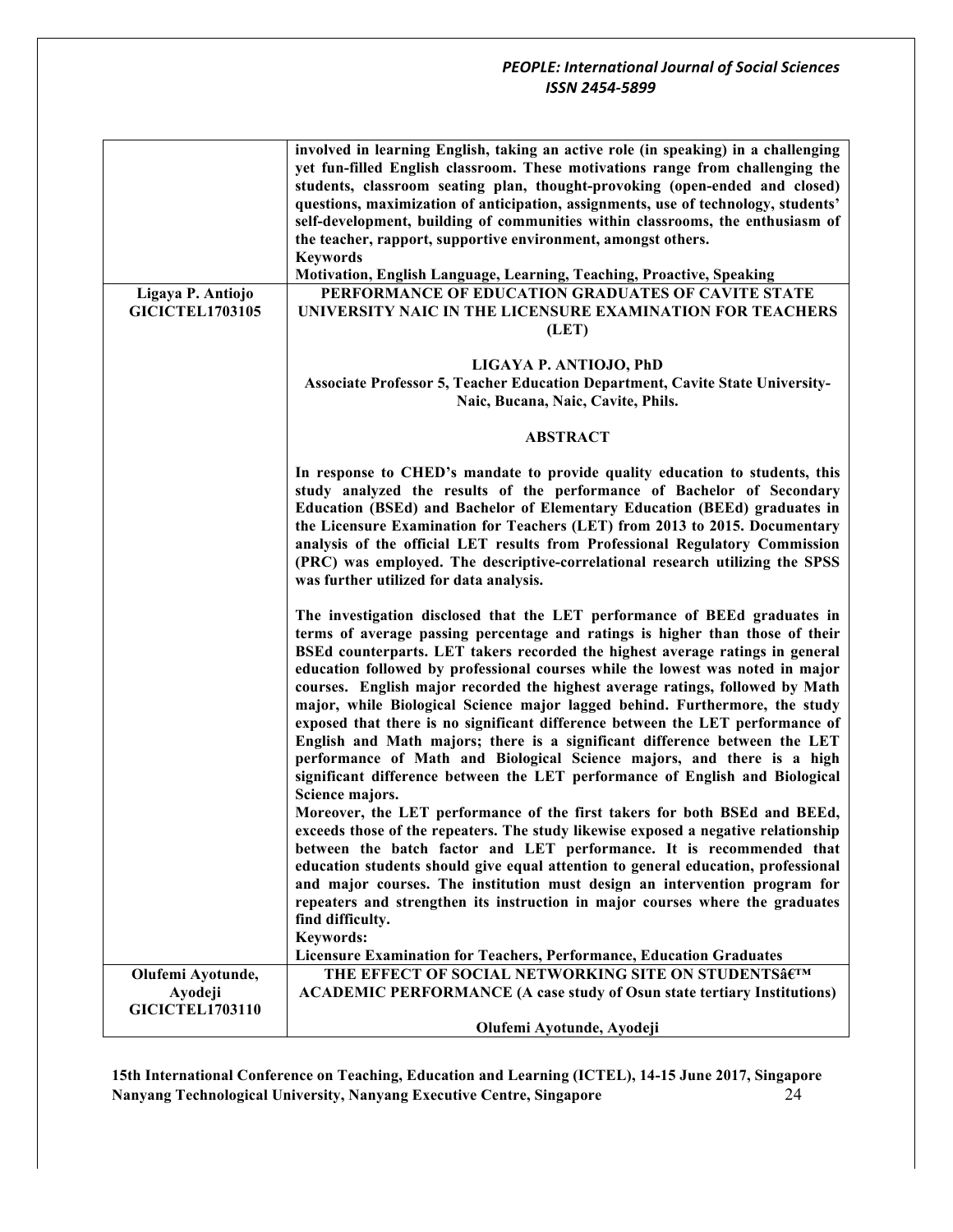| | |
|---|---|
| | **involved in learning English, taking an active role (in speaking) in a challenging yet fun-filled English classroom. These motivations range from challenging the students, classroom seating plan, thought-provoking (open-ended and closed) questions, maximization of anticipation, assignments, use of technology, students' self-development, building of communities within classrooms, the enthusiasm of the teacher, rapport, supportive environment, amongst others.**<br>**Keywords**<br>**Motivation, English Language, Learning, Teaching, Proactive, Speaking** |
| **Ligaya P. Antiojo**<br>**GICICTEL1703105** | **PERFORMANCE OF EDUCATION GRADUATES OF CAVITE STATE UNIVERSITY NAIC IN THE LICENSURE EXAMINATION FOR TEACHERS (LET)**<br><br>**LIGAYA P. ANTIOJO, PhD**<br>**Associate Professor 5, Teacher Education Department, Cavite State University-Naic, Bucana, Naic, Cavite, Phils.**<br><br>**ABSTRACT**<br><br>**In response to CHED's mandate to provide quality education to students, this study analyzed the results of the performance of Bachelor of Secondary Education (BSEd) and Bachelor of Elementary Education (BEEd) graduates in the Licensure Examination for Teachers (LET) from 2013 to 2015. Documentary analysis of the official LET results from Professional Regulatory Commission (PRC) was employed. The descriptive-correlational research utilizing the SPSS was further utilized for data analysis.**<br><br>**The investigation disclosed that the LET performance of BEEd graduates in terms of average passing percentage and ratings is higher than those of their BSEd counterparts. LET takers recorded the highest average ratings in general education followed by professional courses while the lowest was noted in major courses. English major recorded the highest average ratings, followed by Math major, while Biological Science major lagged behind. Furthermore, the study exposed that there is no significant difference between the LET performance of English and Math majors; there is a significant difference between the LET performance of Math and Biological Science majors, and there is a high significant difference between the LET performance of English and Biological Science majors.**<br>**Moreover, the LET performance of the first takers for both BSEd and BEEd, exceeds those of the repeaters. The study likewise exposed a negative relationship between the batch factor and LET performance. It is recommended that education students should give equal attention to general education, professional and major courses. The institution must design an intervention program for repeaters and strengthen its instruction in major courses where the graduates find difficulty.**<br>**Keywords:**<br>**Licensure Examination for Teachers, Performance, Education Graduates** |
| **Olufemi Ayotunde, Ayodeji**<br>**GICICTEL1703110** | **THE EFFECT OF SOCIAL NETWORKING SITE ON STUDENTSâ€™ ACADEMIC PERFORMANCE (A case study of Osun state tertiary Institutions)**<br><br>**Olufemi Ayotunde, Ayodeji** |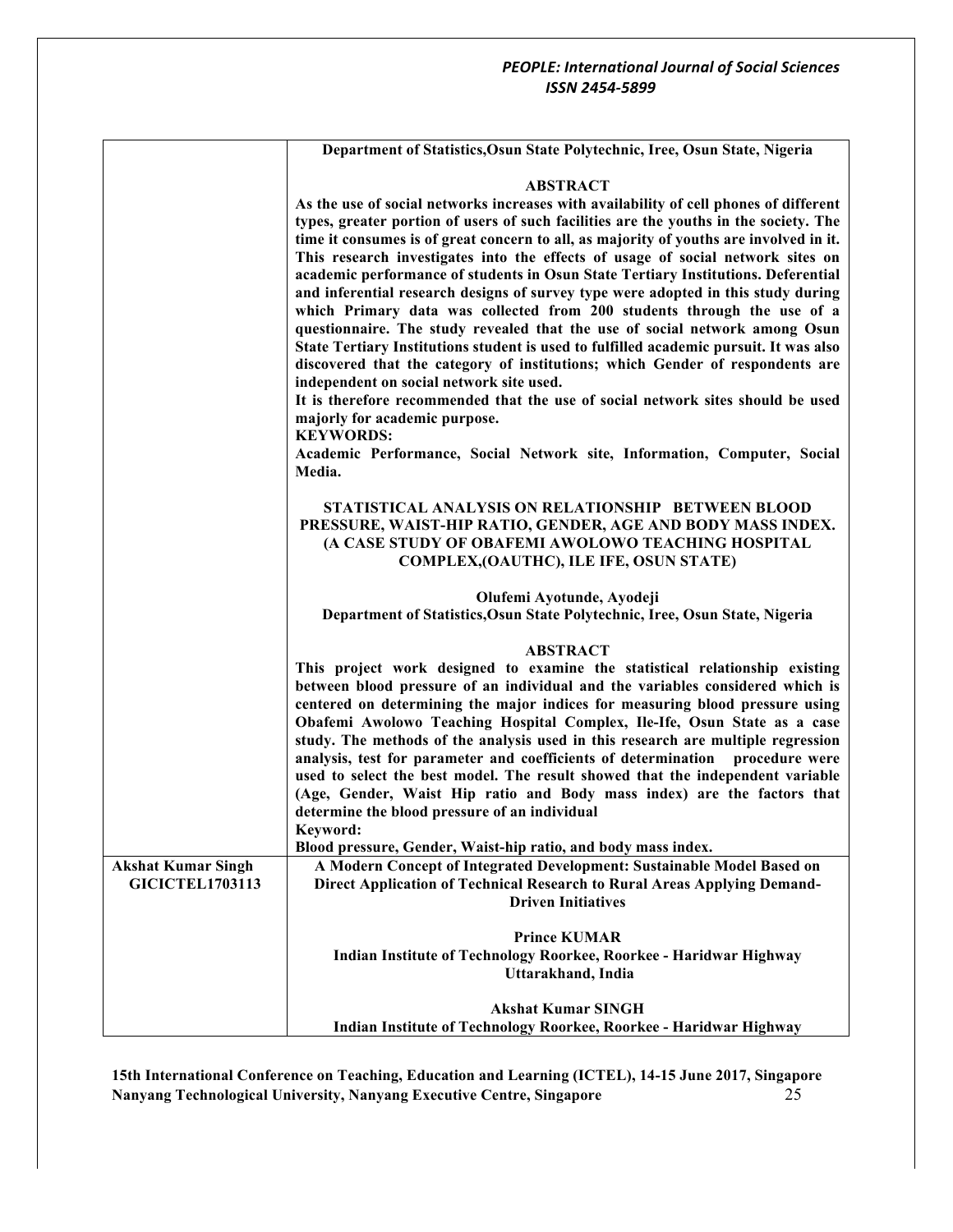| | |
|---|---|
| | **Department of Statistics,Osun State Polytechnic, Iree, Osun State, Nigeria**<br><br>**ABSTRACT**<br>**As the use of social networks increases with availability of cell phones of different types, greater portion of users of such facilities are the youths in the society. The time it consumes is of great concern to all, as majority of youths are involved in it. This research investigates into the effects of usage of social network sites on academic performance of students in Osun State Tertiary Institutions. Deferential and inferential research designs of survey type were adopted in this study during which Primary data was collected from 200 students through the use of a questionnaire. The study revealed that the use of social network among Osun State Tertiary Institutions student is used to fulfilled academic pursuit. It was also discovered that the category of institutions; which Gender of respondents are independent on social network site used.**<br>**It is therefore recommended that the use of social network sites should be used majorly for academic purpose.**<br>**KEYWORDS:**<br>**Academic Performance, Social Network site, Information, Computer, Social Media.**<br><br>**STATISTICAL ANALYSIS ON RELATIONSHIP BETWEEN BLOOD PRESSURE, WAIST-HIP RATIO, GENDER, AGE AND BODY MASS INDEX. (A CASE STUDY OF OBAFEMI AWOLOWO TEACHING HOSPITAL COMPLEX,(OAUTHC), ILE IFE, OSUN STATE)**<br><br>**Olufemi Ayotunde, Ayodeji**<br>**Department of Statistics,Osun State Polytechnic, Iree, Osun State, Nigeria**<br><br>**ABSTRACT**<br>**This project work designed to examine the statistical relationship existing between blood pressure of an individual and the variables considered which is centered on determining the major indices for measuring blood pressure using Obafemi Awolowo Teaching Hospital Complex, Ile-Ife, Osun State as a case study. The methods of the analysis used in this research are multiple regression analysis, test for parameter and coefficients of determination procedure were used to select the best model. The result showed that the independent variable (Age, Gender, Waist Hip ratio and Body mass index) are the factors that determine the blood pressure of an individual**<br>**Keyword:**<br>**Blood pressure, Gender, Waist-hip ratio, and body mass index.** |
| **Akshat Kumar Singh**<br>**GICICTEL1703113** | **A Modern Concept of Integrated Development: Sustainable Model Based on Direct Application of Technical Research to Rural Areas Applying Demand-Driven Initiatives**<br><br>**Prince KUMAR**<br>**Indian Institute of Technology Roorkee, Roorkee - Haridwar Highway Uttarakhand, India**<br><br>**Akshat Kumar SINGH**<br>**Indian Institute of Technology Roorkee, Roorkee - Haridwar Highway** |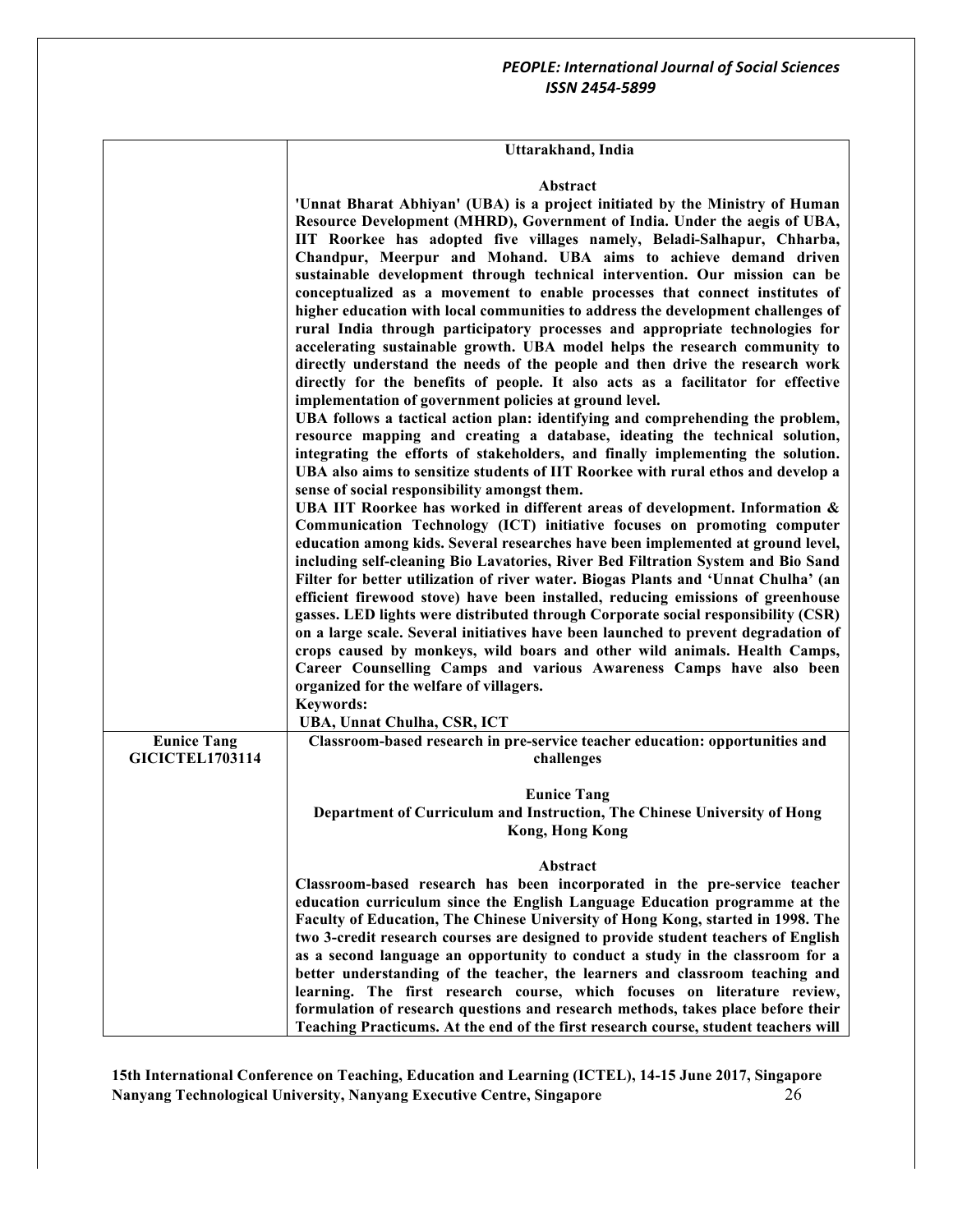| | |
|---|---|
| | **Uttarakhand, India**<br><br>**Abstract**<br>**'Unnat Bharat Abhiyan' (UBA) is a project initiated by the Ministry of Human Resource Development (MHRD), Government of India. Under the aegis of UBA, IIT Roorkee has adopted five villages namely, Beladi-Salhapur, Chharba, Chandpur, Meerpur and Mohand. UBA aims to achieve demand driven sustainable development through technical intervention. Our mission can be conceptualized as a movement to enable processes that connect institutes of higher education with local communities to address the development challenges of rural India through participatory processes and appropriate technologies for accelerating sustainable growth. UBA model helps the research community to directly understand the needs of the people and then drive the research work directly for the benefits of people. It also acts as a facilitator for effective implementation of government policies at ground level.**<br>**UBA follows a tactical action plan: identifying and comprehending the problem, resource mapping and creating a database, ideating the technical solution, integrating the efforts of stakeholders, and finally implementing the solution. UBA also aims to sensitize students of IIT Roorkee with rural ethos and develop a sense of social responsibility amongst them.**<br>**UBA IIT Roorkee has worked in different areas of development. Information & Communication Technology (ICT) initiative focuses on promoting computer education among kids. Several researches have been implemented at ground level, including self-cleaning Bio Lavatories, River Bed Filtration System and Bio Sand Filter for better utilization of river water. Biogas Plants and 'Unnat Chulha' (an efficient firewood stove) have been installed, reducing emissions of greenhouse gasses. LED lights were distributed through Corporate social responsibility (CSR) on a large scale. Several initiatives have been launched to prevent degradation of crops caused by monkeys, wild boars and other wild animals. Health Camps, Career Counselling Camps and various Awareness Camps have also been organized for the welfare of villagers.**<br>**Keywords:**<br>**UBA, Unnat Chulha, CSR, ICT** |
| **Eunice Tang**<br>**GICICTEL1703114** | **Classroom-based research in pre-service teacher education: opportunities and challenges**<br><br>**Eunice Tang**<br>**Department of Curriculum and Instruction, The Chinese University of Hong Kong, Hong Kong**<br><br>**Abstract**<br>**Classroom-based research has been incorporated in the pre-service teacher education curriculum since the English Language Education programme at the Faculty of Education, The Chinese University of Hong Kong, started in 1998. The two 3-credit research courses are designed to provide student teachers of English as a second language an opportunity to conduct a study in the classroom for a better understanding of the teacher, the learners and classroom teaching and learning. The first research course, which focuses on literature review, formulation of research questions and research methods, takes place before their Teaching Practicums. At the end of the first research course, student teachers will** |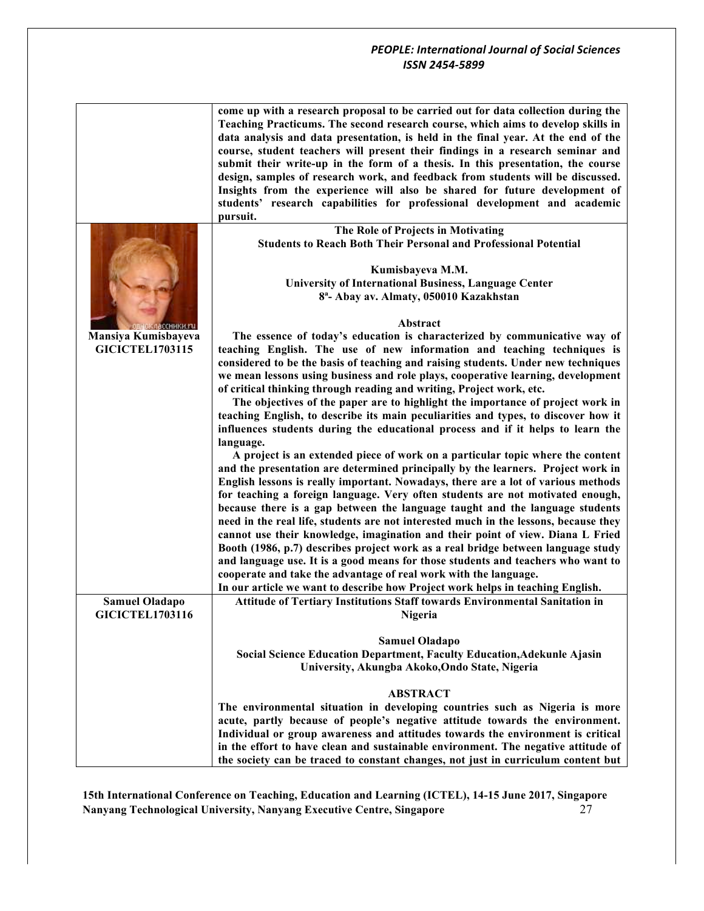| | |
|---|---|
| | **come up with a research proposal to be carried out for data collection during the Teaching Practicums. The second research course, which aims to develop skills in data analysis and data presentation, is held in the final year. At the end of the course, student teachers will present their findings in a research seminar and submit their write-up in the form of a thesis. In this presentation, the course design, samples of research work, and feedback from students will be discussed. Insights from the experience will also be shared for future development of students' research capabilities for professional development and academic pursuit.** |
| **Mansiya Kumisbayeva**<br>**GICICTEL1703115** | **The Role of Projects in Motivating Students to Reach Both Their Personal and Professional Potential**<br><br>**Kumisbayeva M.M.**<br>**University of International Business, Language Center**<br>**8[a]- Abay av. Almaty, 050010 Kazakhstan**<br><br>**Abstract**<br>**The essence of today's education is characterized by communicative way of teaching English. The use of new information and teaching techniques is considered to be the basis of teaching and raising students. Under new techniques we mean lessons using business and role plays, cooperative learning, development of critical thinking through reading and writing, Project work, etc.**<br>**The objectives of the paper are to highlight the importance of project work in teaching English, to describe its main peculiarities and types, to discover how it influences students during the educational process and if it helps to learn the language.**<br>**A project is an extended piece of work on a particular topic where the content and the presentation are determined principally by the learners. Project work in English lessons is really important. Nowadays, there are a lot of various methods for teaching a foreign language. Very often students are not motivated enough, because there is a gap between the language taught and the language students need in the real life, students are not interested much in the lessons, because they cannot use their knowledge, imagination and their point of view. Diana L Fried Booth (1986, p.7) describes project work as a real bridge between language study and language use. It is a good means for those students and teachers who want to cooperate and take the advantage of real work with the language.**<br>**In our article we want to describe how Project work helps in teaching English.** |
| **Samuel Oladapo**<br>**GICICTEL1703116** | **Attitude of Tertiary Institutions Staff towards Environmental Sanitation in Nigeria**<br><br>**Samuel Oladapo**<br>**Social Science Education Department, Faculty Education,Adekunle Ajasin University, Akungba Akoko,Ondo State, Nigeria**<br><br>**ABSTRACT**<br>**The environmental situation in developing countries such as Nigeria is more acute, partly because of people's negative attitude towards the environment. Individual or group awareness and attitudes towards the environment is critical in the effort to have clean and sustainable environment. The negative attitude of the society can be traced to constant changes, not just in curriculum content but** |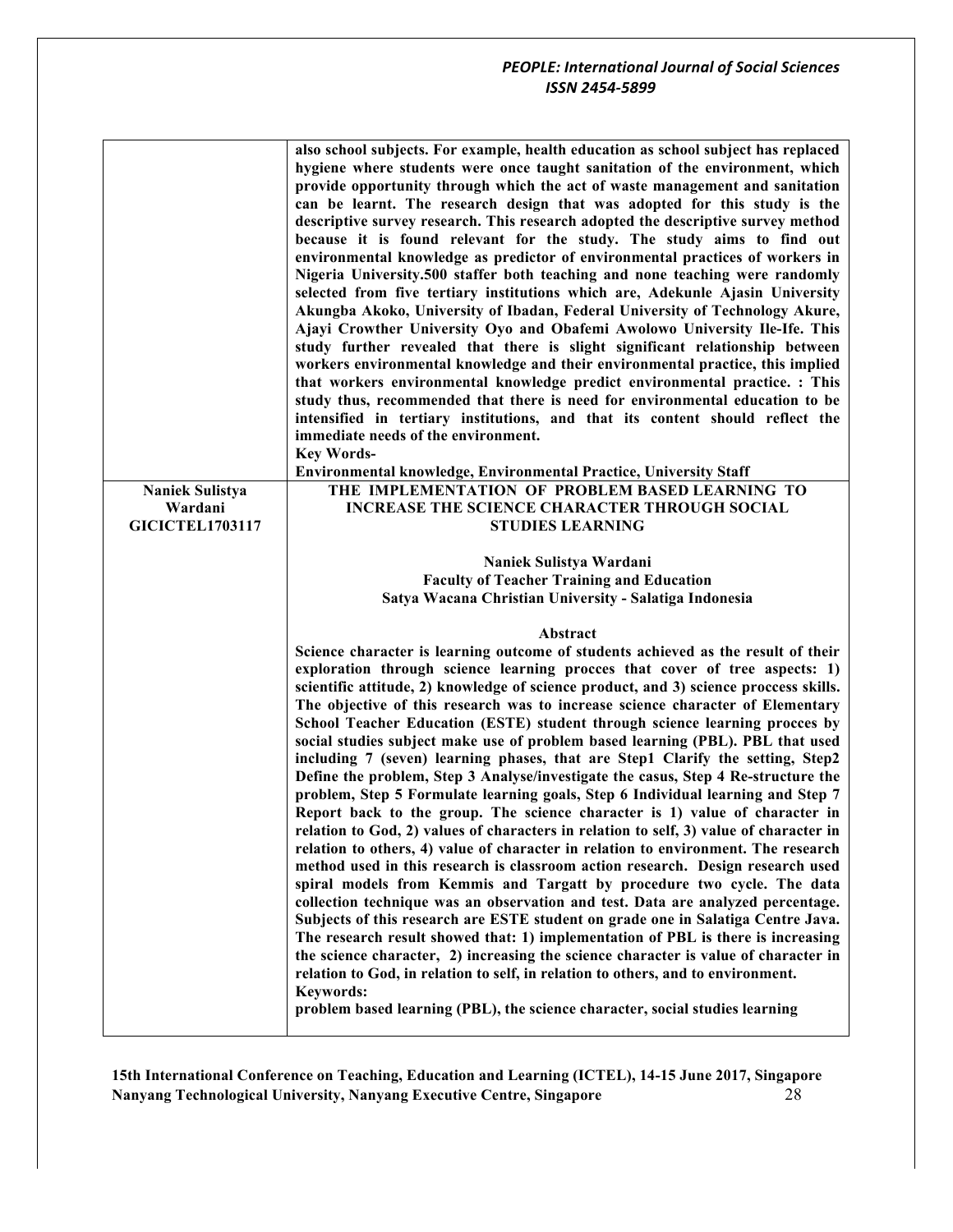| | |
|---|---|
| | **also school subjects. For example, health education as school subject has replaced hygiene where students were once taught sanitation of the environment, which provide opportunity through which the act of waste management and sanitation can be learnt. The research design that was adopted for this study is the descriptive survey research. This research adopted the descriptive survey method because it is found relevant for the study. The study aims to find out environmental knowledge as predictor of environmental practices of workers in Nigeria University.500 staffer both teaching and none teaching were randomly selected from five tertiary institutions which are, Adekunle Ajasin University Akungba Akoko, University of Ibadan, Federal University of Technology Akure, Ajayi Crowther University Oyo and Obafemi Awolowo University Ile-Ife. This study further revealed that there is slight significant relationship between workers environmental knowledge and their environmental practice, this implied that workers environmental knowledge predict environmental practice. : This study thus, recommended that there is need for environmental education to be intensified in tertiary institutions, and that its content should reflect the immediate needs of the environment.**<br>**Key Words-**<br>**Environmental knowledge, Environmental Practice, University Staff** |
| **Naniek Sulistya Wardani**<br>**GICICTEL1703117** | **THE IMPLEMENTATION OF PROBLEM BASED LEARNING TO INCREASE THE SCIENCE CHARACTER THROUGH SOCIAL STUDIES LEARNING**<br><br>**Naniek Sulistya Wardani**<br>**Faculty of Teacher Training and Education**<br>**Satya Wacana Christian University - Salatiga Indonesia**<br><br>**Abstract**<br>**Science character is learning outcome of students achieved as the result of their exploration through science learning procces that cover of tree aspects: 1) scientific attitude, 2) knowledge of science product, and 3) science proccess skills. The objective of this research was to increase science character of Elementary School Teacher Education (ESTE) student through science learning procces by social studies subject make use of problem based learning (PBL). PBL that used including 7 (seven) learning phases, that are Step1 Clarify the setting, Step2 Define the problem, Step 3 Analyse/investigate the casus, Step 4 Re-structure the problem, Step 5 Formulate learning goals, Step 6 Individual learning and Step 7 Report back to the group. The science character is 1) value of character in relation to God, 2) values of characters in relation to self, 3) value of character in relation to others, 4) value of character in relation to environment. The research method used in this research is classroom action research. Design research used spiral models from Kemmis and Targatt by procedure two cycle. The data collection technique was an observation and test. Data are analyzed percentage. Subjects of this research are ESTE student on grade one in Salatiga Centre Java. The research result showed that: 1) implementation of PBL is there is increasing the science character, 2) increasing the science character is value of character in relation to God, in relation to self, in relation to others, and to environment.**<br>**Keywords:**<br>**problem based learning (PBL), the science character, social studies learning** |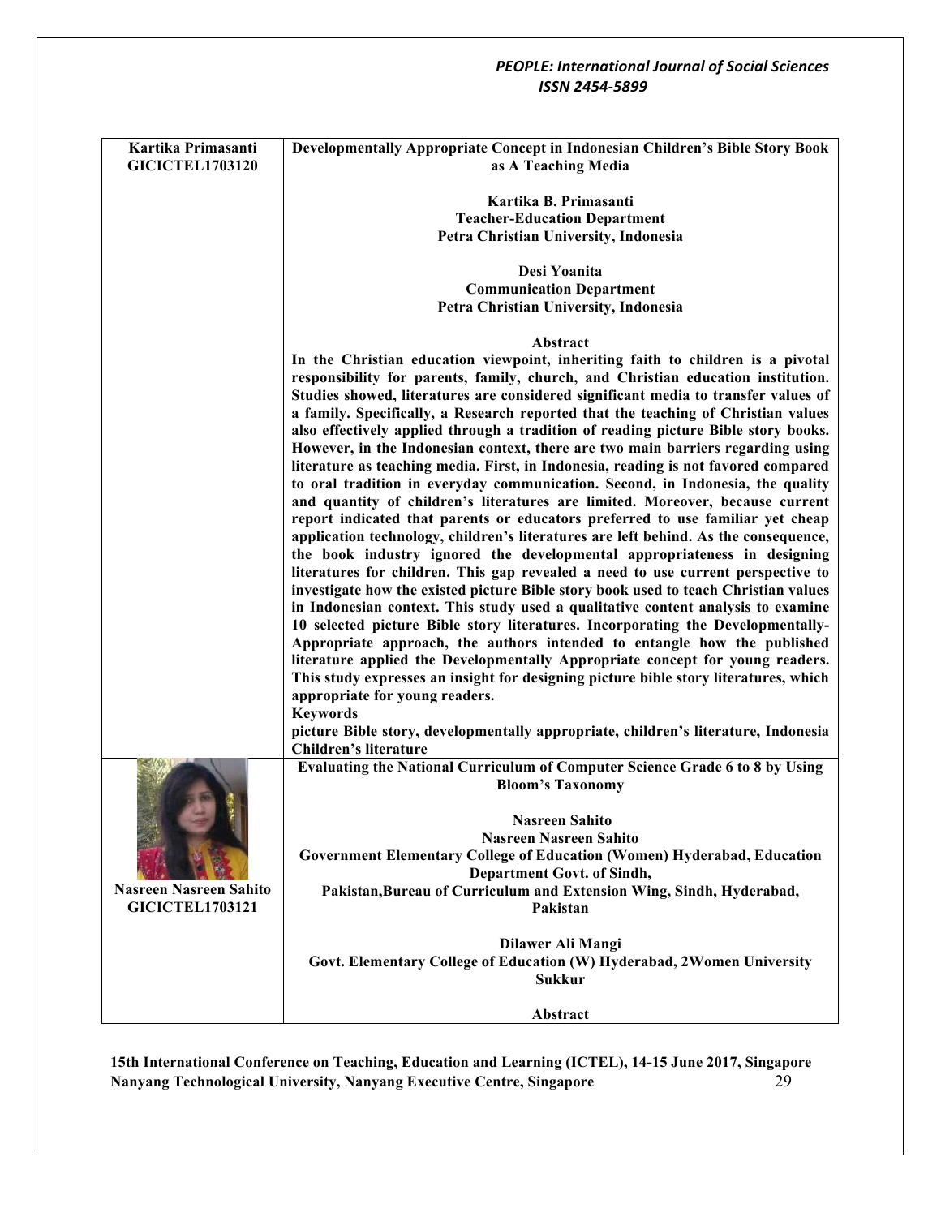| | |
|---|---|
| **Kartika Primasanti GICICTEL1703120** | **Developmentally Appropriate Concept in Indonesian Children's Bible Story Book as A Teaching Media**<br><br>**Kartika B. Primasanti**<br>**Teacher-Education Department**<br>**Petra Christian University, Indonesia**<br><br>**Desi Yoanita**<br>**Communication Department**<br>**Petra Christian University, Indonesia**<br><br>**Abstract**<br>**In the Christian education viewpoint, inheriting faith to children is a pivotal responsibility for parents, family, church, and Christian education institution. Studies showed, literatures are considered significant media to transfer values of a family. Specifically, a Research reported that the teaching of Christian values also effectively applied through a tradition of reading picture Bible story books. However, in the Indonesian context, there are two main barriers regarding using literature as teaching media. First, in Indonesia, reading is not favored compared to oral tradition in everyday communication. Second, in Indonesia, the quality and quantity of children's literatures are limited. Moreover, because current report indicated that parents or educators preferred to use familiar yet cheap application technology, children's literatures are left behind. As the consequence, the book industry ignored the developmental appropriateness in designing literatures for children. This gap revealed a need to use current perspective to investigate how the existed picture Bible story book used to teach Christian values in Indonesian context. This study used a qualitative content analysis to examine 10 selected picture Bible story literatures. Incorporating the Developmentally-Appropriate approach, the authors intended to entangle how the published literature applied the Developmentally Appropriate concept for young readers. This study expresses an insight for designing picture bible story literatures, which appropriate for young readers.**<br>**Keywords**<br>**picture Bible story, developmentally appropriate, children's literature, Indonesia Children's literature** |
| **Nasreen Nasreen Sahito GICICTEL1703121** | **Evaluating the National Curriculum of Computer Science Grade 6 to 8 by Using Bloom's Taxonomy**<br><br>**Nasreen Sahito**<br>**Nasreen Nasreen Sahito**<br>**Government Elementary College of Education (Women) Hyderabad, Education Department Govt. of Sindh, Pakistan,Bureau of Curriculum and Extension Wing, Sindh, Hyderabad, Pakistan**<br><br>**Dilawer Ali Mangi**<br>**Govt. Elementary College of Education (W) Hyderabad, 2Women University Sukkur**<br><br>**Abstract** |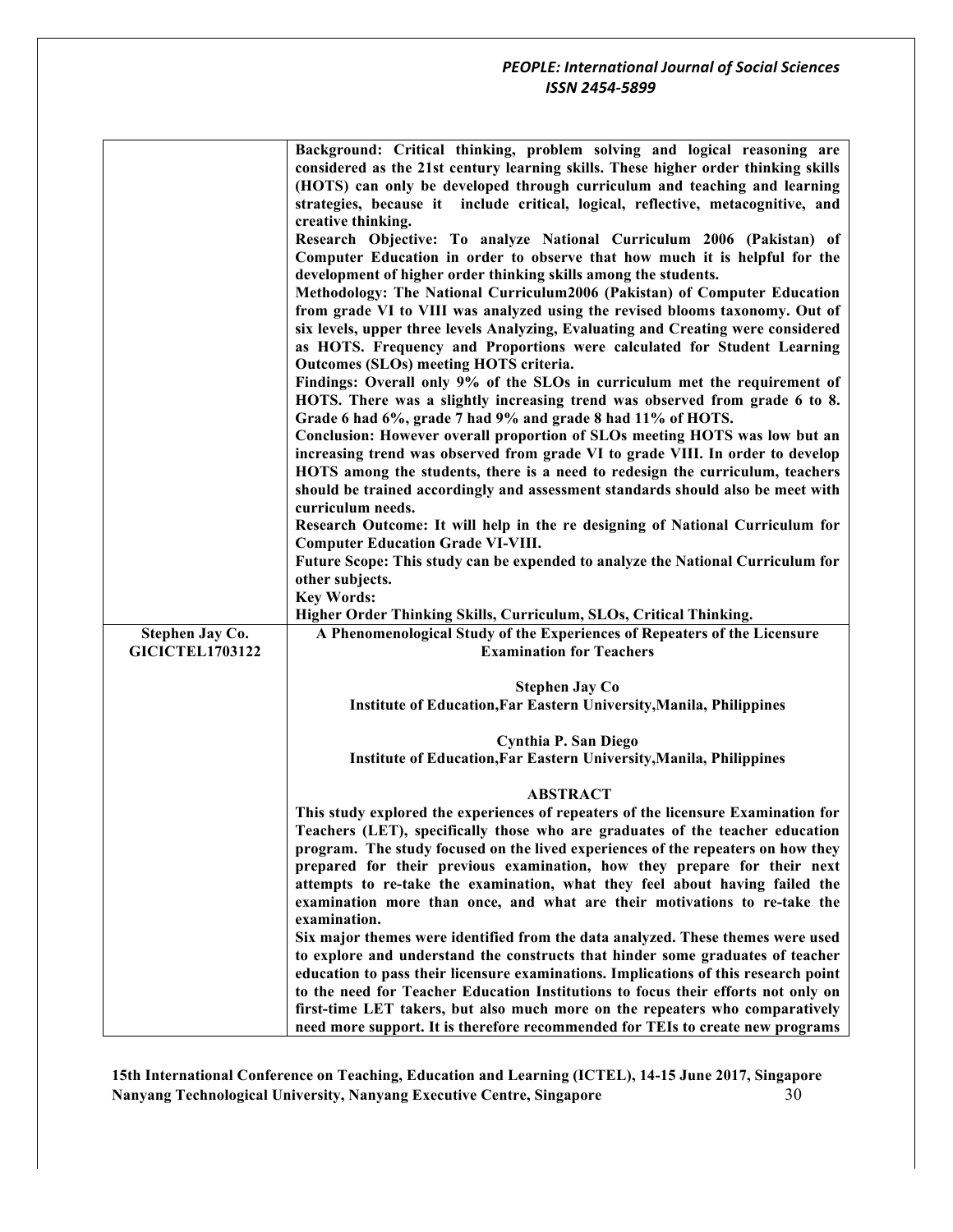| | |
|---|---|
| | **Background: Critical thinking, problem solving and logical reasoning are considered as the 21st century learning skills. These higher order thinking skills (HOTS) can only be developed through curriculum and teaching and learning strategies, because it include critical, logical, reflective, metacognitive, and creative thinking.**<br>**Research Objective: To analyze National Curriculum 2006 (Pakistan) of Computer Education in order to observe that how much it is helpful for the development of higher order thinking skills among the students.**<br>**Methodology: The National Curriculum2006 (Pakistan) of Computer Education from grade VI to VIII was analyzed using the revised blooms taxonomy. Out of six levels, upper three levels Analyzing, Evaluating and Creating were considered as HOTS. Frequency and Proportions were calculated for Student Learning Outcomes (SLOs) meeting HOTS criteria.**<br>**Findings: Overall only 9% of the SLOs in curriculum met the requirement of HOTS. There was a slightly increasing trend was observed from grade 6 to 8. Grade 6 had 6%, grade 7 had 9% and grade 8 had 11% of HOTS.**<br>**Conclusion: However overall proportion of SLOs meeting HOTS was low but an increasing trend was observed from grade VI to grade VIII. In order to develop HOTS among the students, there is a need to redesign the curriculum, teachers should be trained accordingly and assessment standards should also be meet with curriculum needs.**<br>**Research Outcome: It will help in the re designing of National Curriculum for Computer Education Grade VI-VIII.**<br>**Future Scope: This study can be expended to analyze the National Curriculum for other subjects.**<br>**Key Words:**<br>**Higher Order Thinking Skills, Curriculum, SLOs, Critical Thinking.** |
| **Stephen Jay Co.**<br>**GICICTEL1703122** | **A Phenomenological Study of the Experiences of Repeaters of the Licensure Examination for Teachers**<br><br>**Stephen Jay Co**<br>**Institute of Education,Far Eastern University,Manila, Philippines**<br><br>**Cynthia P. San Diego**<br>**Institute of Education,Far Eastern University,Manila, Philippines**<br><br>**ABSTRACT**<br>**This study explored the experiences of repeaters of the licensure Examination for Teachers (LET), specifically those who are graduates of the teacher education program. The study focused on the lived experiences of the repeaters on how they prepared for their previous examination, how they prepare for their next attempts to re-take the examination, what they feel about having failed the examination more than once, and what are their motivations to re-take the examination.**<br>**Six major themes were identified from the data analyzed. These themes were used to explore and understand the constructs that hinder some graduates of teacher education to pass their licensure examinations. Implications of this research point to the need for Teacher Education Institutions to focus their efforts not only on first-time LET takers, but also much more on the repeaters who comparatively need more support. It is therefore recommended for TEIs to create new programs** |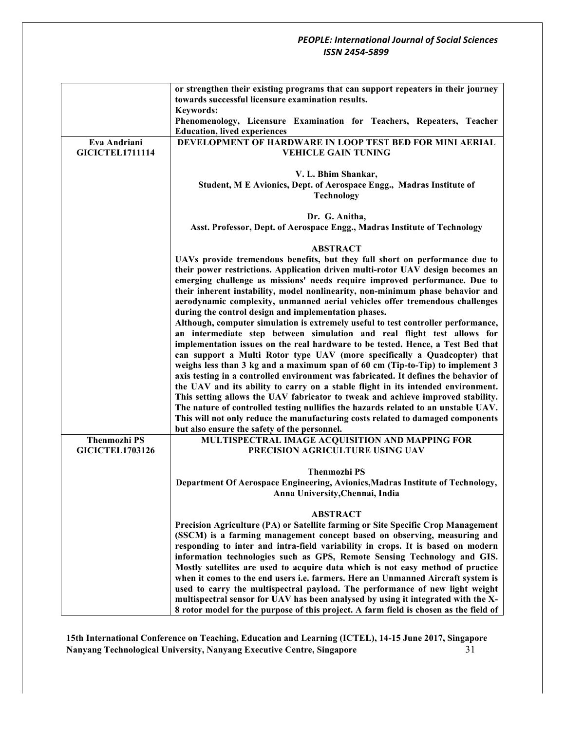| | |
|---|---|
| | **or strengthen their existing programs that can support repeaters in their journey towards successful licensure examination results.**<br>**Keywords:**<br>**Phenomenology, Licensure Examination for Teachers, Repeaters, Teacher Education, lived experiences** |
| **Eva Andriani**<br>**GICICTEL1711114** | **DEVELOPMENT OF HARDWARE IN LOOP TEST BED FOR MINI AERIAL VEHICLE GAIN TUNING**<br><br>**V. L. Bhim Shankar,**<br>**Student, M E Avionics, Dept. of Aerospace Engg., Madras Institute of Technology**<br><br>**Dr. G. Anitha,**<br>**Asst. Professor, Dept. of Aerospace Engg., Madras Institute of Technology**<br><br>**ABSTRACT**<br>**UAVs provide tremendous benefits, but they fall short on performance due to their power restrictions. Application driven multi-rotor UAV design becomes an emerging challenge as missions' needs require improved performance. Due to their inherent instability, model nonlinearity, non-minimum phase behavior and aerodynamic complexity, unmanned aerial vehicles offer tremendous challenges during the control design and implementation phases.**<br>**Although, computer simulation is extremely useful to test controller performance, an intermediate step between simulation and real flight test allows for implementation issues on the real hardware to be tested. Hence, a Test Bed that can support a Multi Rotor type UAV (more specifically a Quadcopter) that weighs less than 3 kg and a maximum span of 60 cm (Tip-to-Tip) to implement 3 axis testing in a controlled environment was fabricated. It defines the behavior of the UAV and its ability to carry on a stable flight in its intended environment. This setting allows the UAV fabricator to tweak and achieve improved stability. The nature of controlled testing nullifies the hazards related to an unstable UAV. This will not only reduce the manufacturing costs related to damaged components but also ensure the safety of the personnel.** |
| **Thenmozhi PS**<br>**GICICTEL1703126** | **MULTISPECTRAL IMAGE ACQUISITION AND MAPPING FOR PRECISION AGRICULTURE USING UAV**<br><br>**Thenmozhi PS**<br>**Department Of Aerospace Engineering, Avionics,Madras Institute of Technology, Anna University,Chennai, India**<br><br>**ABSTRACT**<br>**Precision Agriculture (PA) or Satellite farming or Site Specific Crop Management (SSCM) is a farming management concept based on observing, measuring and responding to inter and intra-field variability in crops. It is based on modern information technologies such as GPS, Remote Sensing Technology and GIS. Mostly satellites are used to acquire data which is not easy method of practice when it comes to the end users i.e. farmers. Here an Unmanned Aircraft system is used to carry the multispectral payload. The performance of new light weight multispectral sensor for UAV has been analysed by using it integrated with the X-8 rotor model for the purpose of this project. A farm field is chosen as the field of** |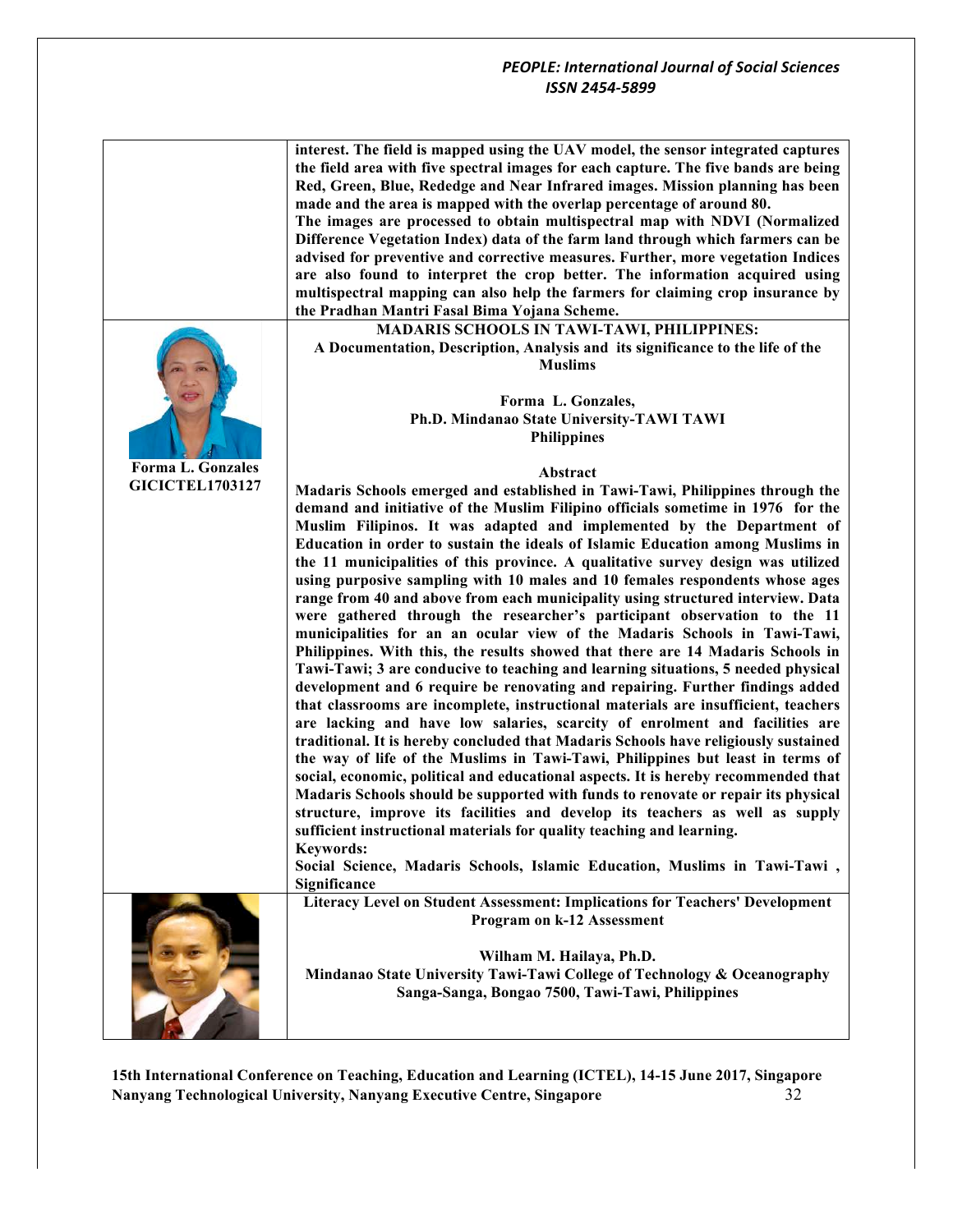interest. The field is mapped using the UAV model, the sensor integrated captures the field area with five spectral images for each capture. The five bands are being Red, Green, Blue, Rededge and Near Infrared images. Mission planning has been made and the area is mapped with the overlap percentage of around 80.

The images are processed to obtain multispectral map with NDVI (Normalized Difference Vegetation Index) data of the farm land through which farmers can be advised for preventive and corrective measures. Further, more vegetation Indices are also found to interpret the crop better. The information acquired using multispectral mapping can also help the farmers for claiming crop insurance by the Pradhan Mantri Fasal Bima Yojana Scheme.

**Forma L. Gonzales**
**GICICTEL1703127**

## MADARIS SCHOOLS IN TAWI-TAWI, PHILIPPINES: A Documentation, Description, Analysis and its significance to the life of the Muslims

**Forma L. Gonzales,**
**Ph.D. Mindanao State University-TAWI TAWI**
**Philippines**

### Abstract

Madaris Schools emerged and established in Tawi-Tawi, Philippines through the demand and initiative of the Muslim Filipino officials sometime in 1976 for the Muslim Filipinos. It was adapted and implemented by the Department of Education in order to sustain the ideals of Islamic Education among Muslims in the 11 municipalities of this province. A qualitative survey design was utilized using purposive sampling with 10 males and 10 females respondents whose ages range from 40 and above from each municipality using structured interview. Data were gathered through the researcher's participant observation to the 11 municipalities for an an ocular view of the Madaris Schools in Tawi-Tawi, Philippines. With this, the results showed that there are 14 Madaris Schools in Tawi-Tawi; 3 are conducive to teaching and learning situations, 5 needed physical development and 6 require be renovating and repairing. Further findings added that classrooms are incomplete, instructional materials are insufficient, teachers are lacking and have low salaries, scarcity of enrolment and facilities are traditional. It is hereby concluded that Madaris Schools have religiously sustained the way of life of the Muslims in Tawi-Tawi, Philippines but least in terms of social, economic, political and educational aspects. It is hereby recommended that Madaris Schools should be supported with funds to renovate or repair its physical structure, improve its facilities and develop its teachers as well as supply sufficient instructional materials for quality teaching and learning.

**Keywords:**
Social Science, Madaris Schools, Islamic Education, Muslims in Tawi-Tawi , Significance

## Literacy Level on Student Assessment: Implications for Teachers' Development Program on k-12 Assessment

**Wilham M. Hailaya, Ph.D.**
**Mindanao State University Tawi-Tawi College of Technology & Oceanography**
**Sanga-Sanga, Bongao 7500, Tawi-Tawi, Philippines**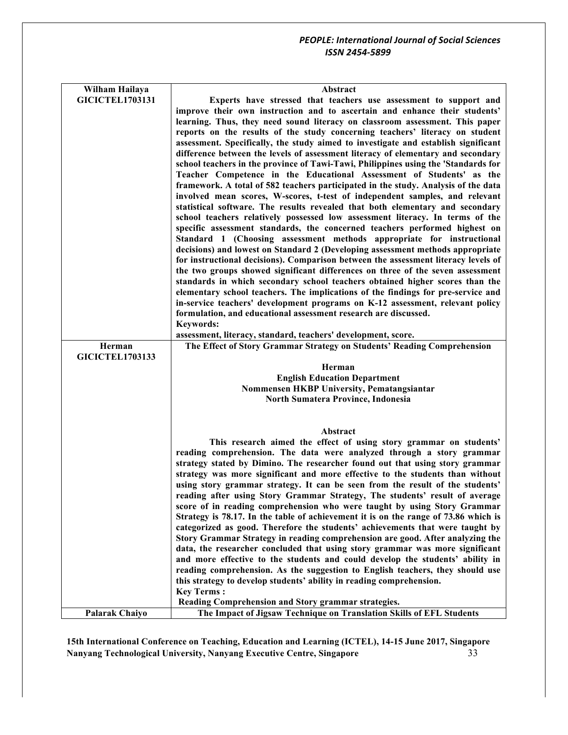| Wilham Hailaya GICICTEL1703131 | **Abstract** Experts have stressed that teachers use assessment to support and improve their own instruction and to ascertain and enhance their students' learning. Thus, they need sound literacy on classroom assessment. This paper reports on the results of the study concerning teachers' literacy on student assessment. Specifically, the study aimed to investigate and establish significant difference between the levels of assessment literacy of elementary and secondary school teachers in the province of Tawi-Tawi, Philippines using the 'Standards for Teacher Competence in the Educational Assessment of Students' as the framework. A total of 582 teachers participated in the study. Analysis of the data involved mean scores, W-scores, t-test of independent samples, and relevant statistical software. The results revealed that both elementary and secondary school teachers relatively possessed low assessment literacy. In terms of the specific assessment standards, the concerned teachers performed highest on Standard 1 (Choosing assessment methods appropriate for instructional decisions) and lowest on Standard 2 (Developing assessment methods appropriate for instructional decisions). Comparison between the assessment literacy levels of the two groups showed significant differences on three of the seven assessment standards in which secondary school teachers obtained higher scores than the elementary school teachers. The implications of the findings for pre-service and in-service teachers' development programs on K-12 assessment, relevant policy formulation, and educational assessment research are discussed. **Keywords:** assessment, literacy, standard, teachers' development, score. |
|---|---|
| Herman GICICTEL1703133 | **The Effect of Story Grammar Strategy on Students' Reading Comprehension** Herman English Education Department Nommensen HKBP University, Pematangsiantar North Sumatera Province, Indonesia **Abstract** This research aimed the effect of using story grammar on students' reading comprehension. The data were analyzed through a story grammar strategy stated by Dimino. The researcher found out that using story grammar strategy was more significant and more effective to the students than without using story grammar strategy. It can be seen from the result of the students' reading after using Story Grammar Strategy, The students' result of average score of in reading comprehension who were taught by using Story Grammar Strategy is 78.17. In the table of achievement it is on the range of 73.86 which is categorized as good. Therefore the students' achievements that were taught by Story Grammar Strategy in reading comprehension are good. After analyzing the data, the researcher concluded that using story grammar was more significant and more effective to the students and could develop the students' ability in reading comprehension. As the suggestion to English teachers, they should use this strategy to develop students' ability in reading comprehension. **Key Terms :** Reading Comprehension and Story grammar strategies. |
| Palarak Chaiyo | **The Impact of Jigsaw Technique on Translation Skills of EFL Students** |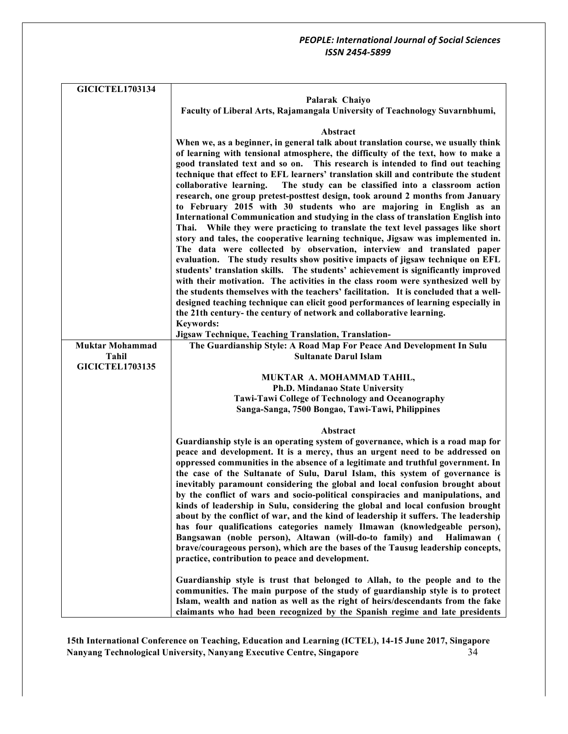| | |
|---|---|
| **GICICTEL1703134** | **Palarak Chaiyo**<br>**Faculty of Liberal Arts, Rajamangala University of Teachnology Suvarnbhumi,**<br><br>**Abstract**<br>**When we, as a beginner, in general talk about translation course, we usually think of learning with tensional atmosphere, the difficulty of the text, how to make a good translated text and so on. This research is intended to find out teaching technique that effect to EFL learners' translation skill and contribute the student collaborative learning. The study can be classified into a classroom action research, one group pretest-posttest design, took around 2 months from January to February 2015 with 30 students who are majoring in English as an International Communication and studying in the class of translation English into Thai. While they were practicing to translate the text level passages like short story and tales, the cooperative learning technique, Jigsaw was implemented in. The data were collected by observation, interview and translated paper evaluation. The study results show positive impacts of jigsaw technique on EFL students' translation skills. The students' achievement is significantly improved with their motivation. The activities in the class room were synthesized well by the students themselves with the teachers' facilitation. It is concluded that a well-designed teaching technique can elicit good performances of learning especially in the 21th century- the century of network and collaborative learning.**<br>**Keywords:**<br>**Jigsaw Technique, Teaching Translation, Translation-** |
| **Muktar Mohammad Tahil**<br>**GICICTEL1703135** | **The Guardianship Style: A Road Map For Peace And Development In Sulu Sultanate Darul Islam**<br><br>**MUKTAR A. MOHAMMAD TAHIL,**<br>**Ph.D. Mindanao State University**<br>**Tawi-Tawi College of Technology and Oceanography**<br>**Sanga-Sanga, 7500 Bongao, Tawi-Tawi, Philippines**<br><br>**Abstract**<br>**Guardianship style is an operating system of governance, which is a road map for peace and development. It is a mercy, thus an urgent need to be addressed on oppressed communities in the absence of a legitimate and truthful government. In the case of the Sultanate of Sulu, Darul Islam, this system of governance is inevitably paramount considering the global and local confusion brought about by the conflict of wars and socio-political conspiracies and manipulations, and kinds of leadership in Sulu, considering the global and local confusion brought about by the conflict of war, and the kind of leadership it suffers. The leadership has four qualifications categories namely Ilmawan (knowledgeable person), Bangsawan (noble person), Altawan (will-do-to family) and Halimawan ( brave/courageous person), which are the bases of the Tausug leadership concepts, practice, contribution to peace and development.**<br><br>**Guardianship style is trust that belonged to Allah, to the people and to the communities. The main purpose of the study of guardianship style is to protect Islam, wealth and nation as well as the right of heirs/descendants from the fake claimants who had been recognized by the Spanish regime and late presidents** |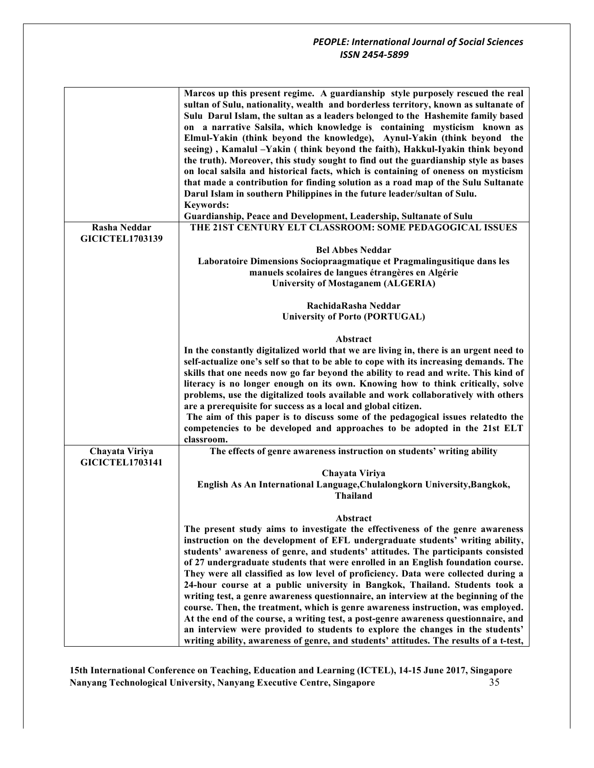| | |
|---|---|
| | **Marcos up this present regime. A guardianship style purposely rescued the real sultan of Sulu, nationality, wealth and borderless territory, known as sultanate of Sulu Darul Islam, the sultan as a leaders belonged to the Hashemite family based on a narrative Salsila, which knowledge is containing mysticism known as Elmul-Yakin (think beyond the knowledge), Aynul-Yakin (think beyond the seeing) , Kamalul –Yakin ( think beyond the faith), Hakkul-Iyakin think beyond the truth). Moreover, this study sought to find out the guardianship style as bases on local salsila and historical facts, which is containing of oneness on mysticism that made a contribution for finding solution as a road map of the Sulu Sultanate Darul Islam in southern Philippines in the future leader/sultan of Sulu.**<br>**Keywords:**<br>**Guardianship, Peace and Development, Leadership, Sultanate of Sulu** |
| **Rasha Neddar**<br>**GICICTEL1703139** | **THE 21ST CENTURY ELT CLASSROOM: SOME PEDAGOGICAL ISSUES**<br><br>**Bel Abbes Neddar**<br>**Laboratoire Dimensions Sociopraagmatique et Pragmalingusitique dans les manuels scolaires de langues étrangères en Algérie**<br>**University of Mostaganem (ALGERIA)**<br><br>**RachidaRasha Neddar**<br>**University of Porto (PORTUGAL)**<br><br>**Abstract**<br>**In the constantly digitalized world that we are living in, there is an urgent need to self-actualize one's self so that to be able to cope with its increasing demands. The skills that one needs now go far beyond the ability to read and write. This kind of literacy is no longer enough on its own. Knowing how to think critically, solve problems, use the digitalized tools available and work collaboratively with others are a prerequisite for success as a local and global citizen.**<br>**The aim of this paper is to discuss some of the pedagogical issues relatedto the competencies to be developed and approaches to be adopted in the 21st ELT classroom.** |
| **Chayata Viriya**<br>**GICICTEL1703141** | **The effects of genre awareness instruction on students' writing ability**<br><br>**Chayata Viriya**<br>**English As An International Language,Chulalongkorn University,Bangkok, Thailand**<br><br>**Abstract**<br>**The present study aims to investigate the effectiveness of the genre awareness instruction on the development of EFL undergraduate students' writing ability, students' awareness of genre, and students' attitudes. The participants consisted of 27 undergraduate students that were enrolled in an English foundation course. They were all classified as low level of proficiency. Data were collected during a 24-hour course at a public university in Bangkok, Thailand. Students took a writing test, a genre awareness questionnaire, an interview at the beginning of the course. Then, the treatment, which is genre awareness instruction, was employed. At the end of the course, a writing test, a post-genre awareness questionnaire, and an interview were provided to students to explore the changes in the students' writing ability, awareness of genre, and students' attitudes. The results of a t-test,** |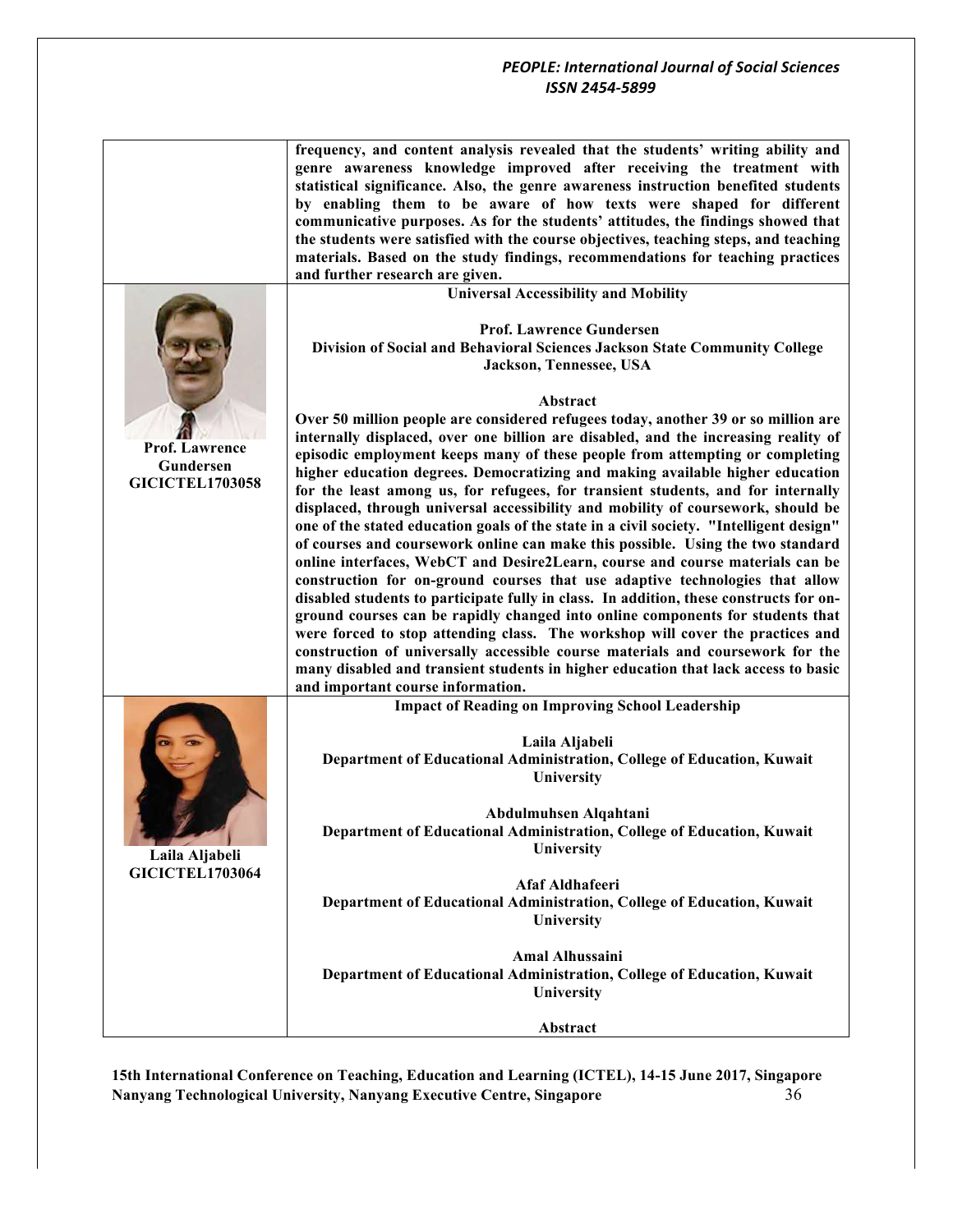frequency, and content analysis revealed that the students' writing ability and genre awareness knowledge improved after receiving the treatment with statistical significance. Also, the genre awareness instruction benefited students by enabling them to be aware of how texts were shaped for different communicative purposes. As for the students' attitudes, the findings showed that the students were satisfied with the course objectives, teaching steps, and teaching materials. Based on the study findings, recommendations for teaching practices and further research are given.

**Prof. Lawrence Gundersen**
**GICICTEL1703058**

### Universal Accessibility and Mobility

**Prof. Lawrence Gundersen**
**Division of Social and Behavioral Sciences Jackson State Community College Jackson, Tennessee, USA**

**Abstract**

Over 50 million people are considered refugees today, another 39 or so million are internally displaced, over one billion are disabled, and the increasing reality of episodic employment keeps many of these people from attempting or completing higher education degrees. Democratizing and making available higher education for the least among us, for refugees, for transient students, and for internally displaced, through universal accessibility and mobility of coursework, should be one of the stated education goals of the state in a civil society. "Intelligent design" of courses and coursework online can make this possible. Using the two standard online interfaces, WebCT and Desire2Learn, course and course materials can be construction for on-ground courses that use adaptive technologies that allow disabled students to participate fully in class. In addition, these constructs for on-ground courses can be rapidly changed into online components for students that were forced to stop attending class. The workshop will cover the practices and construction of universally accessible course materials and coursework for the many disabled and transient students in higher education that lack access to basic and important course information.

**Laila Aljabeli**
**GICICTEL1703064**

### Impact of Reading on Improving School Leadership

**Laila Aljabeli**
**Department of Educational Administration, College of Education, Kuwait University**

**Abdulmuhsen Alqahtani**
**Department of Educational Administration, College of Education, Kuwait University**

**Afaf Aldhafeeri**
**Department of Educational Administration, College of Education, Kuwait University**

**Amal Alhussaini**
**Department of Educational Administration, College of Education, Kuwait University**

**Abstract**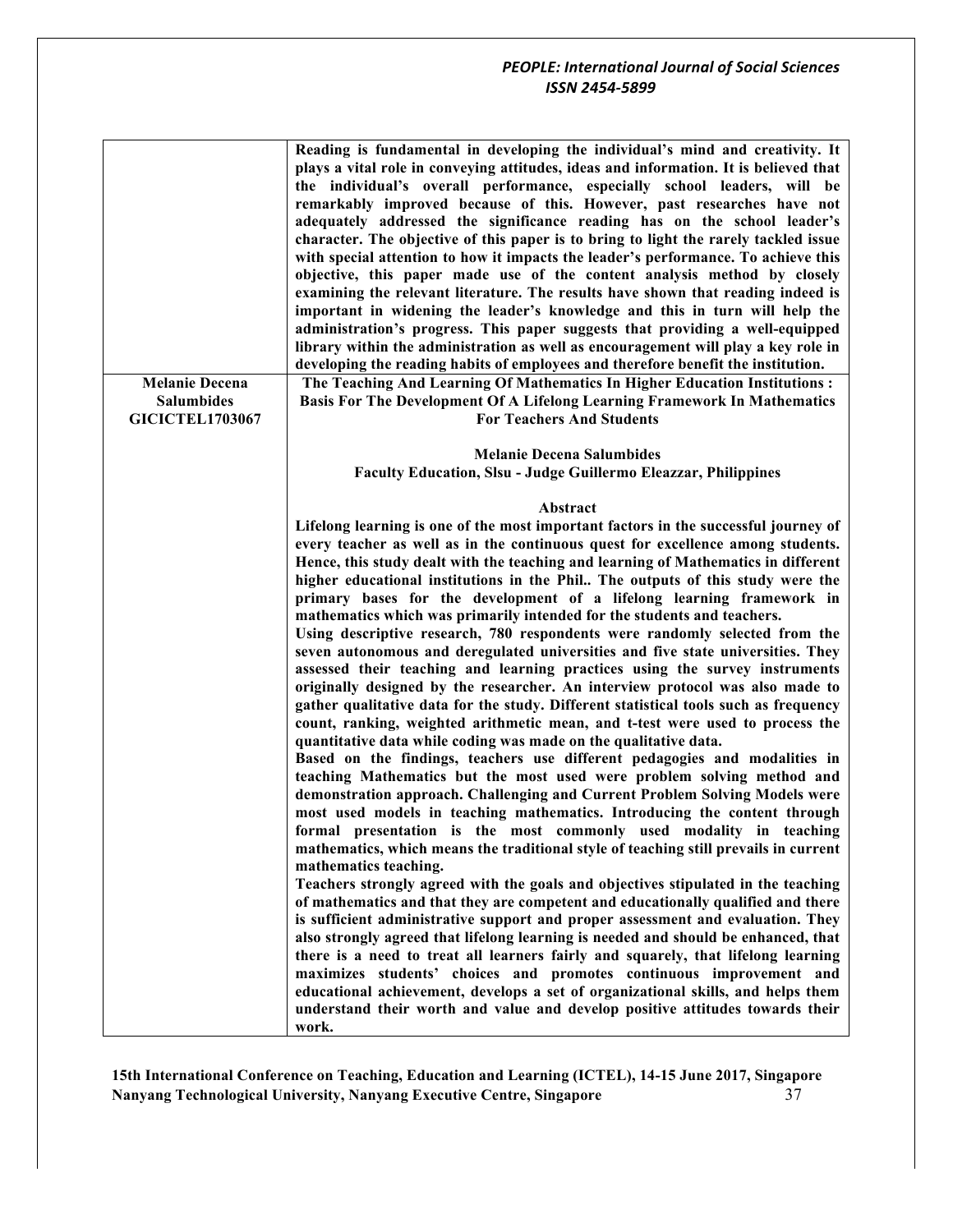| | |
|---|---|
| | **Reading is fundamental in developing the individual's mind and creativity. It plays a vital role in conveying attitudes, ideas and information. It is believed that the individual's overall performance, especially school leaders, will be remarkably improved because of this. However, past researches have not adequately addressed the significance reading has on the school leader's character. The objective of this paper is to bring to light the rarely tackled issue with special attention to how it impacts the leader's performance. To achieve this objective, this paper made use of the content analysis method by closely examining the relevant literature. The results have shown that reading indeed is important in widening the leader's knowledge and this in turn will help the administration's progress. This paper suggests that providing a well-equipped library within the administration as well as encouragement will play a key role in developing the reading habits of employees and therefore benefit the institution.** |
| **Melanie Decena Salumbides GICICTEL1703067** | **The Teaching And Learning Of Mathematics In Higher Education Institutions : Basis For The Development Of A Lifelong Learning Framework In Mathematics For Teachers And Students**<br><br>**Melanie Decena Salumbides**<br>**Faculty Education, Slsu - Judge Guillermo Eleazzar, Philippines**<br><br>**Abstract**<br>**Lifelong learning is one of the most important factors in the successful journey of every teacher as well as in the continuous quest for excellence among students. Hence, this study dealt with the teaching and learning of Mathematics in different higher educational institutions in the Phil.. The outputs of this study were the primary bases for the development of a lifelong learning framework in mathematics which was primarily intended for the students and teachers.**<br>**Using descriptive research, 780 respondents were randomly selected from the seven autonomous and deregulated universities and five state universities. They assessed their teaching and learning practices using the survey instruments originally designed by the researcher. An interview protocol was also made to gather qualitative data for the study. Different statistical tools such as frequency count, ranking, weighted arithmetic mean, and t-test were used to process the quantitative data while coding was made on the qualitative data.**<br>**Based on the findings, teachers use different pedagogies and modalities in teaching Mathematics but the most used were problem solving method and demonstration approach. Challenging and Current Problem Solving Models were most used models in teaching mathematics. Introducing the content through formal presentation is the most commonly used modality in teaching mathematics, which means the traditional style of teaching still prevails in current mathematics teaching.**<br>**Teachers strongly agreed with the goals and objectives stipulated in the teaching of mathematics and that they are competent and educationally qualified and there is sufficient administrative support and proper assessment and evaluation. They also strongly agreed that lifelong learning is needed and should be enhanced, that there is a need to treat all learners fairly and squarely, that lifelong learning maximizes students' choices and promotes continuous improvement and educational achievement, develops a set of organizational skills, and helps them understand their worth and value and develop positive attitudes towards their work.** |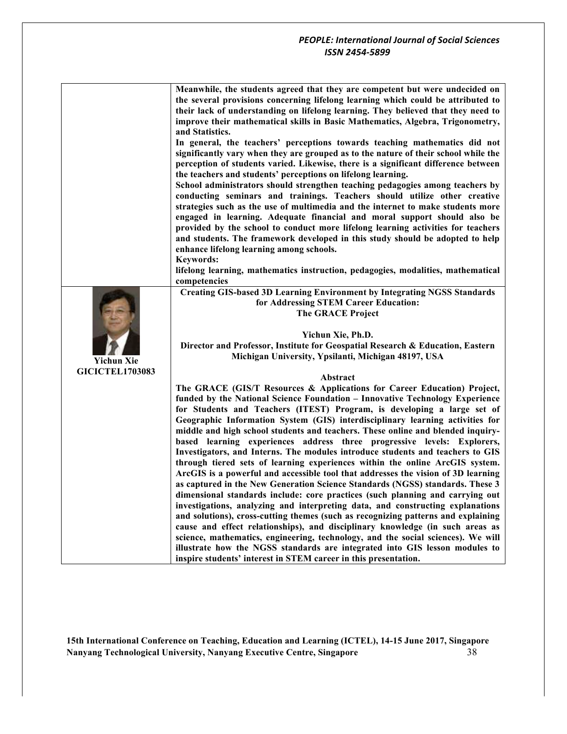**Meanwhile, the students agreed that they are competent but were undecided on the several provisions concerning lifelong learning which could be attributed to their lack of understanding on lifelong learning. They believed that they need to improve their mathematical skills in Basic Mathematics, Algebra, Trigonometry, and Statistics.**

**In general, the teachers' perceptions towards teaching mathematics did not significantly vary when they are grouped as to the nature of their school while the perception of students varied. Likewise, there is a significant difference between the teachers and students' perceptions on lifelong learning.**

**School administrators should strengthen teaching pedagogies among teachers by conducting seminars and trainings. Teachers should utilize other creative strategies such as the use of multimedia and the internet to make students more engaged in learning. Adequate financial and moral support should also be provided by the school to conduct more lifelong learning activities for teachers and students. The framework developed in this study should be adopted to help enhance lifelong learning among schools.**

**Keywords:**

**lifelong learning, mathematics instruction, pedagogies, modalities, mathematical competencies**

**Yichun Xie**
**GICICTEL1703083**

## Creating GIS-based 3D Learning Environment by Integrating NGSS Standards for Addressing STEM Career Education: The GRACE Project

**Yichun Xie, Ph.D.**

**Director and Professor, Institute for Geospatial Research & Education, Eastern Michigan University, Ypsilanti, Michigan 48197, USA**

### Abstract

**The GRACE (GIS/T Resources & Applications for Career Education) Project, funded by the National Science Foundation – Innovative Technology Experience for Students and Teachers (ITEST) Program, is developing a large set of Geographic Information System (GIS) interdisciplinary learning activities for middle and high school students and teachers. These online and blended inquiry-based learning experiences address three progressive levels: Explorers, Investigators, and Interns. The modules introduce students and teachers to GIS through tiered sets of learning experiences within the online ArcGIS system. ArcGIS is a powerful and accessible tool that addresses the vision of 3D learning as captured in the New Generation Science Standards (NGSS) standards. These 3 dimensional standards include: core practices (such planning and carrying out investigations, analyzing and interpreting data, and constructing explanations and solutions), cross-cutting themes (such as recognizing patterns and explaining cause and effect relationships), and disciplinary knowledge (in such areas as science, mathematics, engineering, technology, and the social sciences). We will illustrate how the NGSS standards are integrated into GIS lesson modules to inspire students' interest in STEM career in this presentation.**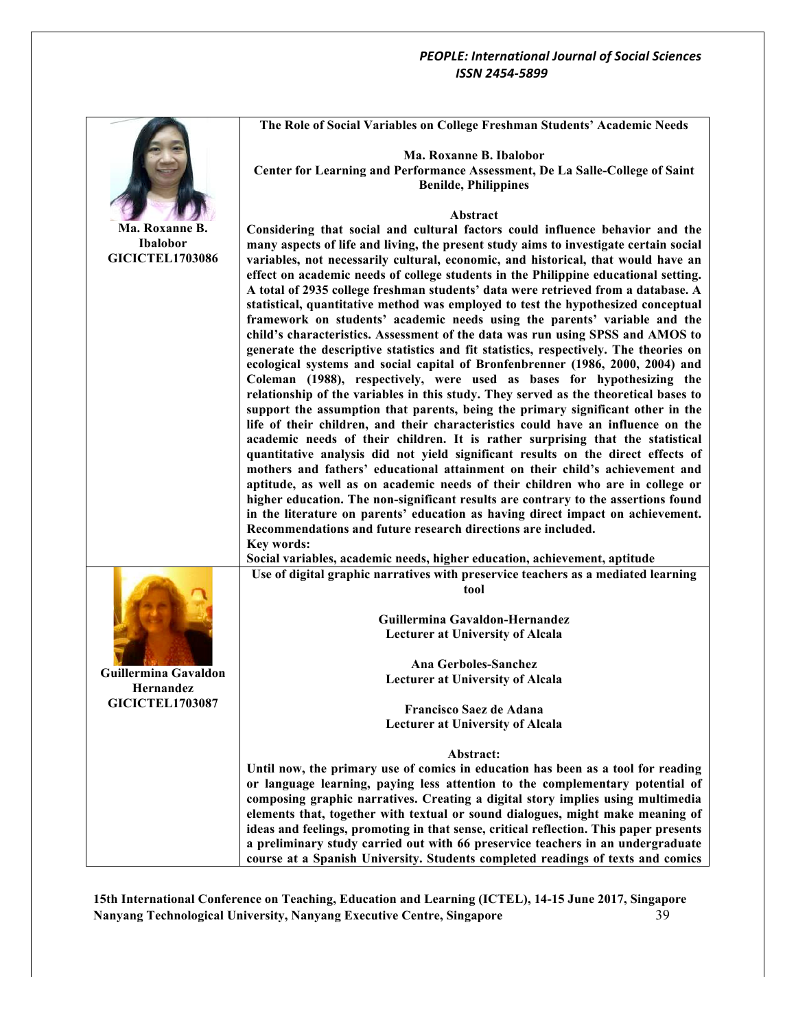**Ma. Roxanne B. Ibalobor**
**GICICTEL1703086**

## The Role of Social Variables on College Freshman Students' Academic Needs

**Ma. Roxanne B. Ibalobor**
**Center for Learning and Performance Assessment, De La Salle-College of Saint Benilde, Philippines**

### Abstract

**Considering that social and cultural factors could influence behavior and the many aspects of life and living, the present study aims to investigate certain social variables, not necessarily cultural, economic, and historical, that would have an effect on academic needs of college students in the Philippine educational setting. A total of 2935 college freshman students' data were retrieved from a database. A statistical, quantitative method was employed to test the hypothesized conceptual framework on students' academic needs using the parents' variable and the child's characteristics. Assessment of the data was run using SPSS and AMOS to generate the descriptive statistics and fit statistics, respectively. The theories on ecological systems and social capital of Bronfenbrenner (1986, 2000, 2004) and Coleman (1988), respectively, were used as bases for hypothesizing the relationship of the variables in this study. They served as the theoretical bases to support the assumption that parents, being the primary significant other in the life of their children, and their characteristics could have an influence on the academic needs of their children. It is rather surprising that the statistical quantitative analysis did not yield significant results on the direct effects of mothers and fathers' educational attainment on their child's achievement and aptitude, as well as on academic needs of their children who are in college or higher education. The non-significant results are contrary to the assertions found in the literature on parents' education as having direct impact on achievement. Recommendations and future research directions are included.**

**Key words:**
**Social variables, academic needs, higher education, achievement, aptitude**

**Guillermina Gavaldon Hernandez**
**GICICTEL1703087**

## Use of digital graphic narratives with preservice teachers as a mediated learning tool

**Guillermina Gavaldon-Hernandez**
**Lecturer at University of Alcala**

**Ana Gerboles-Sanchez**
**Lecturer at University of Alcala**

**Francisco Saez de Adana**
**Lecturer at University of Alcala**

### Abstract:

**Until now, the primary use of comics in education has been as a tool for reading or language learning, paying less attention to the complementary potential of composing graphic narratives. Creating a digital story implies using multimedia elements that, together with textual or sound dialogues, might make meaning of ideas and feelings, promoting in that sense, critical reflection. This paper presents a preliminary study carried out with 66 preservice teachers in an undergraduate course at a Spanish University. Students completed readings of texts and comics**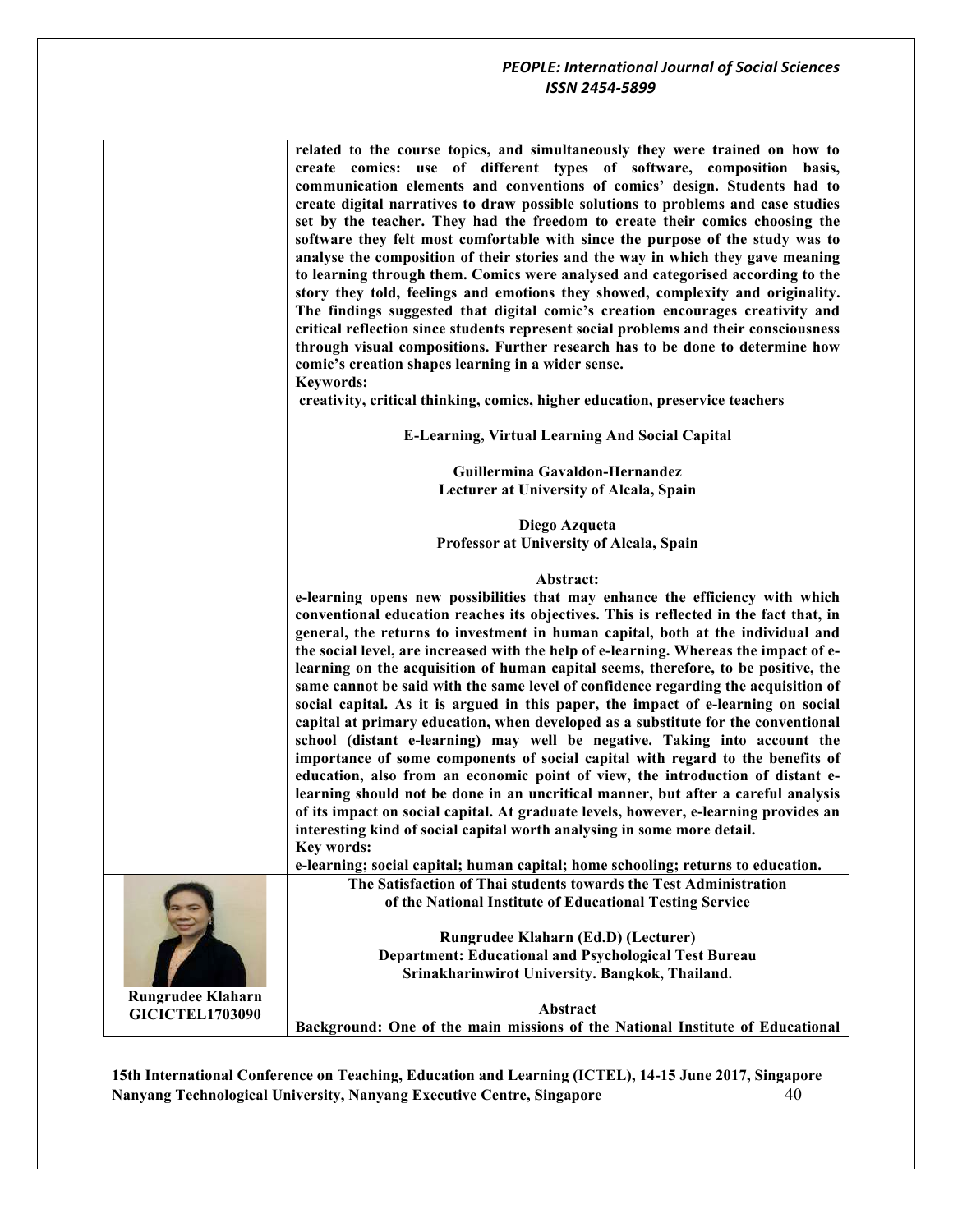related to the course topics, and simultaneously they were trained on how to create comics: use of different types of software, composition basis, communication elements and conventions of comics' design. Students had to create digital narratives to draw possible solutions to problems and case studies set by the teacher. They had the freedom to create their comics choosing the software they felt most comfortable with since the purpose of the study was to analyse the composition of their stories and the way in which they gave meaning to learning through them. Comics were analysed and categorised according to the story they told, feelings and emotions they showed, complexity and originality. The findings suggested that digital comic's creation encourages creativity and critical reflection since students represent social problems and their consciousness through visual compositions. Further research has to be done to determine how comic's creation shapes learning in a wider sense.

**Keywords:**

creativity, critical thinking, comics, higher education, preservice teachers

## E-Learning, Virtual Learning And Social Capital

**Guillermina Gavaldon-Hernandez**
**Lecturer at University of Alcala, Spain**

**Diego Azqueta**
**Professor at University of Alcala, Spain**

**Abstract:**

e-learning opens new possibilities that may enhance the efficiency with which conventional education reaches its objectives. This is reflected in the fact that, in general, the returns to investment in human capital, both at the individual and the social level, are increased with the help of e-learning. Whereas the impact of e-learning on the acquisition of human capital seems, therefore, to be positive, the same cannot be said with the same level of confidence regarding the acquisition of social capital. As it is argued in this paper, the impact of e-learning on social capital at primary education, when developed as a substitute for the conventional school (distant e-learning) may well be negative. Taking into account the importance of some components of social capital with regard to the benefits of education, also from an economic point of view, the introduction of distant e-learning should not be done in an uncritical manner, but after a careful analysis of its impact on social capital. At graduate levels, however, e-learning provides an interesting kind of social capital worth analysing in some more detail.

**Key words:**

e-learning; social capital; human capital; home schooling; returns to education.

**Rungrudee Klaharn**
**GICICTEL1703090**

## The Satisfaction of Thai students towards the Test Administration of the National Institute of Educational Testing Service

**Rungrudee Klaharn (Ed.D) (Lecturer)**
**Department: Educational and Psychological Test Bureau**
**Srinakharinwirot University. Bangkok, Thailand.**

**Abstract**

Background: One of the main missions of the National Institute of Educational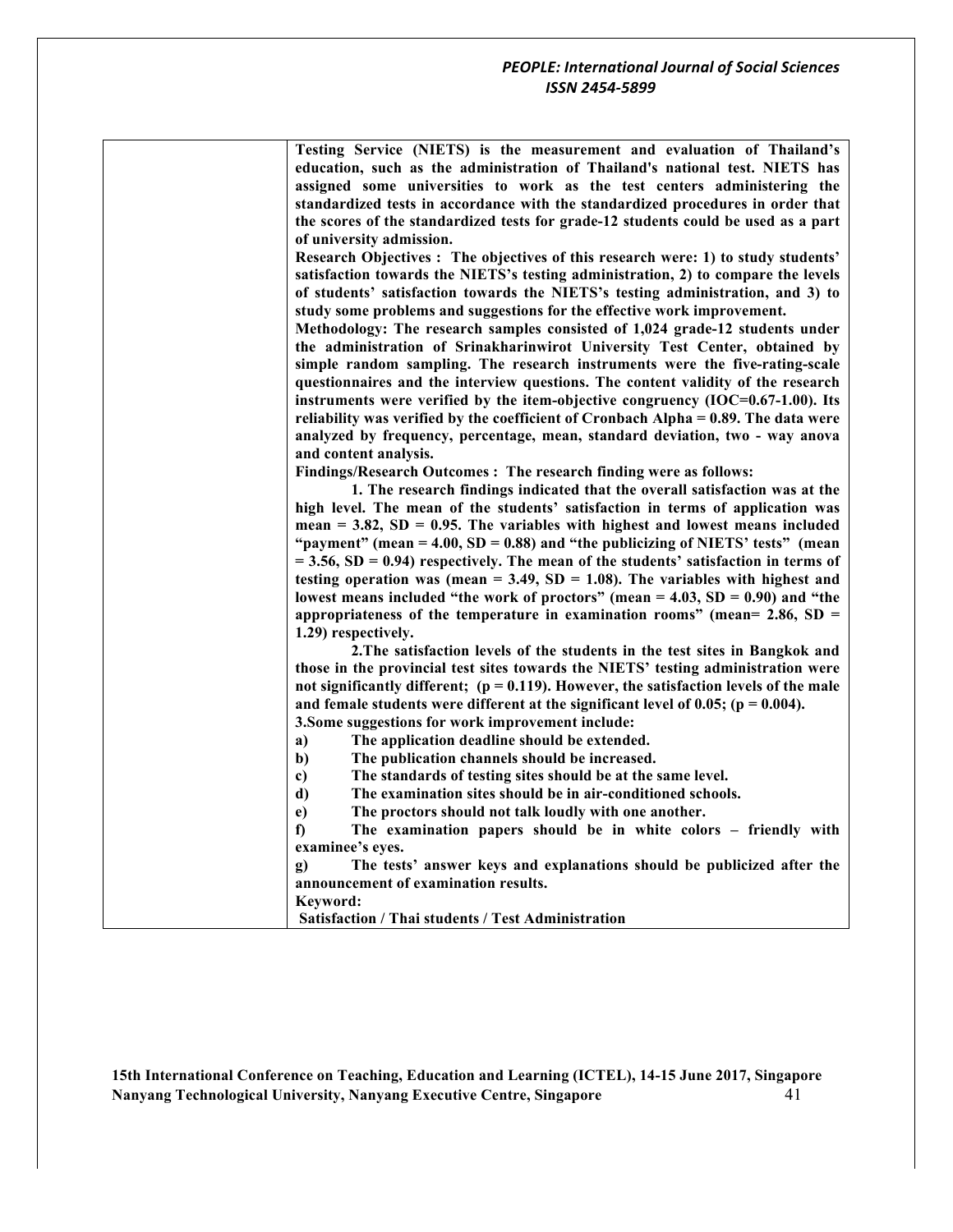**Testing Service (NIETS) is the measurement and evaluation of Thailand's education, such as the administration of Thailand's national test. NIETS has assigned some universities to work as the test centers administering the standardized tests in accordance with the standardized procedures in order that the scores of the standardized tests for grade-12 students could be used as a part of university admission.**

**Research Objectives : The objectives of this research were: 1) to study students' satisfaction towards the NIETS's testing administration, 2) to compare the levels of students' satisfaction towards the NIETS's testing administration, and 3) to study some problems and suggestions for the effective work improvement.**

**Methodology: The research samples consisted of 1,024 grade-12 students under the administration of Srinakharinwirot University Test Center, obtained by simple random sampling. The research instruments were the five-rating-scale questionnaires and the interview questions. The content validity of the research instruments were verified by the item-objective congruency (IOC=0.67-1.00). Its reliability was verified by the coefficient of Cronbach Alpha = 0.89. The data were analyzed by frequency, percentage, mean, standard deviation, two - way anova and content analysis.**

**Findings/Research Outcomes : The research finding were as follows:**

**1. The research findings indicated that the overall satisfaction was at the high level. The mean of the students' satisfaction in terms of application was mean = 3.82, SD = 0.95. The variables with highest and lowest means included "payment" (mean = 4.00, SD = 0.88) and "the publicizing of NIETS' tests" (mean = 3.56, SD = 0.94) respectively. The mean of the students' satisfaction in terms of testing operation was (mean = 3.49, SD = 1.08). The variables with highest and lowest means included "the work of proctors" (mean = 4.03, SD = 0.90) and "the appropriateness of the temperature in examination rooms" (mean= 2.86, SD = 1.29) respectively.**

**2.The satisfaction levels of the students in the test sites in Bangkok and those in the provincial test sites towards the NIETS' testing administration were not significantly different; ($p = 0.119$). However, the satisfaction levels of the male and female students were different at the significant level of 0.05; ($p = 0.004$).**

**3.Some suggestions for work improvement include:**

**a) The application deadline should be extended.**

**b) The publication channels should be increased.**

**c) The standards of testing sites should be at the same level.**

**d) The examination sites should be in air-conditioned schools.**

**e) The proctors should not talk loudly with one another.**

**f) The examination papers should be in white colors – friendly with examinee's eyes.**

**g) The tests' answer keys and explanations should be publicized after the announcement of examination results.**

**Keyword:**

**Satisfaction / Thai students / Test Administration**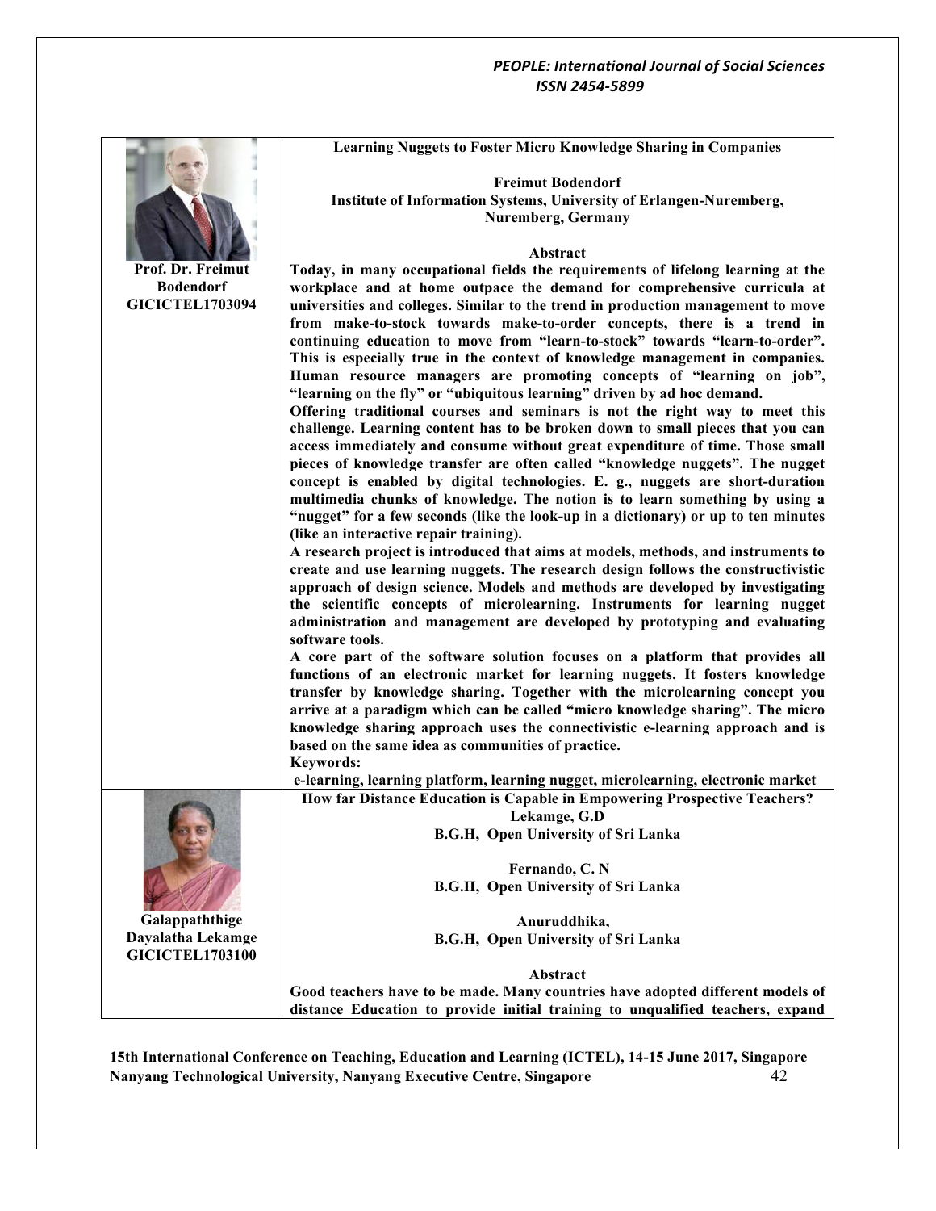**Prof. Dr. Freimut Bodendorf**
**GICICTEL1703094**

**Learning Nuggets to Foster Micro Knowledge Sharing in Companies**

**Freimut Bodendorf**
**Institute of Information Systems, University of Erlangen-Nuremberg, Nuremberg, Germany**

**Abstract**

**Today, in many occupational fields the requirements of lifelong learning at the workplace and at home outpace the demand for comprehensive curricula at universities and colleges. Similar to the trend in production management to move from make-to-stock towards make-to-order concepts, there is a trend in continuing education to move from "learn-to-stock" towards "learn-to-order". This is especially true in the context of knowledge management in companies. Human resource managers are promoting concepts of "learning on job", "learning on the fly" or "ubiquitous learning" driven by ad hoc demand.**

**Offering traditional courses and seminars is not the right way to meet this challenge. Learning content has to be broken down to small pieces that you can access immediately and consume without great expenditure of time. Those small pieces of knowledge transfer are often called "knowledge nuggets". The nugget concept is enabled by digital technologies. E. g., nuggets are short-duration multimedia chunks of knowledge. The notion is to learn something by using a "nugget" for a few seconds (like the look-up in a dictionary) or up to ten minutes (like an interactive repair training).**

**A research project is introduced that aims at models, methods, and instruments to create and use learning nuggets. The research design follows the constructivistic approach of design science. Models and methods are developed by investigating the scientific concepts of microlearning. Instruments for learning nugget administration and management are developed by prototyping and evaluating software tools.**

**A core part of the software solution focuses on a platform that provides all functions of an electronic market for learning nuggets. It fosters knowledge transfer by knowledge sharing. Together with the microlearning concept you arrive at a paradigm which can be called "micro knowledge sharing". The micro knowledge sharing approach uses the connectivistic e-learning approach and is based on the same idea as communities of practice.**

**Keywords:**

**e-learning, learning platform, learning nugget, microlearning, electronic market**

---

**Galappaththige Dayalatha Lekamge**
**GICICTEL1703100**

**How far Distance Education is Capable in Empowering Prospective Teachers?**

**Lekamge, G.D**
**B.G.H, Open University of Sri Lanka**

**Fernando, C. N**
**B.G.H, Open University of Sri Lanka**

**Anuruddhika,**
**B.G.H, Open University of Sri Lanka**

**Abstract**

**Good teachers have to be made. Many countries have adopted different models of distance Education to provide initial training to unqualified teachers, expand**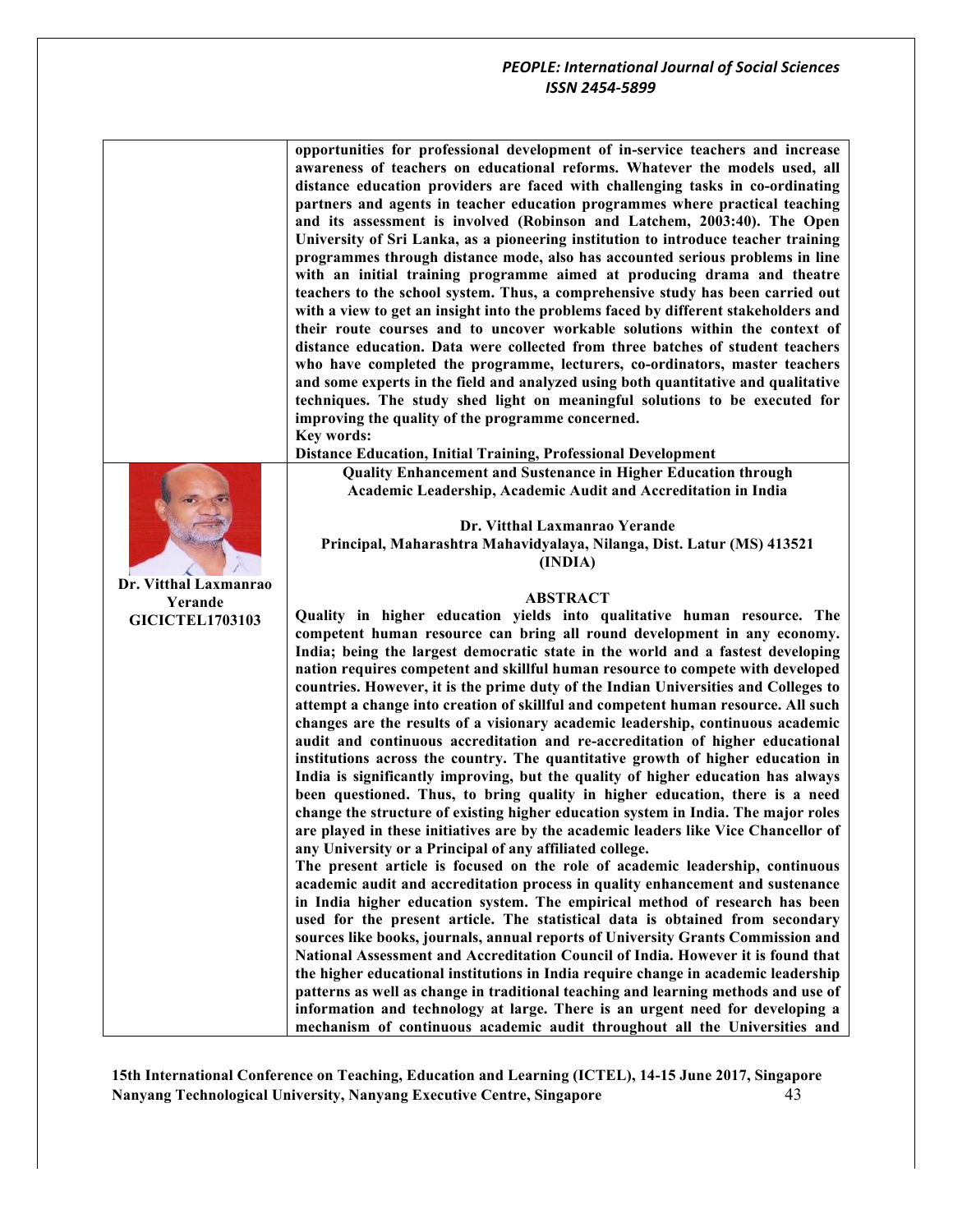opportunities for professional development of in-service teachers and increase awareness of teachers on educational reforms. Whatever the models used, all distance education providers are faced with challenging tasks in co-ordinating partners and agents in teacher education programmes where practical teaching and its assessment is involved (Robinson and Latchem, 2003:40). The Open University of Sri Lanka, as a pioneering institution to introduce teacher training programmes through distance mode, also has accounted serious problems in line with an initial training programme aimed at producing drama and theatre teachers to the school system. Thus, a comprehensive study has been carried out with a view to get an insight into the problems faced by different stakeholders and their route courses and to uncover workable solutions within the context of distance education. Data were collected from three batches of student teachers who have completed the programme, lecturers, co-ordinators, master teachers and some experts in the field and analyzed using both quantitative and qualitative techniques. The study shed light on meaningful solutions to be executed for improving the quality of the programme concerned.

**Key words:**

**Distance Education, Initial Training, Professional Development**

---

**Dr. Vitthal Laxmanrao Yerande**
**GICICTEL1703103**

## Quality Enhancement and Sustenance in Higher Education through Academic Leadership, Academic Audit and Accreditation in India

**Dr. Vitthal Laxmanrao Yerande**
**Principal, Maharashtra Mahavidyalaya, Nilanga, Dist. Latur (MS) 413521 (INDIA)**

### ABSTRACT

Quality in higher education yields into qualitative human resource. The competent human resource can bring all round development in any economy. India; being the largest democratic state in the world and a fastest developing nation requires competent and skillful human resource to compete with developed countries. However, it is the prime duty of the Indian Universities and Colleges to attempt a change into creation of skillful and competent human resource. All such changes are the results of a visionary academic leadership, continuous academic audit and continuous accreditation and re-accreditation of higher educational institutions across the country. The quantitative growth of higher education in India is significantly improving, but the quality of higher education has always been questioned. Thus, to bring quality in higher education, there is a need change the structure of existing higher education system in India. The major roles are played in these initiatives are by the academic leaders like Vice Chancellor of any University or a Principal of any affiliated college.

The present article is focused on the role of academic leadership, continuous academic audit and accreditation process in quality enhancement and sustenance in India higher education system. The empirical method of research has been used for the present article. The statistical data is obtained from secondary sources like books, journals, annual reports of University Grants Commission and National Assessment and Accreditation Council of India. However it is found that the higher educational institutions in India require change in academic leadership patterns as well as change in traditional teaching and learning methods and use of information and technology at large. There is an urgent need for developing a mechanism of continuous academic audit throughout all the Universities and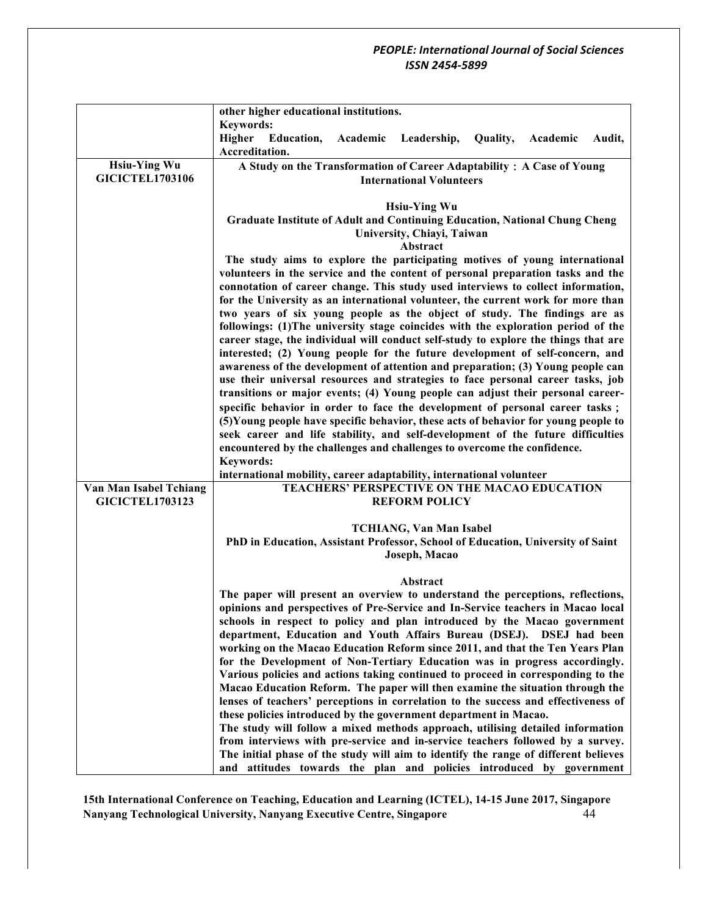| | |
|---|---|
| | other higher educational institutions.<br>**Keywords:**<br>**Higher Education, Academic Leadership, Quality, Academic Audit, Accreditation.** |
| **Hsiu-Ying Wu**<br>**GICICTEL1703106** | **A Study on the Transformation of Career Adaptability：A Case of Young International Volunteers**<br><br>**Hsiu-Ying Wu**<br>**Graduate Institute of Adult and Continuing Education, National Chung Cheng University, Chiayi, Taiwan**<br>**Abstract**<br>**The study aims to explore the participating motives of young international volunteers in the service and the content of personal preparation tasks and the connotation of career change. This study used interviews to collect information, for the University as an international volunteer, the current work for more than two years of six young people as the object of study. The findings are as followings: (1)The university stage coincides with the exploration period of the career stage, the individual will conduct self-study to explore the things that are interested; (2) Young people for the future development of self-concern, and awareness of the development of attention and preparation; (3) Young people can use their universal resources and strategies to face personal career tasks, job transitions or major events; (4) Young people can adjust their personal career-specific behavior in order to face the development of personal career tasks；(5)Young people have specific behavior, these acts of behavior for young people to seek career and life stability, and self-development of the future difficulties encountered by the challenges and challenges to overcome the confidence.**<br>**Keywords:**<br>**international mobility, career adaptability, international volunteer** |
| **Van Man Isabel Tchiang**<br>**GICICTEL1703123** | **TEACHERS' PERSPECTIVE ON THE MACAO EDUCATION REFORM POLICY**<br><br>**TCHIANG, Van Man Isabel**<br>**PhD in Education, Assistant Professor, School of Education, University of Saint Joseph, Macao**<br><br>**Abstract**<br>**The paper will present an overview to understand the perceptions, reflections, opinions and perspectives of Pre-Service and In-Service teachers in Macao local schools in respect to policy and plan introduced by the Macao government department, Education and Youth Affairs Bureau (DSEJ). DSEJ had been working on the Macao Education Reform since 2011, and that the Ten Years Plan for the Development of Non-Tertiary Education was in progress accordingly. Various policies and actions taking continued to proceed in corresponding to the Macao Education Reform. The paper will then examine the situation through the lenses of teachers' perceptions in correlation to the success and effectiveness of these policies introduced by the government department in Macao.**<br>**The study will follow a mixed methods approach, utilising detailed information from interviews with pre-service and in-service teachers followed by a survey. The initial phase of the study will aim to identify the range of different believes and attitudes towards the plan and policies introduced by government** |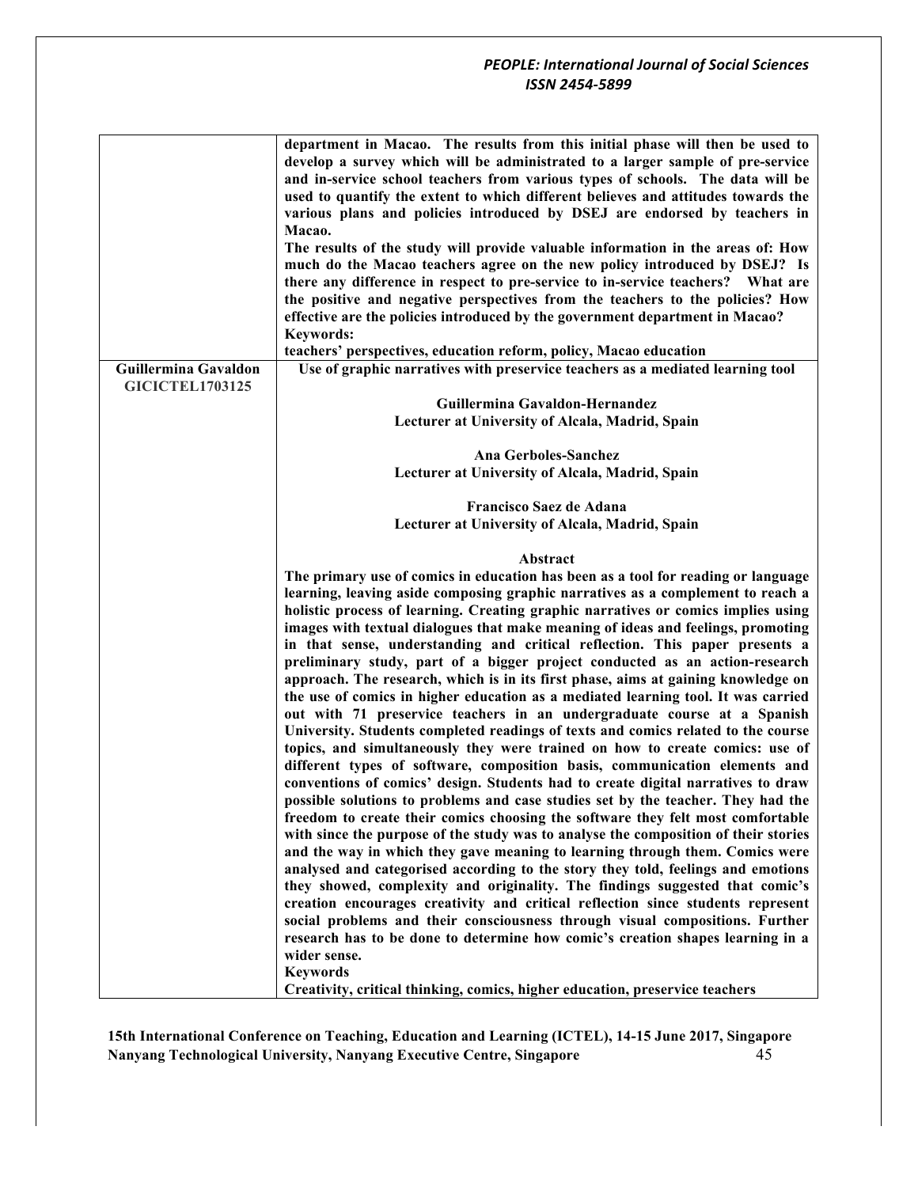| | |
|---|---|
| | **department in Macao. The results from this initial phase will then be used to develop a survey which will be administrated to a larger sample of pre-service and in-service school teachers from various types of schools. The data will be used to quantify the extent to which different believes and attitudes towards the various plans and policies introduced by DSEJ are endorsed by teachers in Macao.**<br>**The results of the study will provide valuable information in the areas of: How much do the Macao teachers agree on the new policy introduced by DSEJ? Is there any difference in respect to pre-service to in-service teachers? What are the positive and negative perspectives from the teachers to the policies? How effective are the policies introduced by the government department in Macao?**<br>**Keywords:**<br>**teachers' perspectives, education reform, policy, Macao education** |
| **Guillermina Gavaldon**<br>**GICICTEL1703125** | **Use of graphic narratives with preservice teachers as a mediated learning tool**<br><br>**Guillermina Gavaldon-Hernandez**<br>**Lecturer at University of Alcala, Madrid, Spain**<br><br>**Ana Gerboles-Sanchez**<br>**Lecturer at University of Alcala, Madrid, Spain**<br><br>**Francisco Saez de Adana**<br>**Lecturer at University of Alcala, Madrid, Spain**<br><br>**Abstract**<br>**The primary use of comics in education has been as a tool for reading or language learning, leaving aside composing graphic narratives as a complement to reach a holistic process of learning. Creating graphic narratives or comics implies using images with textual dialogues that make meaning of ideas and feelings, promoting in that sense, understanding and critical reflection. This paper presents a preliminary study, part of a bigger project conducted as an action-research approach. The research, which is in its first phase, aims at gaining knowledge on the use of comics in higher education as a mediated learning tool. It was carried out with 71 preservice teachers in an undergraduate course at a Spanish University. Students completed readings of texts and comics related to the course topics, and simultaneously they were trained on how to create comics: use of different types of software, composition basis, communication elements and conventions of comics' design. Students had to create digital narratives to draw possible solutions to problems and case studies set by the teacher. They had the freedom to create their comics choosing the software they felt most comfortable with since the purpose of the study was to analyse the composition of their stories and the way in which they gave meaning to learning through them. Comics were analysed and categorised according to the story they told, feelings and emotions they showed, complexity and originality. The findings suggested that comic's creation encourages creativity and critical reflection since students represent social problems and their consciousness through visual compositions. Further research has to be done to determine how comic's creation shapes learning in a wider sense.**<br>**Keywords**<br>**Creativity, critical thinking, comics, higher education, preservice teachers** |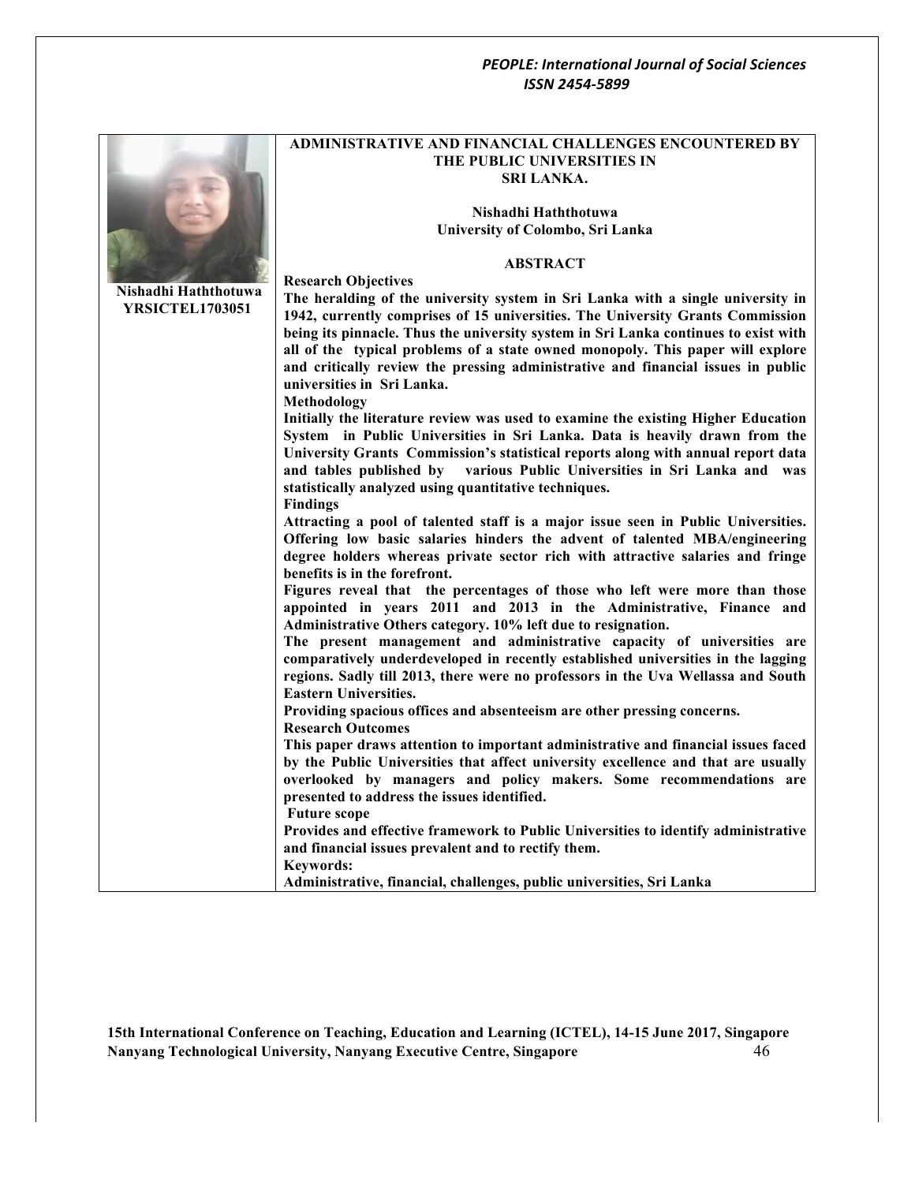Nishadhi Haththotuwa
YRSICTEL1703051

# ADMINISTRATIVE AND FINANCIAL CHALLENGES ENCOUNTERED BY THE PUBLIC UNIVERSITIES IN SRI LANKA.

**Nishadhi Haththotuwa**
**University of Colombo, Sri Lanka**

## ABSTRACT

**Research Objectives**

**The heralding of the university system in Sri Lanka with a single university in 1942, currently comprises of 15 universities. The University Grants Commission being its pinnacle. Thus the university system in Sri Lanka continues to exist with all of the typical problems of a state owned monopoly. This paper will explore and critically review the pressing administrative and financial issues in public universities in Sri Lanka.**

**Methodology**

**Initially the literature review was used to examine the existing Higher Education System in Public Universities in Sri Lanka. Data is heavily drawn from the University Grants Commission's statistical reports along with annual report data and tables published by various Public Universities in Sri Lanka and was statistically analyzed using quantitative techniques.**

**Findings**

**Attracting a pool of talented staff is a major issue seen in Public Universities. Offering low basic salaries hinders the advent of talented MBA/engineering degree holders whereas private sector rich with attractive salaries and fringe benefits is in the forefront.**

**Figures reveal that the percentages of those who left were more than those appointed in years 2011 and 2013 in the Administrative, Finance and Administrative Others category. 10% left due to resignation.**

**The present management and administrative capacity of universities are comparatively underdeveloped in recently established universities in the lagging regions. Sadly till 2013, there were no professors in the Uva Wellassa and South Eastern Universities.**

**Providing spacious offices and absenteeism are other pressing concerns.**

**Research Outcomes**

**This paper draws attention to important administrative and financial issues faced by the Public Universities that affect university excellence and that are usually overlooked by managers and policy makers. Some recommendations are presented to address the issues identified.**

**Future scope**

**Provides and effective framework to Public Universities to identify administrative and financial issues prevalent and to rectify them.**

**Keywords:**

**Administrative, financial, challenges, public universities, Sri Lanka**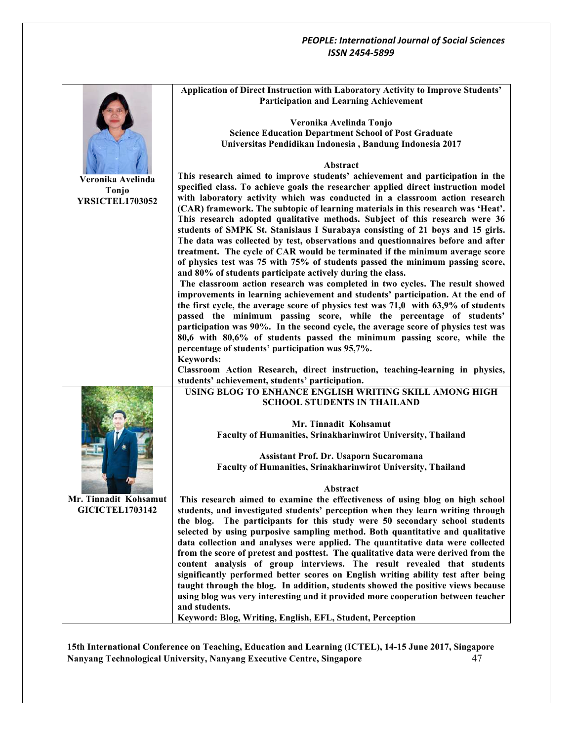Veronika Avelinda Tonjo
YRSICTEL1703052

## Application of Direct Instruction with Laboratory Activity to Improve Students' Participation and Learning Achievement

**Veronika Avelinda Tonjo**
**Science Education Department School of Post Graduate**
**Universitas Pendidikan Indonesia , Bandung Indonesia 2017**

### Abstract

This research aimed to improve students' achievement and participation in the specified class. To achieve goals the researcher applied direct instruction model with laboratory activity which was conducted in a classroom action research (CAR) framework. The subtopic of learning materials in this research was 'Heat'. This research adopted qualitative methods. Subject of this research were 36 students of SMPK St. Stanislaus I Surabaya consisting of 21 boys and 15 girls. The data was collected by test, observations and questionnaires before and after treatment. The cycle of CAR would be terminated if the minimum average score of physics test was 75 with 75% of students passed the minimum passing score, and 80% of students participate actively during the class.

The classroom action research was completed in two cycles. The result showed improvements in learning achievement and students' participation. At the end of the first cycle, the average score of physics test was 71,0 with 63,9% of students passed the minimum passing score, while the percentage of students' participation was 90%. In the second cycle, the average score of physics test was 80,6 with 80,6% of students passed the minimum passing score, while the percentage of students' participation was 95,7%.

**Keywords:**
Classroom Action Research, direct instruction, teaching-learning in physics, students' achievement, students' participation.

Mr. Tinnadit Kohsamut
GICICTEL1703142

## USING BLOG TO ENHANCE ENGLISH WRITING SKILL AMONG HIGH SCHOOL STUDENTS IN THAILAND

**Mr. Tinnadit Kohsamut**
**Faculty of Humanities, Srinakharinwirot University, Thailand**

**Assistant Prof. Dr. Usaporn Sucaromana**
**Faculty of Humanities, Srinakharinwirot University, Thailand**

### Abstract

This research aimed to examine the effectiveness of using blog on high school students, and investigated students' perception when they learn writing through the blog. The participants for this study were 50 secondary school students selected by using purposive sampling method. Both quantitative and qualitative data collection and analyses were applied. The quantitative data were collected from the score of pretest and posttest. The qualitative data were derived from the content analysis of group interviews. The result revealed that students significantly performed better scores on English writing ability test after being taught through the blog. In addition, students showed the positive views because using blog was very interesting and it provided more cooperation between teacher and students.

**Keyword:** Blog, Writing, English, EFL, Student, Perception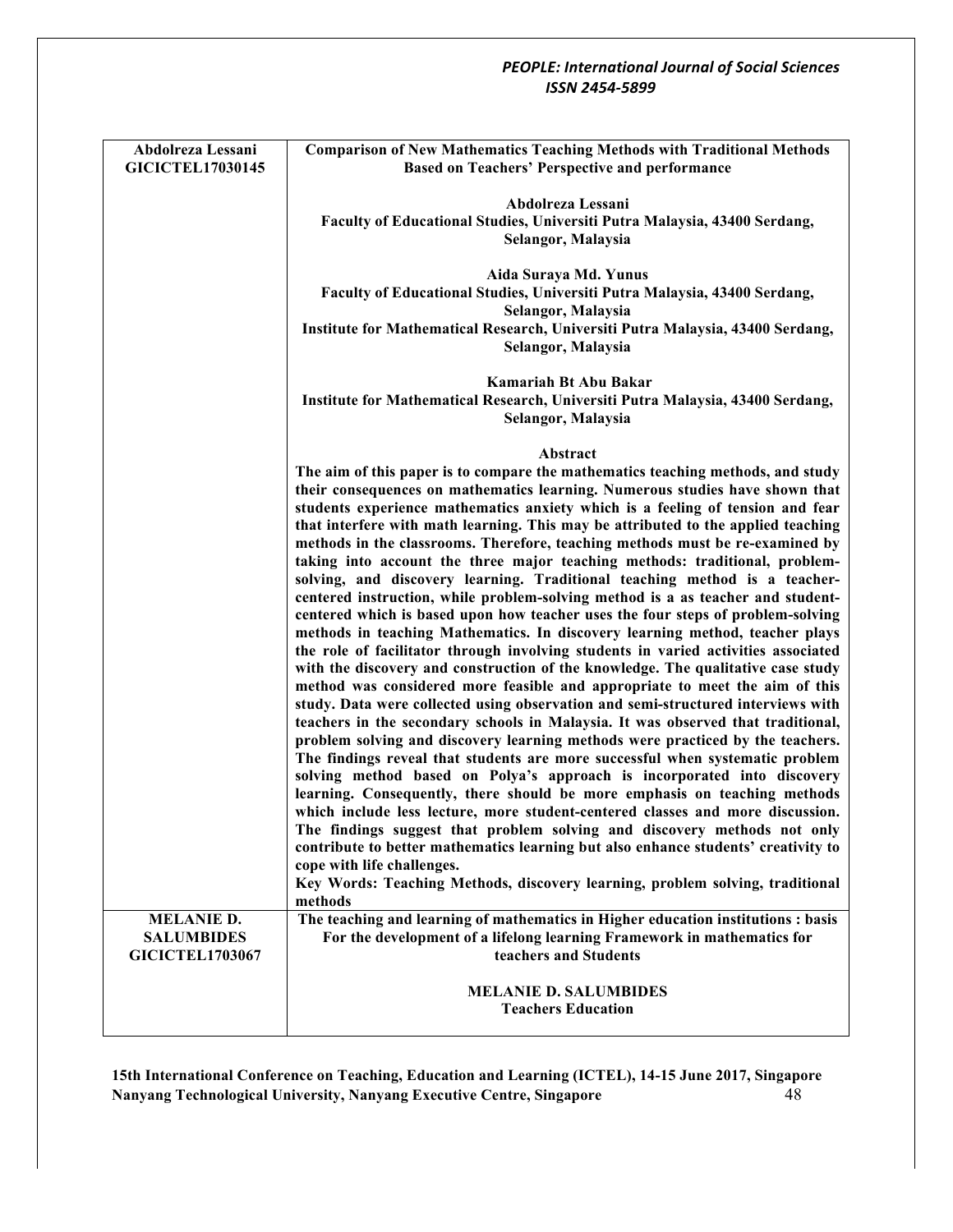| | |
|---|---|
| **Abdolreza Lessani**<br>**GICICTEL17030145** | **Comparison of New Mathematics Teaching Methods with Traditional Methods Based on Teachers' Perspective and performance**<br><br>**Abdolreza Lessani**<br>**Faculty of Educational Studies, Universiti Putra Malaysia, 43400 Serdang, Selangor, Malaysia**<br><br>**Aida Suraya Md. Yunus**<br>**Faculty of Educational Studies, Universiti Putra Malaysia, 43400 Serdang, Selangor, Malaysia**<br>**Institute for Mathematical Research, Universiti Putra Malaysia, 43400 Serdang, Selangor, Malaysia**<br><br>**Kamariah Bt Abu Bakar**<br>**Institute for Mathematical Research, Universiti Putra Malaysia, 43400 Serdang, Selangor, Malaysia**<br><br>**Abstract**<br>**The aim of this paper is to compare the mathematics teaching methods, and study their consequences on mathematics learning. Numerous studies have shown that students experience mathematics anxiety which is a feeling of tension and fear that interfere with math learning. This may be attributed to the applied teaching methods in the classrooms. Therefore, teaching methods must be re-examined by taking into account the three major teaching methods: traditional, problem-solving, and discovery learning. Traditional teaching method is a teacher-centered instruction, while problem-solving method is a as teacher and student-centered which is based upon how teacher uses the four steps of problem-solving methods in teaching Mathematics. In discovery learning method, teacher plays the role of facilitator through involving students in varied activities associated with the discovery and construction of the knowledge. The qualitative case study method was considered more feasible and appropriate to meet the aim of this study. Data were collected using observation and semi-structured interviews with teachers in the secondary schools in Malaysia. It was observed that traditional, problem solving and discovery learning methods were practiced by the teachers. The findings reveal that students are more successful when systematic problem solving method based on Polya's approach is incorporated into discovery learning. Consequently, there should be more emphasis on teaching methods which include less lecture, more student-centered classes and more discussion. The findings suggest that problem solving and discovery methods not only contribute to better mathematics learning but also enhance students' creativity to cope with life challenges.**<br>**Key Words: Teaching Methods, discovery learning, problem solving, traditional methods** |
| **MELANIE D. SALUMBIDES**<br>**GICICTEL1703067** | **The teaching and learning of mathematics in Higher education institutions : basis For the development of a lifelong learning Framework in mathematics for teachers and Students**<br><br>**MELANIE D. SALUMBIDES**<br>**Teachers Education** |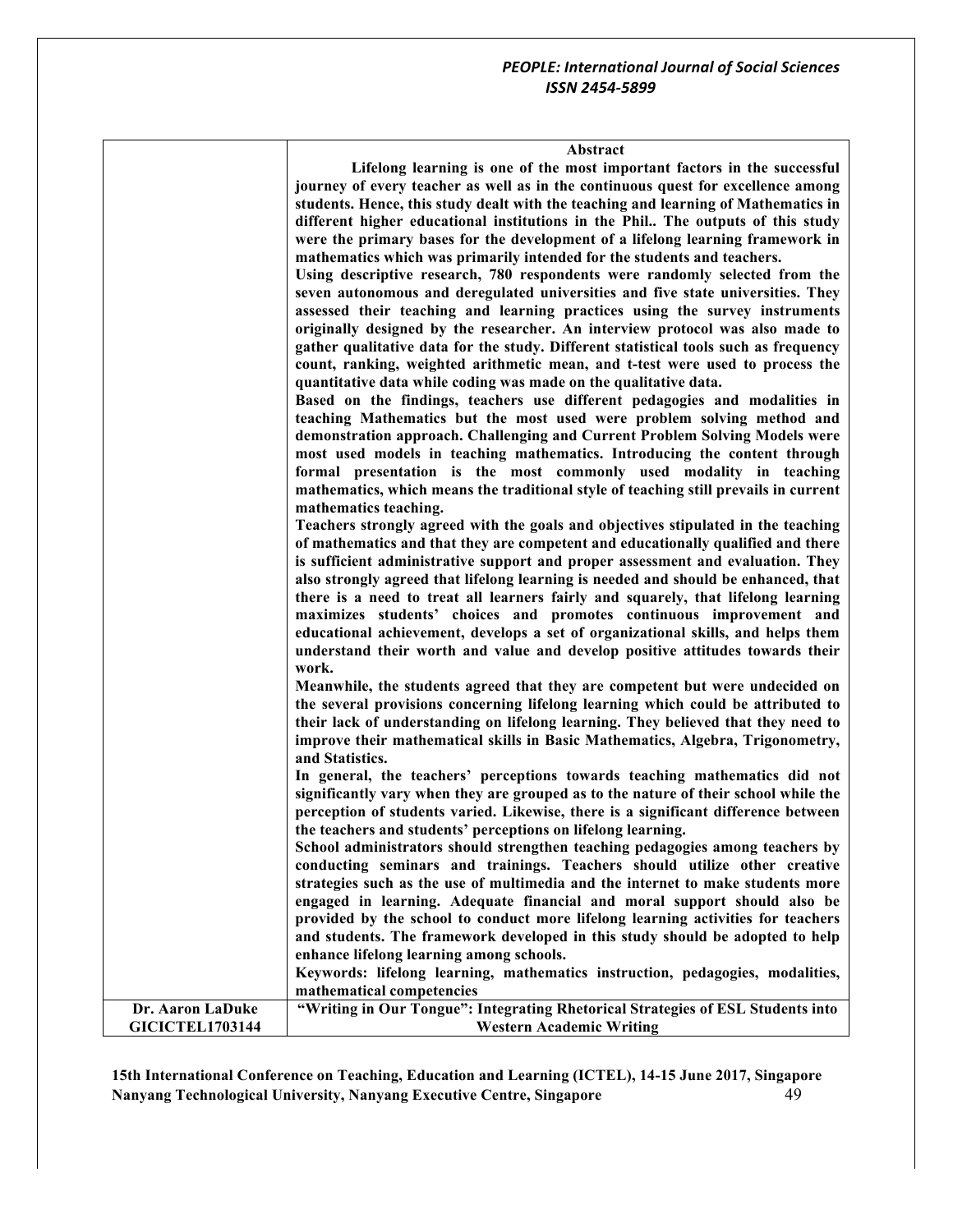| | **Abstract** |
|---|---|
| | **Lifelong learning is one of the most important factors in the successful journey of every teacher as well as in the continuous quest for excellence among students. Hence, this study dealt with the teaching and learning of Mathematics in different higher educational institutions in the Phil.. The outputs of this study were the primary bases for the development of a lifelong learning framework in mathematics which was primarily intended for the students and teachers.**<br>**Using descriptive research, 780 respondents were randomly selected from the seven autonomous and deregulated universities and five state universities. They assessed their teaching and learning practices using the survey instruments originally designed by the researcher. An interview protocol was also made to gather qualitative data for the study. Different statistical tools such as frequency count, ranking, weighted arithmetic mean, and t-test were used to process the quantitative data while coding was made on the qualitative data.**<br>**Based on the findings, teachers use different pedagogies and modalities in teaching Mathematics but the most used were problem solving method and demonstration approach. Challenging and Current Problem Solving Models were most used models in teaching mathematics. Introducing the content through formal presentation is the most commonly used modality in teaching mathematics, which means the traditional style of teaching still prevails in current mathematics teaching.**<br>**Teachers strongly agreed with the goals and objectives stipulated in the teaching of mathematics and that they are competent and educationally qualified and there is sufficient administrative support and proper assessment and evaluation. They also strongly agreed that lifelong learning is needed and should be enhanced, that there is a need to treat all learners fairly and squarely, that lifelong learning maximizes students' choices and promotes continuous improvement and educational achievement, develops a set of organizational skills, and helps them understand their worth and value and develop positive attitudes towards their work.**<br>**Meanwhile, the students agreed that they are competent but were undecided on the several provisions concerning lifelong learning which could be attributed to their lack of understanding on lifelong learning. They believed that they need to improve their mathematical skills in Basic Mathematics, Algebra, Trigonometry, and Statistics.**<br>**In general, the teachers' perceptions towards teaching mathematics did not significantly vary when they are grouped as to the nature of their school while the perception of students varied. Likewise, there is a significant difference between the teachers and students' perceptions on lifelong learning.**<br>**School administrators should strengthen teaching pedagogies among teachers by conducting seminars and trainings. Teachers should utilize other creative strategies such as the use of multimedia and the internet to make students more engaged in learning. Adequate financial and moral support should also be provided by the school to conduct more lifelong learning activities for teachers and students. The framework developed in this study should be adopted to help enhance lifelong learning among schools.**<br>**Keywords: lifelong learning, mathematics instruction, pedagogies, modalities, mathematical competencies** |
| **Dr. Aaron LaDuke**<br>**GICICTEL1703144** | **"Writing in Our Tongue": Integrating Rhetorical Strategies of ESL Students into Western Academic Writing** |

**15th International Conference on Teaching, Education and Learning (ICTEL), 14-15 June 2017, Singapore**
**Nanyang Technological University, Nanyang Executive Centre, Singapore**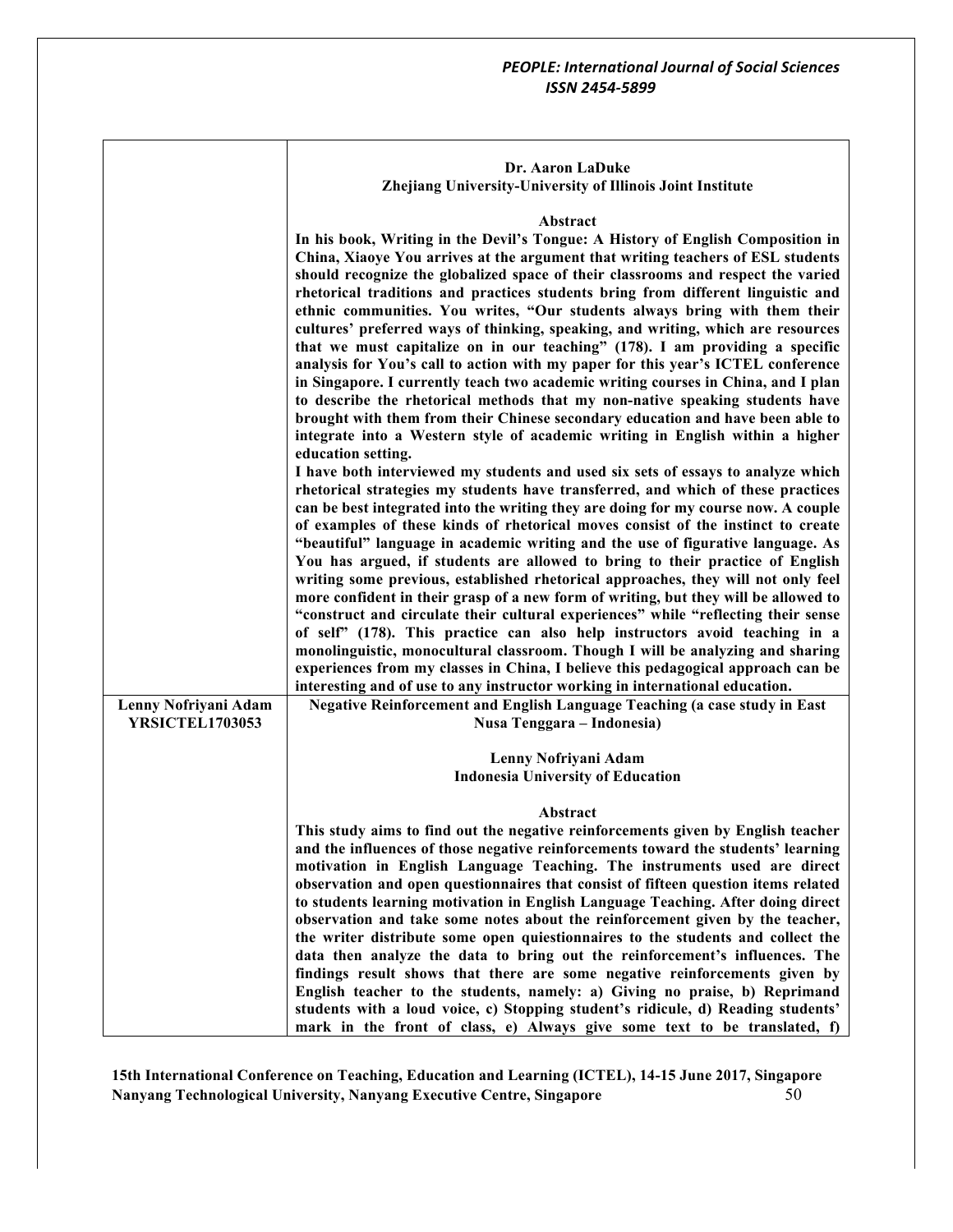| | |
|---|---|
| | **Dr. Aaron LaDuke**<br>**Zhejiang University-University of Illinois Joint Institute**<br><br>**Abstract**<br>**In his book, Writing in the Devil's Tongue: A History of English Composition in China, Xiaoye You arrives at the argument that writing teachers of ESL students should recognize the globalized space of their classrooms and respect the varied rhetorical traditions and practices students bring from different linguistic and ethnic communities. You writes, "Our students always bring with them their cultures' preferred ways of thinking, speaking, and writing, which are resources that we must capitalize on in our teaching" (178). I am providing a specific analysis for You's call to action with my paper for this year's ICTEL conference in Singapore. I currently teach two academic writing courses in China, and I plan to describe the rhetorical methods that my non-native speaking students have brought with them from their Chinese secondary education and have been able to integrate into a Western style of academic writing in English within a higher education setting.**<br>**I have both interviewed my students and used six sets of essays to analyze which rhetorical strategies my students have transferred, and which of these practices can be best integrated into the writing they are doing for my course now. A couple of examples of these kinds of rhetorical moves consist of the instinct to create "beautiful" language in academic writing and the use of figurative language. As You has argued, if students are allowed to bring to their practice of English writing some previous, established rhetorical approaches, they will not only feel more confident in their grasp of a new form of writing, but they will be allowed to "construct and circulate their cultural experiences" while "reflecting their sense of self" (178). This practice can also help instructors avoid teaching in a monolinguistic, monocultural classroom. Though I will be analyzing and sharing experiences from my classes in China, I believe this pedagogical approach can be interesting and of use to any instructor working in international education.** |
| **Lenny Nofriyani Adam**<br>**YRSICTEL1703053** | **Negative Reinforcement and English Language Teaching (a case study in East Nusa Tenggara – Indonesia)**<br><br>**Lenny Nofriyani Adam**<br>**Indonesia University of Education**<br><br>**Abstract**<br>**This study aims to find out the negative reinforcements given by English teacher and the influences of those negative reinforcements toward the students' learning motivation in English Language Teaching. The instruments used are direct observation and open questionnaires that consist of fifteen question items related to students learning motivation in English Language Teaching. After doing direct observation and take some notes about the reinforcement given by the teacher, the writer distribute some open quiestionnaires to the students and collect the data then analyze the data to bring out the reinforcement's influences. The findings result shows that there are some negative reinforcements given by English teacher to the students, namely: a) Giving no praise, b) Reprimand students with a loud voice, c) Stopping student's ridicule, d) Reading students' mark in the front of class, e) Always give some text to be translated, f)** |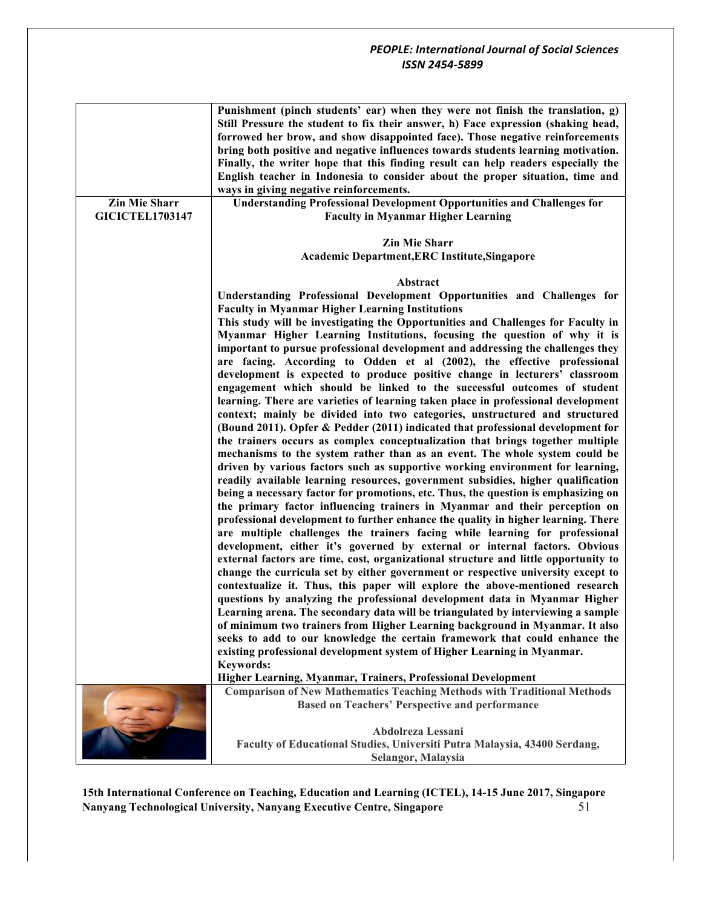| | |
|---|---|
| | **Punishment (pinch students' ear) when they were not finish the translation, g) Still Pressure the student to fix their answer, h) Face expression (shaking head, forrowed her brow, and show disappointed face). Those negative reinforcements bring both positive and negative influences towards students learning motivation. Finally, the writer hope that this finding result can help readers especially the English teacher in Indonesia to consider about the proper situation, time and ways in giving negative reinforcements.** |
| **Zin Mie Sharr GICICTEL1703147** | **Understanding Professional Development Opportunities and Challenges for Faculty in Myanmar Higher Learning**<br><br>**Zin Mie Sharr**<br>**Academic Department,ERC Institute,Singapore**<br><br>**Abstract**<br>**Understanding Professional Development Opportunities and Challenges for Faculty in Myanmar Higher Learning Institutions**<br>**This study will be investigating the Opportunities and Challenges for Faculty in Myanmar Higher Learning Institutions, focusing the question of why it is important to pursue professional development and addressing the challenges they are facing. According to Odden et al (2002), the effective professional development is expected to produce positive change in lecturers' classroom engagement which should be linked to the successful outcomes of student learning. There are varieties of learning taken place in professional development context; mainly be divided into two categories, unstructured and structured (Bound 2011). Opfer & Pedder (2011) indicated that professional development for the trainers occurs as complex conceptualization that brings together multiple mechanisms to the system rather than as an event. The whole system could be driven by various factors such as supportive working environment for learning, readily available learning resources, government subsidies, higher qualification being a necessary factor for promotions, etc. Thus, the question is emphasizing on the primary factor influencing trainers in Myanmar and their perception on professional development to further enhance the quality in higher learning. There are multiple challenges the trainers facing while learning for professional development, either it's governed by external or internal factors. Obvious external factors are time, cost, organizational structure and little opportunity to change the curricula set by either government or respective university except to contextualize it. Thus, this paper will explore the above-mentioned research questions by analyzing the professional development data in Myanmar Higher Learning arena. The secondary data will be triangulated by interviewing a sample of minimum two trainers from Higher Learning background in Myanmar. It also seeks to add to our knowledge the certain framework that could enhance the existing professional development system of Higher Learning in Myanmar.**<br>**Keywords:**<br>**Higher Learning, Myanmar, Trainers, Professional Development** |
| | **Comparison of New Mathematics Teaching Methods with Traditional Methods Based on Teachers' Perspective and performance**<br><br>**Abdolreza Lessani**<br>**Faculty of Educational Studies, Universiti Putra Malaysia, 43400 Serdang, Selangor, Malaysia** |

**15th International Conference on Teaching, Education and Learning (ICTEL), 14-15 June 2017, Singapore**
**Nanyang Technological University, Nanyang Executive Centre, Singapore**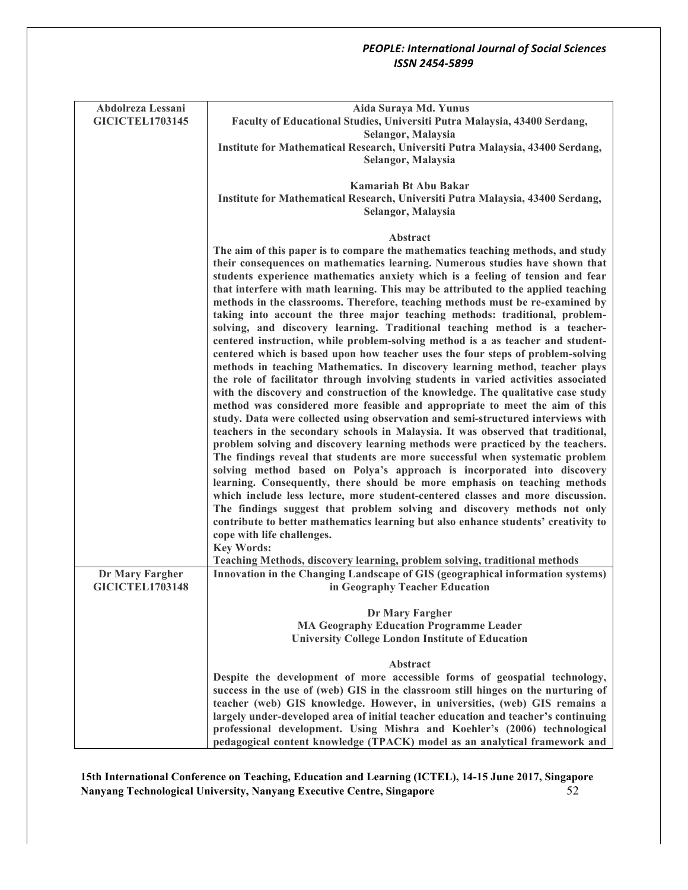| | |
|---|---|
| **Abdolreza Lessani**<br>**GICICTEL1703145** | **Aida Suraya Md. Yunus**<br>**Faculty of Educational Studies, Universiti Putra Malaysia, 43400 Serdang, Selangor, Malaysia**<br>**Institute for Mathematical Research, Universiti Putra Malaysia, 43400 Serdang, Selangor, Malaysia**<br><br>**Kamariah Bt Abu Bakar**<br>**Institute for Mathematical Research, Universiti Putra Malaysia, 43400 Serdang, Selangor, Malaysia**<br><br>**Abstract**<br>**The aim of this paper is to compare the mathematics teaching methods, and study their consequences on mathematics learning. Numerous studies have shown that students experience mathematics anxiety which is a feeling of tension and fear that interfere with math learning. This may be attributed to the applied teaching methods in the classrooms. Therefore, teaching methods must be re-examined by taking into account the three major teaching methods: traditional, problem-solving, and discovery learning. Traditional teaching method is a teacher-centered instruction, while problem-solving method is a as teacher and student-centered which is based upon how teacher uses the four steps of problem-solving methods in teaching Mathematics. In discovery learning method, teacher plays the role of facilitator through involving students in varied activities associated with the discovery and construction of the knowledge. The qualitative case study method was considered more feasible and appropriate to meet the aim of this study. Data were collected using observation and semi-structured interviews with teachers in the secondary schools in Malaysia. It was observed that traditional, problem solving and discovery learning methods were practiced by the teachers. The findings reveal that students are more successful when systematic problem solving method based on Polya's approach is incorporated into discovery learning. Consequently, there should be more emphasis on teaching methods which include less lecture, more student-centered classes and more discussion. The findings suggest that problem solving and discovery methods not only contribute to better mathematics learning but also enhance students' creativity to cope with life challenges.**<br>**Key Words:**<br>**Teaching Methods, discovery learning, problem solving, traditional methods** |
| **Dr Mary Fargher**<br>**GICICTEL1703148** | **Innovation in the Changing Landscape of GIS (geographical information systems) in Geography Teacher Education**<br><br>**Dr Mary Fargher**<br>**MA Geography Education Programme Leader**<br>**University College London Institute of Education**<br><br>**Abstract**<br>**Despite the development of more accessible forms of geospatial technology, success in the use of (web) GIS in the classroom still hinges on the nurturing of teacher (web) GIS knowledge. However, in universities, (web) GIS remains a largely under-developed area of initial teacher education and teacher's continuing professional development. Using Mishra and Koehler's (2006) technological pedagogical content knowledge (TPACK) model as an analytical framework and** |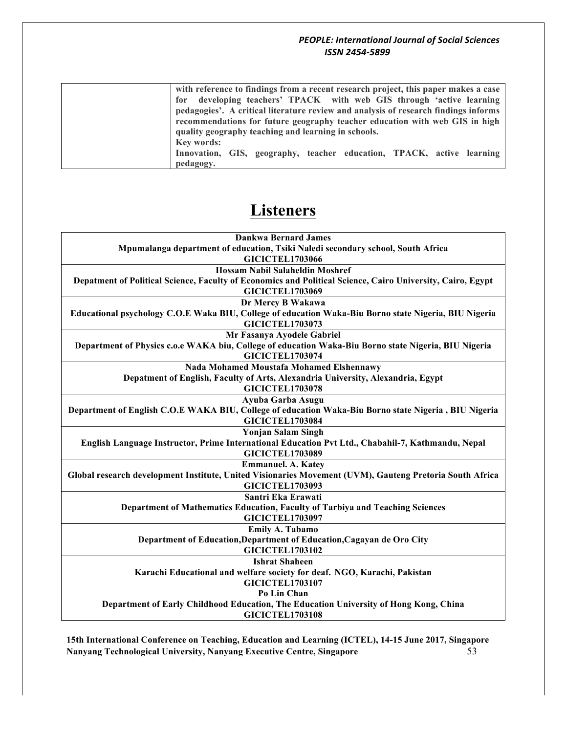| | with reference to findings from a recent research project, this paper makes a case for developing teachers' TPACK with web GIS through 'active learning pedagogies'. A critical literature review and analysis of research findings informs recommendations for future geography teacher education with web GIS in high quality geography teaching and learning in schools.<br>**Key words:**<br>Innovation, GIS, geography, teacher education, TPACK, active learning pedagogy. |
|---|---|

# Listeners

| |
|---|
| **Dankwa Bernard James**<br>**Mpumalanga department of education, Tsiki Naledi secondary school, South Africa**<br>**GICICTEL1703066** |
| **Hossam Nabil Salaheldin Moshref**<br>**Depatment of Political Science, Faculty of Economics and Political Science, Cairo University, Cairo, Egypt**<br>**GICICTEL1703069** |
| **Dr Mercy B Wakawa**<br>**Educational psychology C.O.E Waka BIU, College of education Waka-Biu Borno state Nigeria, BIU Nigeria**<br>**GICICTEL1703073** |
| **Mr Fasanya Ayodele Gabriel**<br>**Department of Physics c.o.e WAKA biu, College of education Waka-Biu Borno state Nigeria, BIU Nigeria**<br>**GICICTEL1703074** |
| **Nada Mohamed Moustafa Mohamed Elshennawy**<br>**Depatment of English, Faculty of Arts, Alexandria University, Alexandria, Egypt**<br>**GICICTEL1703078** |
| **Ayuba Garba Asugu**<br>**Department of English C.O.E WAKA BIU, College of education Waka-Biu Borno state Nigeria , BIU Nigeria**<br>**GICICTEL1703084** |
| **Yonjan Salam Singh**<br>**English Language Instructor, Prime International Education Pvt Ltd., Chabahil-7, Kathmandu, Nepal**<br>**GICICTEL1703089** |
| **Emmanuel. A. Katey**<br>**Global research development Institute, United Visionaries Movement (UVM), Gauteng Pretoria South Africa**<br>**GICICTEL1703093** |
| **Santri Eka Erawati**<br>**Department of Mathematics Education, Faculty of Tarbiya and Teaching Sciences**<br>**GICICTEL1703097** |
| **Emily A. Tabamo**<br>**Department of Education,Department of Education,Cagayan de Oro City**<br>**GICICTEL1703102** |
| **Ishrat Shaheen**<br>**Karachi Educational and welfare society for deaf. NGO, Karachi, Pakistan**<br>**GICICTEL1703107**<br>**Po Lin Chan**<br>**Department of Early Childhood Education, The Education University of Hong Kong, China**<br>**GICICTEL1703108** |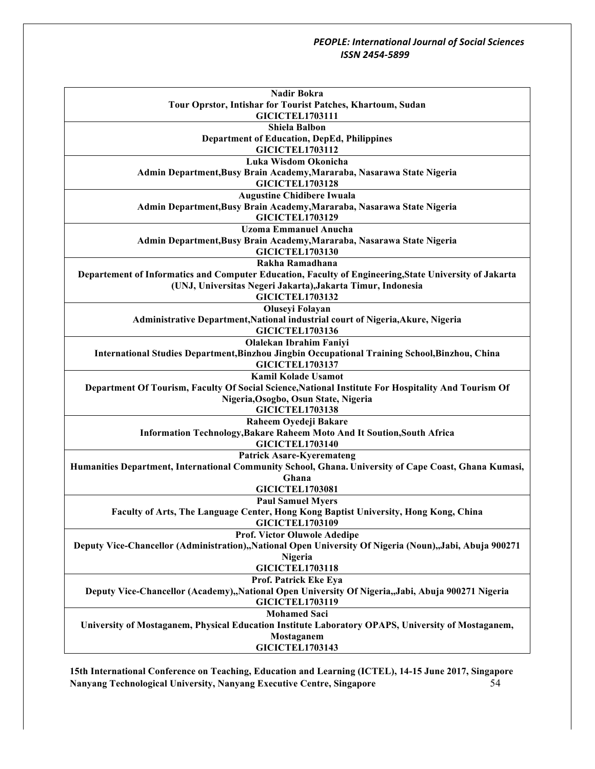| **Nadir Bokra**<br>**Tour Oprstor, Intishar for Tourist Patches, Khartoum, Sudan**<br>**GICICTEL1703111** |
|---|
| **Shiela Balbon**<br>**Department of Education, DepEd, Philippines**<br>**GICICTEL1703112** |
| **Luka Wisdom Okonicha**<br>**Admin Department,Busy Brain Academy,Mararaba, Nasarawa State Nigeria**<br>**GICICTEL1703128** |
| **Augustine Chidibere Iwuala**<br>**Admin Department,Busy Brain Academy,Mararaba, Nasarawa State Nigeria**<br>**GICICTEL1703129** |
| **Uzoma Emmanuel Anucha**<br>**Admin Department,Busy Brain Academy,Mararaba, Nasarawa State Nigeria**<br>**GICICTEL1703130** |
| **Rakha Ramadhana**<br>**Departement of Informatics and Computer Education, Faculty of Engineering,State University of Jakarta (UNJ, Universitas Negeri Jakarta),Jakarta Timur, Indonesia**<br>**GICICTEL1703132** |
| **Oluseyi Folayan**<br>**Administrative Department,National industrial court of Nigeria,Akure, Nigeria**<br>**GICICTEL1703136** |
| **Olalekan Ibrahim Faniyi**<br>**International Studies Department,Binzhou Jingbin Occupational Training School,Binzhou, China**<br>**GICICTEL1703137** |
| **Kamil Kolade Usamot**<br>**Department Of Tourism, Faculty Of Social Science,National Institute For Hospitality And Tourism Of Nigeria,Osogbo, Osun State, Nigeria**<br>**GICICTEL1703138** |
| **Raheem Oyedeji Bakare**<br>**Information Technology,Bakare Raheem Moto And It Soution,South Africa**<br>**GICICTEL1703140** |
| **Patrick Asare-Kyeremateng**<br>**Humanities Department, International Community School, Ghana. University of Cape Coast, Ghana Kumasi, Ghana**<br>**GICICTEL1703081** |
| **Paul Samuel Myers**<br>**Faculty of Arts, The Language Center, Hong Kong Baptist University, Hong Kong, China**<br>**GICICTEL1703109** |
| **Prof. Victor Oluwole Adedipe**<br>**Deputy Vice-Chancellor (Administration),,National Open University Of Nigeria (Noun),,Jabi, Abuja 900271 Nigeria**<br>**GICICTEL1703118** |
| **Prof. Patrick Eke Eya**<br>**Deputy Vice-Chancellor (Academy),,National Open University Of Nigeria,,Jabi, Abuja 900271 Nigeria**<br>**GICICTEL1703119** |
| **Mohamed Saci**<br>**University of Mostaganem, Physical Education Institute Laboratory OPAPS, University of Mostaganem, Mostaganem**<br>**GICICTEL1703143** |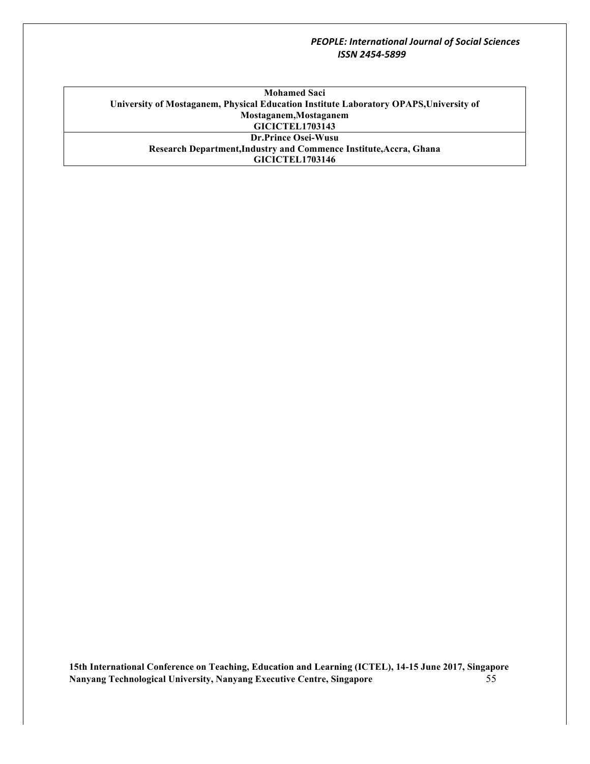| |
|---|
| **Mohamed Saci**<br>**University of Mostaganem, Physical Education Institute Laboratory OPAPS,University of Mostaganem,Mostaganem**<br>**GICICTEL1703143** |
| **Dr.Prince Osei-Wusu**<br>**Research Department,Industry and Commence Institute,Accra, Ghana**<br>**GICICTEL1703146** |